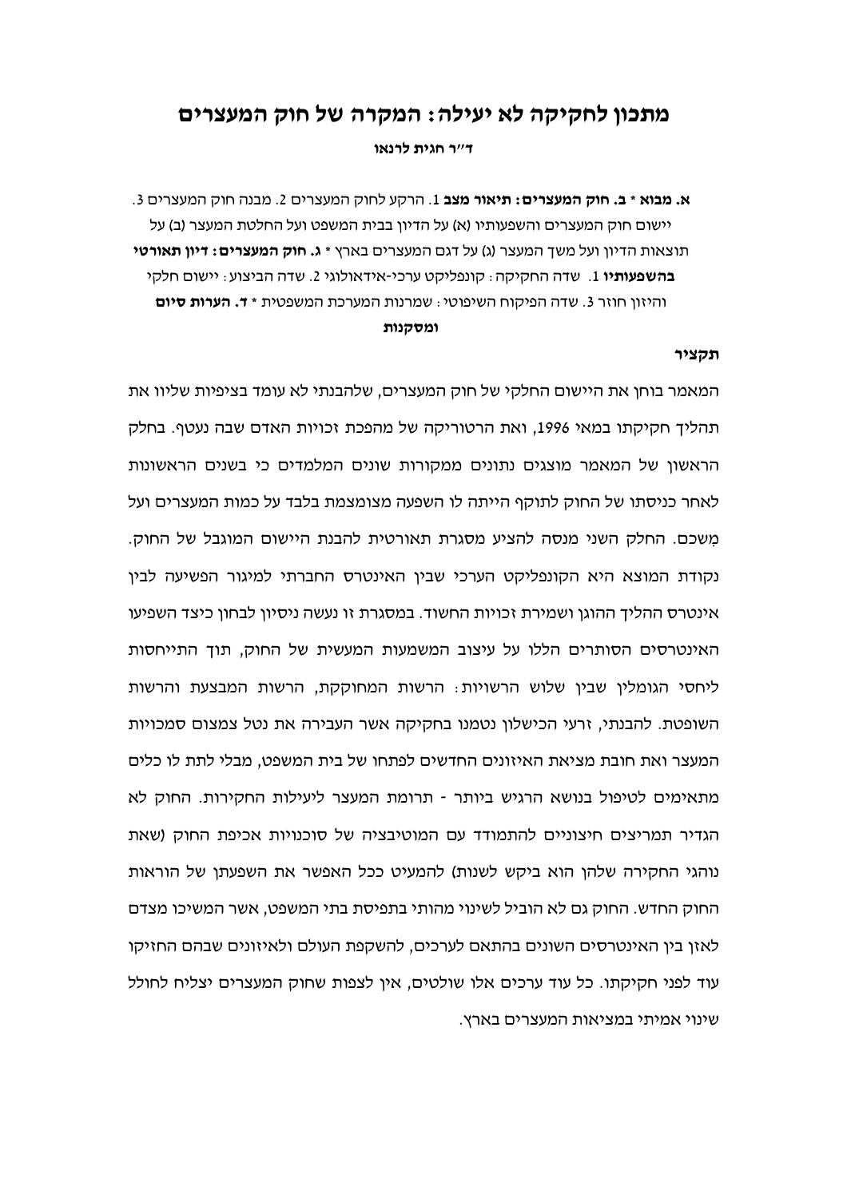# מתכון לחקיקה לא יעילה: המקרה של חוק המעצרים

**ד"ר חגית לרנאו**

**א. מבוא * ב. חוק המעצרים: תיאור מצב** 1. הרקע לחוק המעצרים 2. מבנה חוק המעצרים 3. יישום חוק המעצרים והשפעותיו (א) על הדיון בבית המשפט ועל החלטת המעצר (ב) על תוצאות הדיון ועל משך המעצר (ג) על דגם המעצרים בארץ * **ג. חוק המעצרים: דיון תאורטי בהשפעותיו** 1. שדה החקיקה: קונפליקט ערכי-אידאולוגי 2. שדה הביצוע: יישום חלקי והיזון חוזר 3. שדה הפיקוח השיפוטי: שמרנות המערכת המשפטית * **ד. הערות סיום ומסקנות**

**תקציר**

המאמר בוחן את היישום החלקי של חוק המעצרים, שלהבנתי לא עומד בציפיות שליוו את תהליך חקיקתו במאי 1996, ואת הרטוריקה של מהפכת זכויות האדם שבה נעטף. בחלק הראשון של המאמר מוצגים נתונים ממקורות שונים המלמדים כי בשנים הראשונות לאחר כניסתו של החוק לתוקף הייתה לו השפעה מצומצמת בלבד על כמות המעצרים ועל מְשכם. החלק השני מנסה להציע מסגרת תאורטית להבנת היישום המוגבל של החוק. נקודת המוצא היא הקונפליקט הערכי שבין האינטרס החברתי למיגור הפשיעה לבין אינטרס ההליך ההוגן ושמירת זכויות החשוד. במסגרת זו נעשה ניסיון לבחון כיצד השפיעו האינטרסים הסותרים הללו על עיצוב המשמעות המעשית של החוק, תוך התייחסות ליחסי הגומלין שבין שלוש הרשויות: הרשות המחוקקת, הרשות המבצעת והרשות השופטת. להבנתי, זרעי הכישלון נטמנו בחקיקה אשר העבירה את נטל צמצום סמכויות המעצר ואת חובת מציאת האיזונים החדשים לפתחו של בית המשפט, מבלי לתת לו כלים מתאימים לטיפול בנושא הרגיש ביותר - תרומת המעצר ליעילות החקירות. החוק לא הגדיר תמריצים חיצוניים להתמודד עם המוטיבציה של סוכנויות אכיפת החוק (שאת נוהגי החקירה שלהן הוא ביקש לשנות) להמעיט ככל האפשר את השפעתן של הוראות החוק החדש. החוק גם לא הוביל לשינוי מהותי בתפיסת בתי המשפט, אשר המשיכו מצדם לאזן בין האינטרסים השונים בהתאם לערכים, להשקפת העולם ולאיזונים שבהם החזיקו עוד לפני חקיקתו. כל עוד ערכים אלו שולטים, אין לצפות שחוק המעצרים יצליח לחולל שינוי אמיתי במציאות המעצרים בארץ.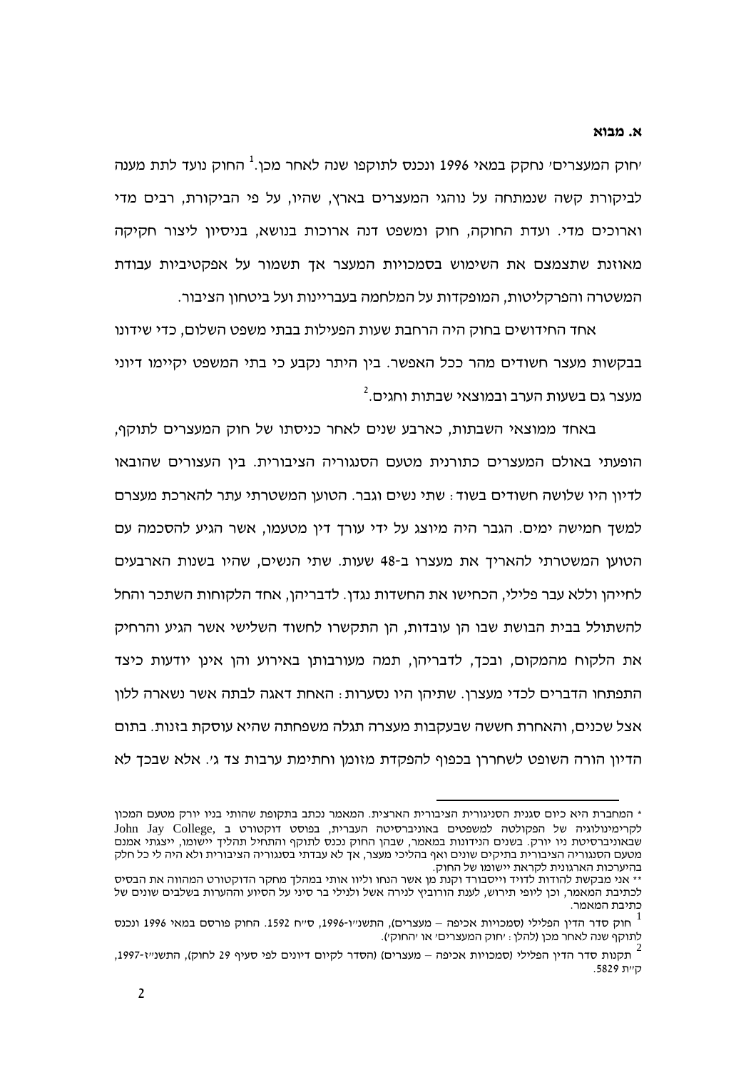## א. מבוא

'חוק המעצרים' נחקק במאי 1996 ונכנס לתוקפו שנה לאחר מכן.[1] החוק נועד לתת מענה לביקורת קשה שנמתחה על נוהגי המעצרים בארץ, שהיו, על פי הביקורת, רבים מדי וארוכים מדי. ועדת החוקה, חוק ומשפט דנה ארוכות בנושא, בניסיון ליצור חקיקה מאוזנת שתצמצם את השימוש בסמכויות המעצר אך תשמור על אפקטיביות עבודת המשטרה והפרקליטות, המופקדות על המלחמה בעבריינות ועל ביטחון הציבור.

אחד החידושים בחוק היה הרחבת שעות הפעילות בבתי משפט השלום, כדי שידונו בבקשות מעצר חשודים מהר ככל האפשר. בין היתר נקבע כי בתי המשפט יקיימו דיוני מעצר גם בשעות הערב ובמוצאי שבתות וחגים.[2]

באחד ממוצאי השבתות, כארבע שנים לאחר כניסתו של חוק המעצרים לתוקף, הופעתי באולם המעצרים כתורנית מטעם הסנגוריה הציבורית. בין העצורים שהובאו לדיון היו שלושה חשודים בשוד: שתי נשים וגבר. הטוען המשטרתי עתר להארכת מעצרם למשך חמישה ימים. הגבר היה מיוצג על ידי עורך דין מטעמו, אשר הגיע להסכמה עם הטוען המשטרתי להאריך את מעצרו ב-48 שעות. שתי הנשים, שהיו בשנות הארבעים לחייהן וללא עבר פלילי, הכחישו את החשדות נגדן. לדבריהן, אחד הלקוחות השתכר והחל להשתולל בבית הבושת שבו הן עובדות, הן התקשרו לחשוד השלישי אשר הגיע והרחיק את הלקוח מהמקום, ובכך, לדבריהן, תמה מעורבותן באירוע והן אינן יודעות כיצד התפתחו הדברים לכדי מעצרן. שתיהן היו נסערות: האחת דאגה לבתה אשר נשארה ללון אצל שכנים, והאחרת חששה שבעקבות מעצרה תגלה משפחתה שהיא עוסקת בזנות. בתום הדיון הורה השופט לשחררן בכפוף להפקדת מזומן וחתימת ערבות צד ג'. אלא שבכך לא

---

\* המחברת היא כיום סנגורית הסניגוריה הציבורית הארצית. המאמר נכתב בתקופת שהותי בניו יורק מטעם המכון לקרימינולוגיה של הפקולטה למשפטים באוניברסיטה העברית, בפוסט דוקטורט ב John Jay College, שבאוניברסיטת ניו יורק. בשנים הנידונות במאמר, שבהן החוק נכנס לתוקף והתחיל תהליך יישומו, ייצגתי אמנם מטעם הסנגוריה הציבורית בתיקים שונים ואף בהליכי מעצר, אך לא עבדתי בסנגוריה הציבורית ולא היה לי כל חלק בהיערכות הארגונית לקראת יישומו של החוק.

\*\* אני מבקשת להודות לדויד וייסבורד וקנת מן אשר הנחו וליוו אותי במהלך מחקר הדוקטורט המהווה את הבסיס לכתיבת המאמר, וכן ליופי תירוש, לענת הורוביץ לנירה אשל ולנילי בר סיני על הסיוע וההערות בשלבים שונים של כתיבת המאמר.

[1] חוק סדר הדין הפלילי (סמכויות אכיפה – מעצרים), התשנ"ו-1996, ס"ח 1592. החוק פורסם במאי 1996 ונכנס לתוקף שנה לאחר מכן (להלן: 'חוק המעצרים' או 'החוק').

[2] תקנות סדר הדין הפלילי (סמכויות אכיפה – מעצרים) (הסדר לקיום דיונים לפי סעיף 29 לחוק), התשנ"ז-1997, ק"ת 5829.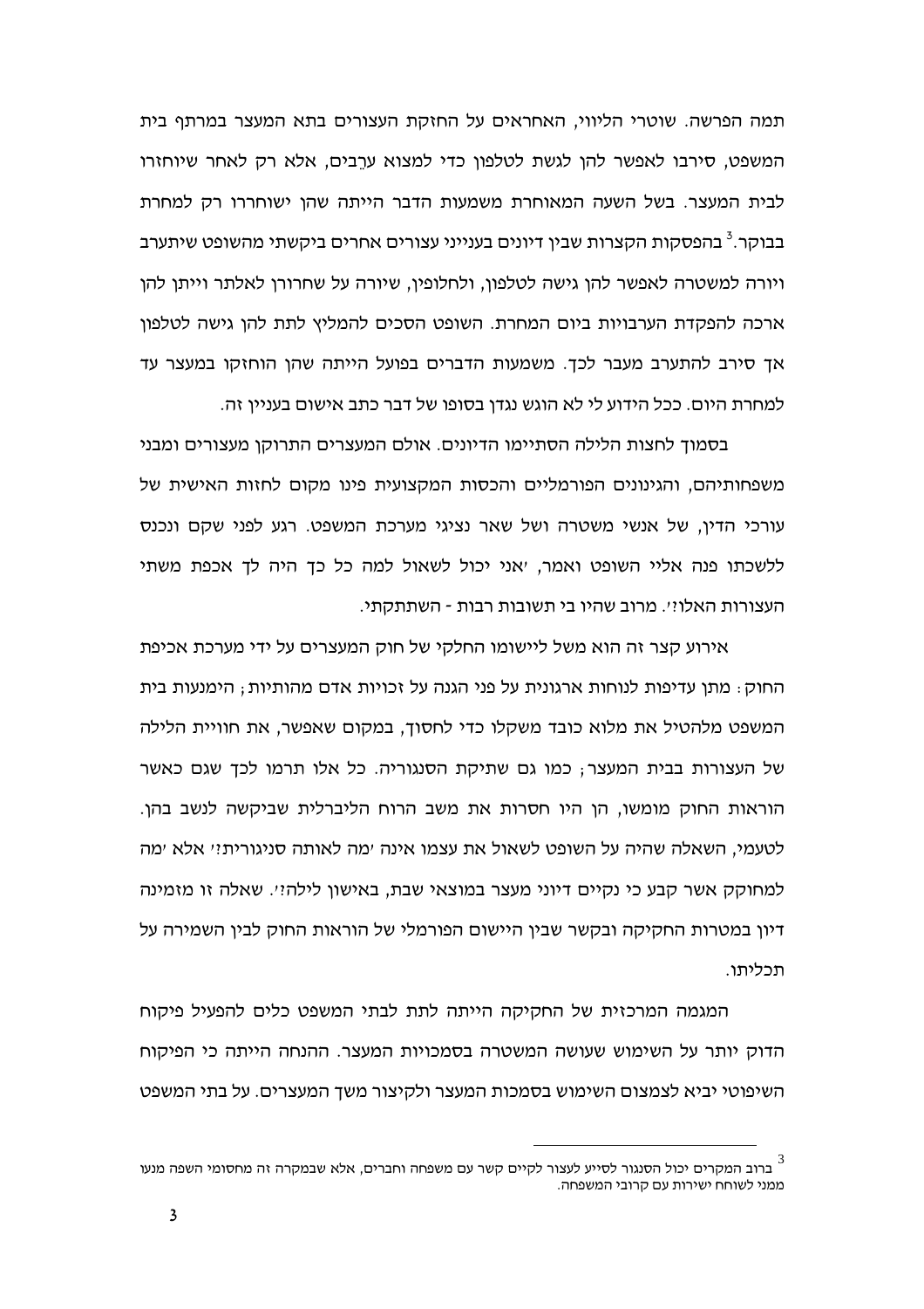תמה הפרשה. שוטרי הליווי, האחראים על החזקת העצורים בתא המעצר במרתף בית המשפט, סירבו לאפשר להן לגשת לטלפון כדי למצוא ערֵבים, אלא רק לאחר שיוחזרו לבית המעצר. בשל השעה המאוחרת משמעות הדבר הייתה שהן ישוחררו רק למחרת בבוקר.[3] בהפסקות הקצרות שבין דיונים בענייני עצורים אחרים ביקשתי מהשופט שיתערב ויורה למשטרה לאפשר להן גישה לטלפון, ולחלופין, שיורה על שחרורן לאלתר וייתן להן ארכה להפקדת הערבויות ביום המחרת. השופט הסכים להמליץ לתת להן גישה לטלפון אך סירב להתערב מעבר לכך. משמעות הדברים בפועל הייתה שהן הוחזקו במעצר עד למחרת היום. ככל הידוע לי לא הוגש נגדן בסופו של דבר כתב אישום בעניין זה.

בסמוך לחצות הלילה הסתיימו הדיונים. אולם המעצרים התרוקן מעצורים ומבני משפחותיהם, והגינונים הפורמליים והכסות המקצועית פינו מקום לחזות האישית של עורכי הדין, של אנשי משטרה ושל שאר נציגי מערכת המשפט. רגע לפני שקם ונכנס ללשכתו פנה אליי השופט ואמר, 'אני יכול לשאול למה כל כך היה לך אכפת משתי העצורות האלו?'. מרוב שהיו בי תשובות רבות - השתתקתי.

אירוע קצר זה הוא משל ליישומו החלקי של חוק המעצרים על ידי מערכת אכיפת החוק: מתן עדיפות לנוחות ארגונית על פני הגנה על זכויות אדם מהותיות; הימנעות בית המשפט מלהטיל את מלוא כובד משקלו כדי לחסוך, במקום שאפשר, את חוויית הלילה של העצורות בבית המעצר; כמו גם שתיקת הסנגוריה. כל אלו תרמו לכך שגם כאשר הוראות החוק מומשו, הן היו חסרות את משב הרוח הליברלית שביקשה לנשב בהן. לטעמי, השאלה שהיה על השופט לשאול את עצמו אינה 'מה לאותה סניגורית?' אלא 'מה למחוקק אשר קבע כי נקיים דיוני מעצר במוצאי שבת, באישון לילה?'. שאלה זו מזמינה דיון במטרות החקיקה ובקשר שבין היישום הפורמלי של הוראות החוק לבין השמירה על תכליתו.

המגמה המרכזית של החקיקה הייתה לתת לבתי המשפט כלים להפעיל פיקוח הדוק יותר על השימוש שעושה המשטרה בסמכויות המעצר. ההנחה הייתה כי הפיקוח השיפוטי יביא לצמצום השימוש בסמכות המעצר ולקיצור משך המעצרים. על בתי המשפט

---

[3] ברוב המקרים יכול הסנגור לסייע לעצור לקיים קשר עם משפחה וחברים, אלא שבמקרה זה מחסומי השפה מנעו ממני לשוחח ישירות עם קרובי המשפחה.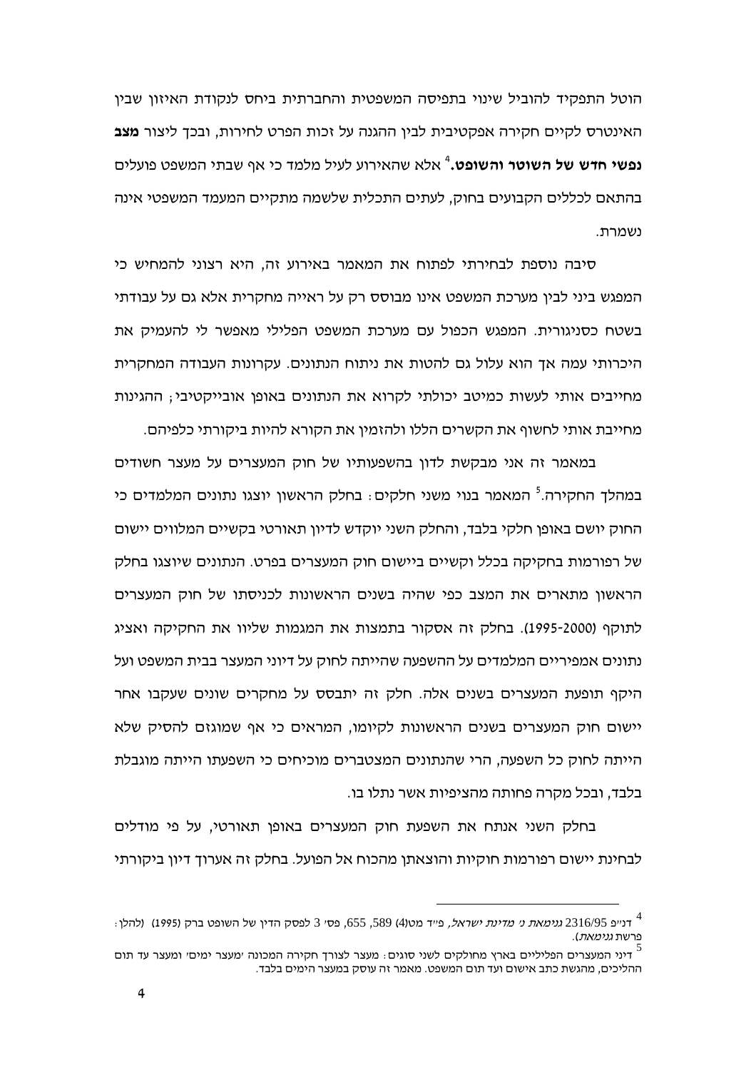הוטל התפקיד להוביל שינוי בתפיסה המשפטית והחברתית ביחס לנקודת האיזון שבין האינטרס לקיים חקירה אפקטיבית לבין ההגנה על זכות הפרט לחירות, ובכך ליצור **מצב נפשי חדש של השוטר והשופט.**[4] אלא שהאירוע לעיל מלמד כי אף שבתי המשפט פועלים בהתאם לכללים הקבועים בחוק, לעתים התכלית שלשמה מתקיים המעמד המשפטי אינה נשמרת.

סיבה נוספת לבחירתי לפתוח את המאמר באירוע זה, היא רצוני להמחיש כי המפגש ביני לבין מערכת המשפט אינו מבוסס רק על ראייה מחקרית אלא גם על עבודתי בשטח כסניגורית. המפגש הכפול עם מערכת המשפט הפלילי מאפשר לי להעמיק את היכרותי עמה אך הוא עלול גם להטות את ניתוח הנתונים. עקרונות העבודה המחקרית מחייבים אותי לעשות כמיטב יכולתי לקרוא את הנתונים באופן אובייקטיבי; ההגינות מחייבת אותי לחשוף את הקשרים הללו ולהזמין את הקורא להיות ביקורתי כלפיהם.

במאמר זה אני מבקשת לדון בהשפעותיו של חוק המעצרים על מעצר חשודים במהלך החקירה.[5] המאמר בנוי משני חלקים: בחלק הראשון יוצגו נתונים המלמדים כי החוק יושם באופן חלקי בלבד, והחלק השני יוקדש לדיון תאורטי בקשיים המלווים יישום של רפורמות בחקיקה בכלל וקשיים ביישום חוק המעצרים בפרט. הנתונים שיוצגו בחלק הראשון מתארים את המצב כפי שהיה בשנים הראשונות לכניסתו של חוק המעצרים לתוקף (1995-2000). בחלק זה אסקור בתמצות את המגמות שליוו את החקיקה ואציג נתונים אמפיריים המלמדים על ההשפעה שהייתה לחוק על דיוני המעצר בבית המשפט ועל היקף תופעת המעצרים בשנים אלה. חלק זה יתבסס על מחקרים שונים שעקבו אחר יישום חוק המעצרים בשנים הראשונות לקיומו, המראים כי אף שמוגזם להסיק שלא הייתה לחוק כל השפעה, הרי שהנתונים המצטברים מוכיחים כי השפעתו הייתה מוגבלת בלבד, ובכל מקרה פחותה מהציפיות אשר נתלו בו.

בחלק השני אנתח את השפעת חוק המעצרים באופן תאורטי, על פי מודלים לבחינת יישום רפורמות חוקיות והוצאתן מהכוח אל הפועל. בחלק זה אערוך דיון ביקורתי

---

[4] דנ"פ 2316/95 *גנימאת נ' מדינת ישראל*, פ"ד מט(4) 589, 655, פס' 3 לפסק הדין של השופט ברק (1995) (להלן: פרשת *גנימאת*).

[5] דיני המעצרים הפליליים בארץ מחולקים לשני סוגים: מעצר לצורך חקירה המכונה 'מעצר ימים' ומעצר עד תום ההליכים, מהגשת כתב אישום ועד תום המשפט. מאמר זה עוסק במעצר הימים בלבד.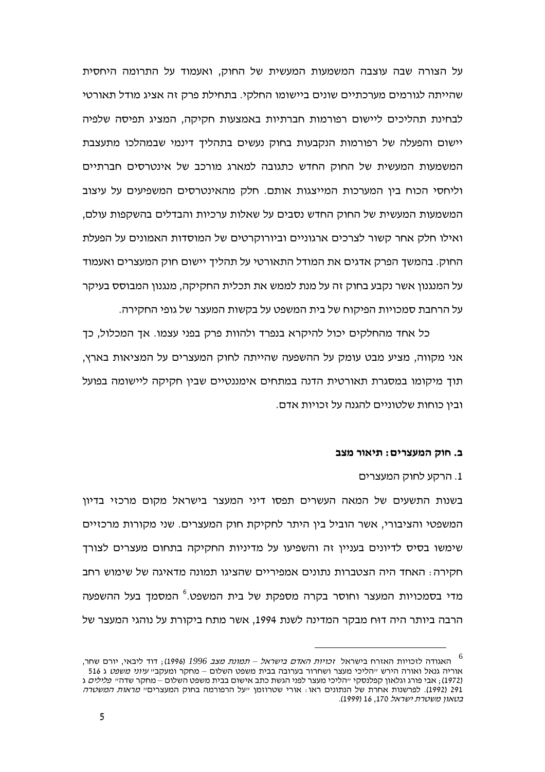על הצורה שבה עוצבה המשמעות המעשית של החוק, ואעמוד על התרומה היחסית שהייתה לגורמים מערכתיים שונים ביישומו החלקי. בתחילת פרק זה אציג מודל תאורטי לבחינת תהליכים ליישום רפורמות חברתיות באמצעות חקיקה, המציג תפיסה שלפיה יישום והפעלה של רפורמות הנקבעות בחוק נעשים בתהליך דינמי שבמהלכו מתעצבת המשמעות המעשית של החוק החדש כתגובה למארג מורכב של אינטרסים חברתיים וליחסי הכוח בין המערכות המייצגות אותם. חלק מהאינטרסים המשפיעים על עיצוב המשמעות המעשית של החוק החדש נסבים על שאלות ערכיות והבדלים בהשקפות עולם, ואילו חלק אחר קשור לצרכים ארגוניים וביורוקרטים של המוסדות האמונים על הפעלת החוק. בהמשך הפרק אדגים את המודל התאורטי על תהליך יישום חוק המעצרים ואעמוד על המנגנון אשר נקבע בחוק זה על מנת לממש את תכלית החקיקה, מנגנון המבוסס בעיקר על הרחבת סמכויות הפיקוח של בית המשפט על בקשות המעצר של גופי החקירה.

כל אחד מהחלקים יכול להיקרא בנפרד ולהוות פרק בפני עצמו. אך המכלול, כך אני מקווה, מציע מבט עומק על ההשפעה שהייתה לחוק המעצרים על המציאות בארץ, תוך מיקומו במסגרת תאורטית הדנה במתחים אימננטיים שבין חקיקה ליישומה בפועל ובין כוחות שלטוניים להגנה על זכויות אדם.

**ב. חוק המעצרים: תיאור מצב**

1. הרקע לחוק המעצרים

בשנות התשעים של המאה העשרים תפסו דיני המעצר בישראל מקום מרכזי בדיון המשפטי והציבורי, אשר הוביל בין היתר לחקיקת חוק המעצרים. שני מקורות מרכזיים שימשו בסיס לדיונים בעניין זה והשפיעו על מדיניות החקיקה בתחום מעצרים לצורך חקירה: האחד היה הצטברות נתונים אמפיריים שהציגו תמונה מדאיגה של שימוש רחב מדי בסמכויות המעצר וחוסר בקרה מספקת של בית המשפט.[6] המסמך בעל ההשפעה הרבה ביותר היה דוח מבקר המדינה לשנת 1994, אשר מתח ביקורת על נוהגי המעצר של

---

[6] האגודה לזכויות האזרח בישראל *זכויות האדם בישראל – תמונת מצב 1996* (1996); דוד ליבאי, יורם שחר, אוריה גנאל ואורה הירש "הליכי מעצר ושחרור בערובה בבית משפט השלום – מחקר ומעקב" *עיוני משפט* ג 516 (1972); אבי פורג וגלאון קפלנסקי "הליכי מעצר לפני הגשת כתב אישום בבית משפט השלום – מחקר שדה" *פלילים* ג 291 (1992). לפרשנות אחרת של הנתונים ראו: אורי שטרוזמן "על הרפורמה בחוק המעצרים" *מראות המשטרה בטאון משטרת ישראל* 170, 16 (1999).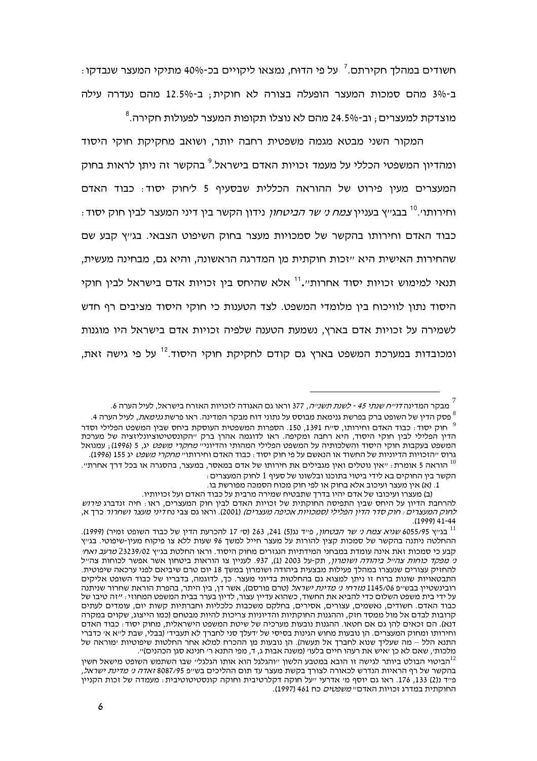חשודים במהלך חקירתם.[7] על פי הדוח, נמצאו ליקויים בכ-40% מתיקי המעצר שנבדקו: ב-3% מהם סמכות המעצר הופעלה בצורה לא חוקית; ב-12.5% מהם נעדרה עילה מוצדקת למעצרים; וב-24.5% מהם לא נוצלו תקופות המעצר לפעולות חקירה.[8]

המקור השני מבטא מגמה משפטית רחבה יותר, ושואב מחקיקת חוקי היסוד ומהדיון המשפטי הכללי על מעמד זכויות האדם בישראל.[9] בהקשר זה ניתן לראות בחוק המעצרים מעין פירוט של ההוראה הכללית שבסעיף 5 ל*חוק יסוד: כבוד האדם וחירותו*.[10] בבג"ץ בעניין *צמח נ' שר הביטחון* נידון הקשר בין דיני המעצר לבין חוק יסוד: כבוד האדם וחירותו בהקשר של סמכויות מעצר בחוק השיפוט הצבאי. בג"ץ קבע שם שהחירות האישית היא "זכות חוקתית מן המדרגה הראשונה, והיא גם, מבחינה מעשית, תנאי למימוש זכויות יסוד אחרות".[11] אלא שהיחס בין זכויות אדם בישראל לבין חוקי היסוד נתון לוויכוח בין מלומדי המשפט. לצד הטענות כי חוקי היסוד מציבים רף חדש לשמירה על זכויות אדם בארץ, נשמעת הטענה שלפיה זכויות אדם בישראל היו מוגנות ומכובדות במערכת המשפט בארץ גם קודם לחקיקת חוקי היסוד.[12] על פי גישה זאת,

---

[7] מבקר המדינה *דו"ח שנתי 45 - לשנת תשנ"ה*, 377 וראו גם האגודה לזכויות האזרח בישראל, לעיל הערה 6.

[8] פסק הדין של השופט ברק בפרשת גנימאת מבוסס על נתוני דוח מבקר המדינה. ראו פרשת *גנימאת*, לעיל הערה 4.

[9] חוק יסוד: כבוד האדם וחירותו, ס"ח 1391, 150. הספרות המשפטית העוסקת ביחס שבין המשפט הפלילי וסדר הדין הפלילי לבין חוקי היסוד, היא רחבה ומקיפה. ראו לדוגמה אהרן ברק "הקונסטיטוציונליזציה של מערכת המשפט בעקבות חוקי היסוד והשלכותיה על המשפט הפלילי המהותי והדיוני" *מחקרי משפט* יג, 5 (1996); עמנואל גרוס "הזכויות הדיוניות של החשוד או הנאשם על פי חוק יסוד: כבוד האדם וחירותו" *מחקרי משפט* יג 155 (1996).

[10] הוראה 5 אומרת: "אין נוטלים ואין מגבילים את חירותו של אדם במאסר, במעצר, בהסגרה או בכל דרך אחרת". הקשר בין החוקים בא לידי ביטוי בתוכנו ובלשונו של סעיף 1 לחוק המעצרים:

1. (א) אין מעצר ועיכוב אלא בחוק או לפי חוק מכוח הסמכה מפורשת בו.

(ב) מעצרו ועיכובו של אדם יהיו בדרך שתבטיח שמירה מרבית על כבוד האדם ועל זכויותיו.

להרחבת הדיון על היחס שבין התפיסה החוקתית של זכויות האדם לבין חוק המעצרים, ראו: חיה זנדברג *פירוש לחוק המעצרים: חוק סדר הדין הפלילי (סמכויות אכיפה מעצרים)* (2001). וראו גם צבי נח *דיני מעצר ושחרור* כרך א, 41-44 (1999).

[11] בג"ץ 6055/95 *שגיא צמח נ' שר הביטחון*, פ"ד נג(5) 241, 263 (ס' 17 להכרעת הדין של כבוד השופט זמיר) (1999). ההחלטה ניתנה בהקשר של סמכות קצין להורות על מעצר חייל למשך 96 שעות ללא צו פיקוח מעין-שיפוטי. בג"ץ קבע כי סמכות זאת אינה עומדת במבחני המידתיות הנגזרים מחוק היסוד. וראו החלטות בג"ץ 23239/02 *מרעב ואח' נ' מפקד כוחות צה"ל ביהודה ושומרון*, תק-על 2003 (1), 937. לעניין צו הוראות ביטחון אשר אפשר לכוחות צה"ל להחזיק עצורים שנעצרו במהלך פעילות צבאית ביהודה ושומרון במשך 18 יום טרם יביאם לפני ערכאה שיפוטית. התבטאויות שונות ברוח זו ניתן למצוא גם בהחלטות בדיוני מעצר. כך, לדוגמה, בדבריו של כבוד השופט אליקים רובינשטיין בבש"פ 1145/06 *מזרחי נ' מדינת ישראל* (טרם פורסם), אשר דן, בין היתר, בהפרת הוראת שחרור שניתנה על ידי בית משפט השלום כדי להביא את החשוד, כשהוא עדיין עצור, לדיון בערר בבית המשפט המחוזי: "זה טיבו של כבוד האדם. חשודים, נאשמים, עצורים, אסירים, בחלקם משכבות כלכליות וחברתיות קשות יום, עומדים לעתים קרובות לבדם אל מול ממסד חזק, וההגנות החוקתיות והדיוניות צריכות להיות מבטחם (כמו הייצוג, שקוים במקרה דנא). הם זכאים להן גם אם חטאו. ההגנות נובעות מערכיה של שיטת המשפט הישראלית, מחוק יסוד: כבוד האדם וחירותו ומהחוק המעצרים. הן נובעות מחוש הגינות בסיסי של 'דעלך סני לחברך לא תעביד' (בבלי, שבת ל"א א' כדברי התנא הלל – מה שעליך שנוא לחברך אל תעשה). הן נובעות מן ההכרח למלא אחר החלטות שיפוטיות 'מוראה של מלכות', שאם לא כן 'איש את רעהו חיים בלעו' (משנה אבות ג, ד, מפי התנא ר' חנינא סגן הכהנים)".

[12] הביטוי הבולט ביותר לגישה זו הובא במטבע הלשון "והגלגל הוא אותו הגלגל" שבו השתמש השופט מישאל חשין בהקשר של רף הראיות הנדרש לכאורה לצורך בקשת מעצר עד תום ההליכים בש"פ 8087/95 *זאדה נ' מדינת ישראל*, פ"ד נ(2) 133, 176. ראו גם יוסף מ' אדרעי "על חוקה דקלרטיבית וחוקה קונסטיטוטיבית: מעמדה של זכות הקניין החוקתית במדרג זכויות האדם" *משפטים* כח 461 (1997).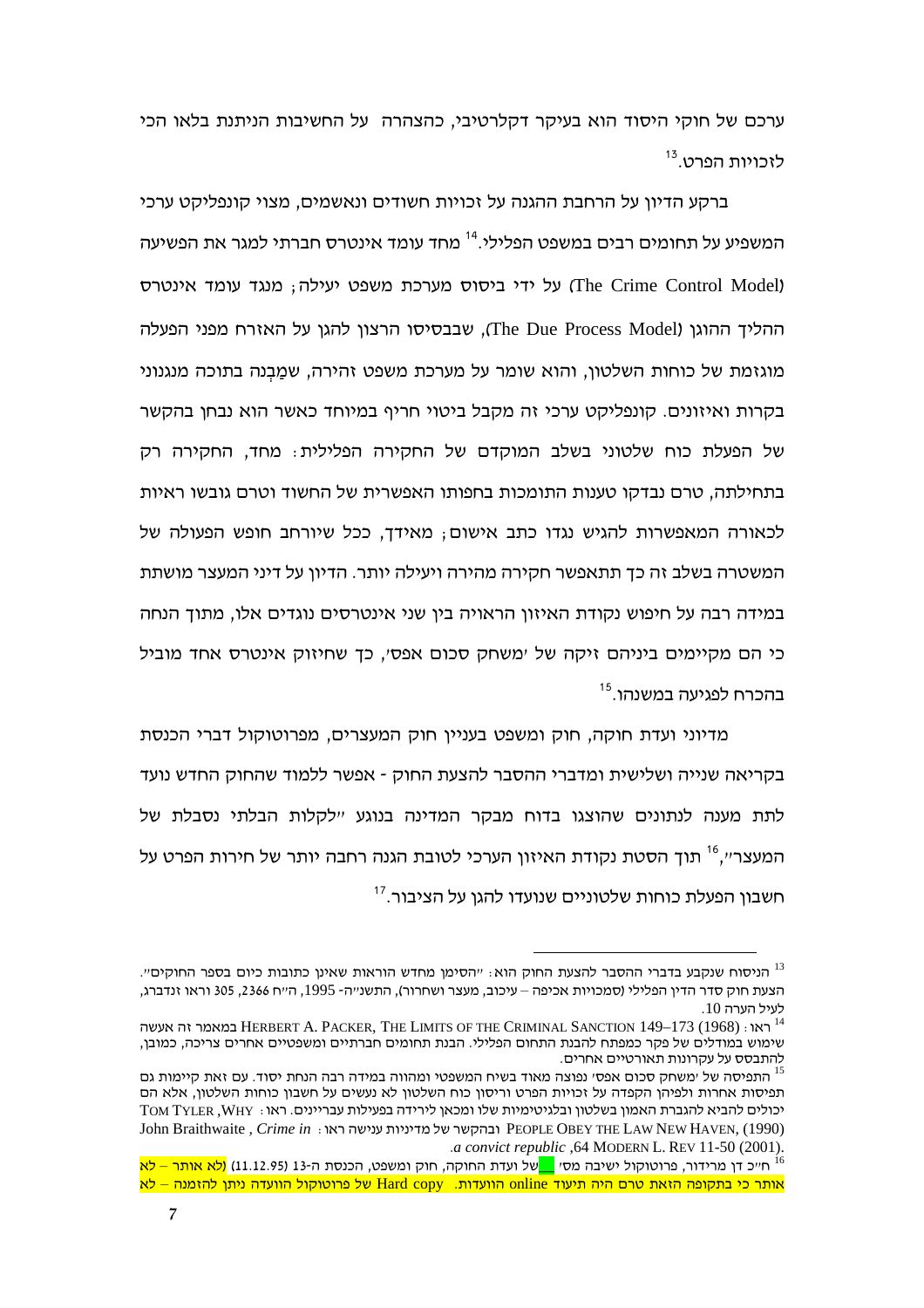ערכם של חוקי היסוד הוא בעיקר דקלרטיבי, כהצהרה על החשיבות הניתנת בלאו הכי לזכויות הפרט.[13]

ברקע הדיון על הרחבת ההגנה על זכויות חשודים ונאשמים, מצוי קונפליקט ערכי המשפיע על תחומים רבים במשפט הפלילי.[14] מחד עומד אינטרס חברתי למגר את הפשיעה (The Crime Control Model) על ידי ביסוס מערכת משפט יעילה; מנגד עומד אינטרס ההליך ההוגן (The Due Process Model), שבבסיסו הרצון להגן על האזרח מפני הפעלה מוגזמת של כוחות השלטון, והוא שומר על מערכת משפט זהירה, שמַבְנה בתוכה מנגנוני בקרות ואיזונים. קונפליקט ערכי זה מקבל ביטוי חריף במיוחד כאשר הוא נבחן בהקשר של הפעלת כוח שלטוני בשלב המוקדם של החקירה הפלילית: מחד, החקירה רק בתחילתה, טרם נבדקו טענות התומכות בחפותו האפשרית של החשוד וטרם גובשו ראיות לכאורה המאפשרות להגיש נגדו כתב אישום; מאידך, ככל שיורחב חופש הפעולה של המשטרה בשלב זה כך תתאפשר חקירה מהירה ויעילה יותר. הדיון על דיני המעצר מושתת במידה רבה על חיפוש נקודת האיזון הראויה בין שני אינטרסים נוגדים אלו, מתוך הנחה כי הם מקיימים ביניהם זיקה של 'משחק סכום אפס', כך שחיזוק אינטרס אחד מוביל בהכרח לפגיעה במשנהו.[15]

מדיוני ועדת חוקה, חוק ומשפט בעניין חוק המעצרים, מפרוטוקול דברי הכנסת בקריאה שנייה ושלישית ומדברי ההסבר להצעת החוק - אפשר ללמוד שהחוק החדש נועד לתת מענה לנתונים שהוצגו בדוח מבקר המדינה בנוגע "לקלות הבלתי נסבלת של המעצר",[16] תוך הסטת נקודת האיזון הערכי לטובת הגנה רחבה יותר של חירות הפרט על חשבון הפעלת כוחות שלטוניים שנועדו להגן על הציבור.[17]

---

[13] הניסוח שנקבע בדברי ההסבר להצעת החוק הוא: "הסימון מחדש הוראות שאינן כתובות כיום בספר החוקים". הצעת חוק סדר הדין הפלילי (סמכויות אכיפה – עיכוב, מעצר ושחרור), התשנ"ה- 1995, ה"ח 2366, 305 וראו זנדברג, לעיל הערה 10.

[14] ראו: HERBERT A. PACKER, THE LIMITS OF THE CRIMINAL SANCTION 149–173 (1968) במאמר זה אעשה שימוש במודלים של פקר כמפתח להבנת התחום הפלילי. הבנת תחומים חברתיים ומשפטיים אחרים צריכה, כמובן, להתבסס על עקרונות תאורטיים אחרים.

[15] התפיסה של 'משחק סכום אפס' נפוצה מאוד בשיח המשפטי ומהווה במידה רבה הנחת יסוד. עם זאת קיימות גם תפיסות אחרות ולפיהן הקפדה על זכויות הפרט וריסון כוח השלטון לא נעשים על חשבון כוחות השלטון, אלא הם יכולים להביא להגברת האמון בשלטון ובלגיטימיות שלו ומכאן לירידה בפעילות עבריינים. ראו: TOM TYLER, WHY PEOPLE OBEY THE LAW NEW HAVEN, (1990) ובהקשר של מדיניות ענישה ראו: John Braithwaite, *Crime in a convict republic*, 64 MODERN L. REV 11-50 (2001).

[16] ח"כ דן מרידור, פרוטוקול ישיבה מס' __ של ועדת החוקה, חוק ומשפט, הכנסת ה-13 (11.12.95) (לא אותר – לא אותר כי בתקופה הזאת טרם היה תיעוד online הוועדות. Hard copy של פרוטוקול הוועדה ניתן להזמנה – לא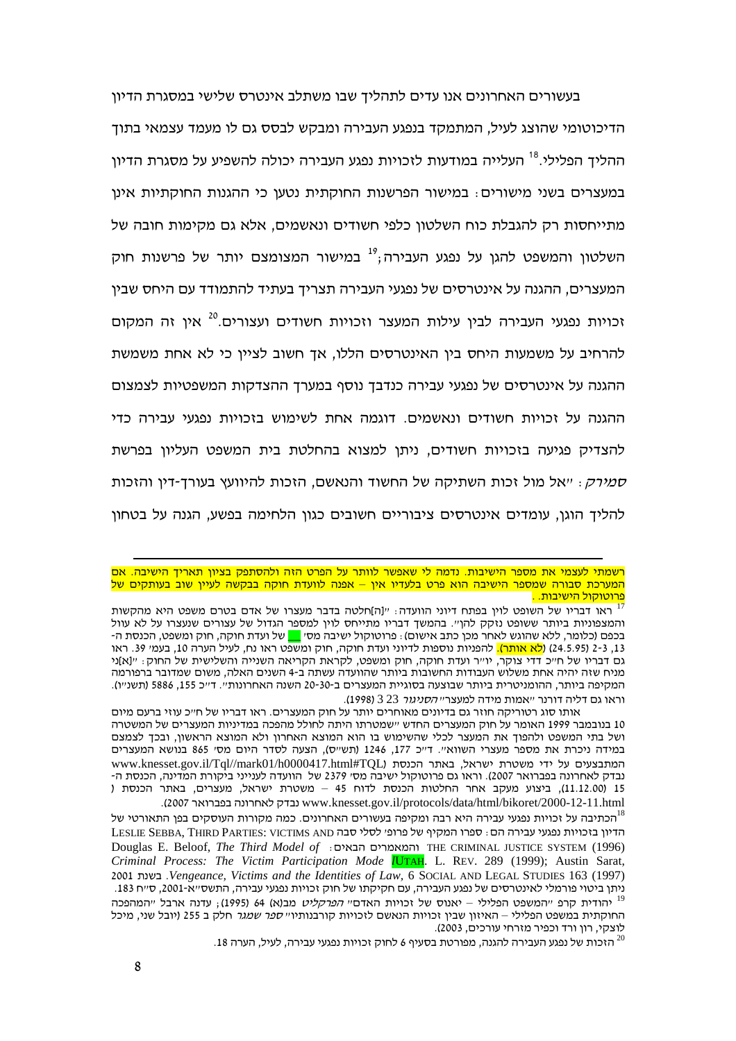בעשורים האחרונים אנו עדים לתהליך שבו משתלב אינטרס שלישי במסגרת הדיון הדיכוטומי שהוצג לעיל, המתמקד בנפגע העבירה ומבקש לבסס גם לו מעמד עצמאי בתוך ההליך הפלילי.[18] העלייה במודעות לזכויות נפגע העבירה יכולה להשפיע על מסגרת הדיון במעצרים בשני מישורים: במישור הפרשנות החוקתית נטען כי ההגנות החוקתיות אינן מתייחסות רק להגבלת כוח השלטון כלפי חשודים ונאשמים, אלא גם מקימות חובה של השלטון והמשפט להגן על נפגע העבירה;[19] במישור המצומצם יותר של פרשנות חוק המעצרים, ההגנה על אינטרסים של נפגעי העבירה תצריך בעתיד להתמודד עם היחס שבין זכויות נפגעי העבירה לבין עילות המעצר וזכויות חשודים ועצורים.[20] אין זה המקום להרחיב על משמעות היחס בין האינטרסים הללו, אך חשוב לציין כי לא אחת משמשת ההגנה על אינטרסים של נפגעי עבירה כנדבך נוסף במערך ההצדקות המשפטיות לצמצום ההגנה על זכויות חשודים ונאשמים. דוגמה אחת לשימוש בזכויות נפגעי עבירה כדי להצדיק פגיעה בזכויות חשודים, ניתן למצוא בהחלטת בית המשפט העליון בפרשת *סמירק*: "אל מול זכות השתיקה של החשוד והנאשם, הזכות להיוועץ בעורך-דין והזכות להליך הוגן, עומדים אינטרסים ציבוריים חשובים כגון הלחימה בפשע, הגנה על בטחון

---

רשמתי לעצמי את מספר הישיבות. נדמה לי שאפשר לוותר על הפרט הזה ולהסתפק בציון תאריך הישיבה. אם המערכת סבורה שמספר הישיבה הוא פרט בלעדיו אין – אפנה לוועדת חוקה בבקשה לעיין שוב בעותקים של פרוטוקול הישיבות..

[17] ראו דבריו של השופט לוין בפתח דיוני הוועדה: "[ה]חלטה בדבר מעצרו של אדם בטרם משפט היא מהקשות והמצפוניות ביותר ששופט נזקק להן". בהמשך דבריו מתייחס לוין למספר הגדול של עצורים שנעצרו על לא עוול בכפם (כלומר, ללא שהוגש לאחר מכן כתב אישום): פרוטוקול ישיבה מס' ___ של ועדת חוקה, חוק ומשפט, הכנסת ה-13, 2-3 (24.5.95) (לא אותר). להפניות נוספות לדיוני ועדת חוקה, חוק ומשפט ראו נח, לעיל הערה 10, בעמ' 39. ראו גם דבריו של ח"כ דדי צוקר, יו"ר ועדת חוקה, חוק ומשפט, לקראת הקריאה השנייה והשלישית של החוק: "[א]ני מניח שזה יהיה אחת משלוש העבודות החשובות ביותר שהוועדה עשתה ב-4 השנים האלה, משום שמדובר ברפורמה המקיפה ביותר, ההומניטרית ביותר שבוצעה בסוגיית המעצרים ב-20-30 השנה האחרונות". ד"כ 155, 5886 (תשנ"ו). וראו גם דליה דורנר "אמות מידה למעצר" *הסניגור* 23 3 (1998).

אותו סוג רטוריקה חוזר גם בדיונים מאוחרים יותר על חוק המעצרים. ראו דבריו של ח"כ עוזי ברעם מיום 10 בנובמבר 1999 האומר על חוק המעצרים החדש "שמטרתו היתה לחולל מהפכה במדיניות המעצרים של המשטרה ושל בתי המשפט ולהפוך את המעצר לכלי שהשימוש בו הוא המוצא האחרון ולא המוצא הראשון, ולכך לצמצם במידה ניכרת את מספר מעצרי השווא". ד"כ 177, 1246 (תש"ס), הצעה לסדר היום מס' 865 בנושא המעצרים המתבצעים על ידי משטרת ישראל, באתר הכנסת www.knesset.gov.il/Tql//mark01/h0000417.html#TQL) נבדק לאחרונה בפברואר 2007). וראו גם פרוטוקול ישיבה מס' 2379 של הוועדה לענייני ביקורת המדינה, הכנסת ה-15 (11.12.00), ביצוע מעקב אחר החלטות הכנסת לדוח 45 – משטרת ישראל, מעצרים, באתר הכנסת ( www.knesset.gov.il/protocols/data/html/bikoret/2000-12-11.html נבדק לאחרונה בפברואר 2007).

[18] הכתיבה על זכויות נפגעי עבירה היא רבה ומקיפה בעשורים האחרונים. כמה מקורות העוסקים בפן התאורטי של הדיון בזכויות נפגעי עבירה הם: ספרו המקיף של פרופ' לסלי סבה LESLIE SEBBA, THIRD PARTIES: VICTIMS AND THE CRIMINAL JUSTICE SYSTEM (1996) והמאמרים הבאים: Douglas E. Beloof, *The Third Model of Criminal Process: The Victim Participation Mode* , UTAH. L. REV. 289 (1999); Austin Sarat, *Vengeance, Victims and the Identities of Law*, 6 SOCIAL AND LEGAL STUDIES 163 (1997). בשנת 2001 ניתן ביטוי פורמלי לאינטרסים של נפגע העבירה, עם חקיקתו של חוק זכויות נפגעי עבירה, התשס"א-2001, ס"ח 183.

[19] יהודית קרפ "המשפט הפלילי – יאנוס של זכויות האדם" *הפרקליט* מב(א) 64 (1995); עדנה ארבל "המהפכה החוקתית במשפט הפלילי – האיזון שבין זכויות הנאשם לזכויות קורבנותיו" *ספר שמגר* חלק ב 255 (יובל שני, מיכל לוצקי, רון ורד וכפיר מזרחי עורכים, 2003).

[20] הזכות של נפגע העבירה להגנה, מפורטת בסעיף 6 לחוק זכויות נפגעי עבירה, לעיל, הערה 18.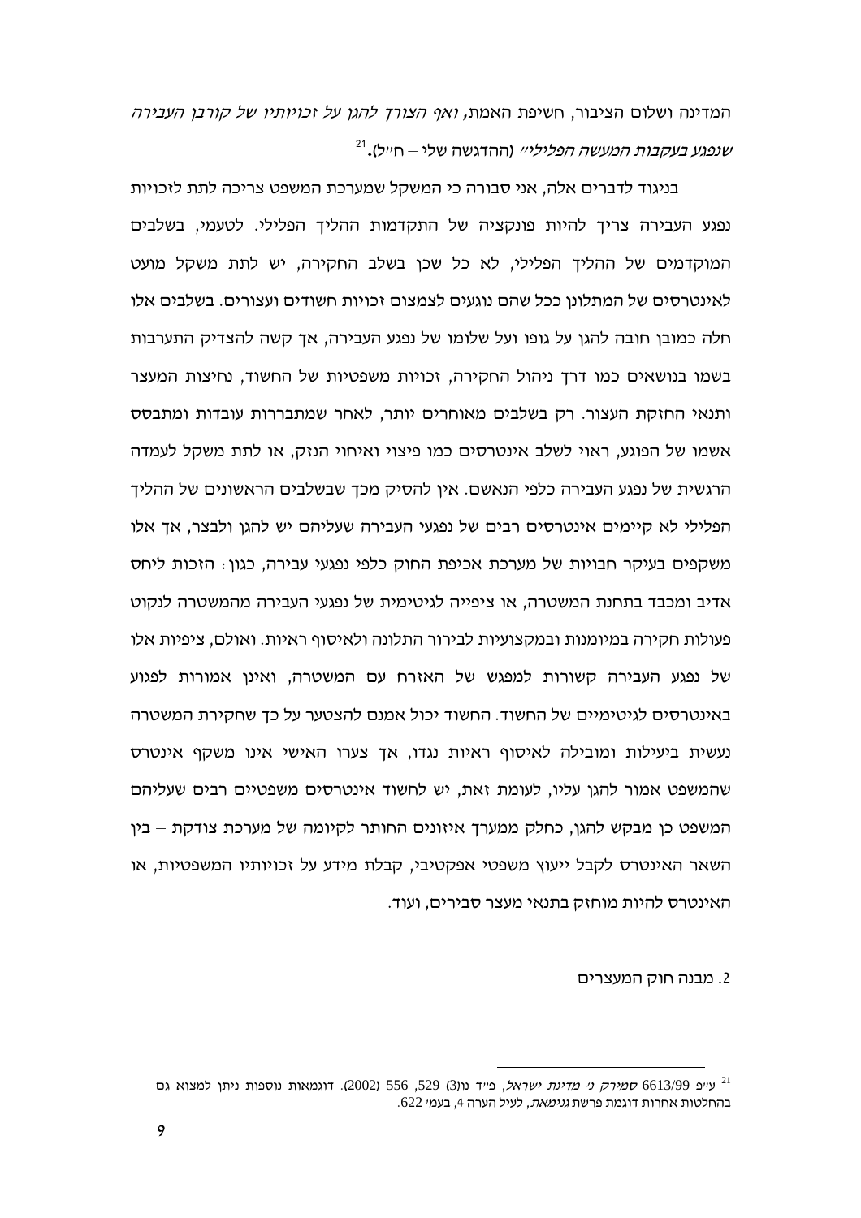המדינה ושלום הציבור, חשיפת האמת, *ואף הצורך להגן על זכויותיו של קורבן העבירה שנפגע בעקבות המעשה הפלילי*" (ההדגשה שלי – ח"ל).[21]

בניגוד לדברים אלה, אני סבורה כי המשקל שמערכת המשפט צריכה לתת לזכויות נפגע העבירה צריך להיות פונקציה של התקדמות ההליך הפלילי. לטעמי, בשלבים המוקדמים של ההליך הפלילי, לא כל שכן בשלב החקירה, יש לתת משקל מועט לאינטרסים של המתלונן ככל שהם נוגעים לצמצום זכויות חשודים ועצורים. בשלבים אלו חלה כמובן חובה להגן על גופו ועל שלומו של נפגע העבירה, אך קשה להצדיק התערבות בשמו בנושאים כמו דרך ניהול החקירה, זכויות משפטיות של החשוד, נחיצות המעצר ותנאי החזקת העצור. רק בשלבים מאוחרים יותר, לאחר שמתבררות עובדות ומתבסס אשמו של הפוגע, ראוי לשלב אינטרסים כמו פיצוי ואיחוי הנזק, או לתת משקל לעמדה הרגשית של נפגע העבירה כלפי הנאשם. אין להסיק מכך שבשלבים הראשונים של ההליך הפלילי לא קיימים אינטרסים רבים של נפגעי העבירה שעליהם יש להגן ולבצר, אך אלו משקפים בעיקר חבויות של מערכת אכיפת החוק כלפי נפגעי עבירה, כגון: הזכות ליחס אדיב ומכבד בתחנת המשטרה, או ציפייה לגיטימית של נפגעי העבירה מהמשטרה לנקוט פעולות חקירה במיומנות ובמקצועיות לבירור התלונה ולאיסוף ראיות. ואולם, ציפיות אלו של נפגע העבירה קשורות למפגש של האזרח עם המשטרה, ואינן אמורות לפגוע באינטרסים לגיטימיים של החשוד. החשוד יכול אמנם להצטער על כך שחקירת המשטרה נעשית ביעילות ומובילה לאיסוף ראיות נגדו, אך צערו האישי אינו משקף אינטרס שהמשפט אמור להגן עליו, לעומת זאת, יש לחשוד אינטרסים משפטיים רבים שעליהם המשפט כן מבקש להגן, כחלק ממערך איזונים החותר לקיומה של מערכת צודקת – בין השאר האינטרס לקבל ייעוץ משפטי אפקטיבי, קבלת מידע על זכויותיו המשפטיות, או האינטרס להיות מוחזק בתנאי מעצר סבירים, ועוד.

## 2. מבנה חוק המעצרים

---

[21] ע"פ 6613/99 *סמירק נ' מדינת ישראל*, פ"ד נו(3) 529, 556 (2002). דוגמאות נוספות ניתן למצוא גם בהחלטות אחרות דוגמת פרשת *גנימאת*, לעיל הערה 4, בעמ' 622.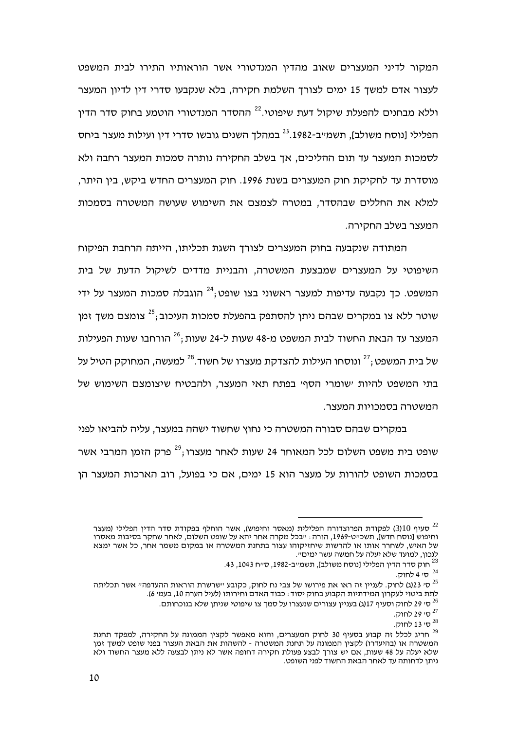המקור לדיני המעצרים שאוב מהדין המנדטורי אשר הוראותיו התירו לבית המשפט לעצור אדם למשך 15 ימים לצורך השלמת חקירה, בלא שנקבעו סדרי דין לדיון המעצר וללא מבחנים להפעלת שיקול דעת שיפוטי.[22] ההסדר המנדטורי הוטמע בחוק סדר הדין הפלילי [נוסח משולב], תשמ"ב-1982.[23] במהלך השנים גובשו סדרי דין ועילות מעצר ביחס לסמכות המעצר עד תום ההליכים, אך בשלב החקירה נותרה סמכות המעצר רחבה ולא מוסדרת עד לחקיקת חוק המעצרים בשנת 1996. חוק המעצרים החדש ביקש, בין היתר, למלא את החללים שבהסדר, במטרה לצמצם את השימוש שעושה המשטרה בסמכות המעצר בשלב החקירה.

המתודה שנקבעה בחוק המעצרים לצורך השגת תכליתו, הייתה הרחבת הפיקוח השיפוטי על המעצרים שמבצעת המשטרה, והבניית מדדים לשיקול הדעת של בית המשפט. כך נקבעה עדיפות למעצר ראשוני בצו שופט;[24] הוגבלה סמכות המעצר על ידי שוטר ללא צו במקרים שבהם ניתן להסתפק בהפעלת סמכות העיכוב;[25] צומצם משך זמן המעצר עד הבאת החשוד לבית המשפט מ-48 שעות ל-24 שעות;[26] הורחבו שעות הפעילות של בית המשפט;[27] ונוסחו העילות להצדקת מעצרו של חשוד.[28] למעשה, המחוקק הטיל על בתי המשפט להיות 'שומרי הסף' בפתח תאי המעצר, ולהבטיח שיצומצם השימוש של המשטרה בסמכויות המעצר.

במקרים שבהם סבורה המשטרה כי נחוץ שחשוד ישהה במעצר, עליה להביאו לפני שופט בית משפט השלום לכל המאוחר 24 שעות לאחר מעצרו;[29] פרק הזמן המרבי אשר בסמכות השופט להורות על מעצר הוא 15 ימים, אם כי בפועל, רוב הארכות המעצר הן

---

[22] סעיף 10(3) לפקודת הפרוצדורה הפלילית (מאסר וחיפוש), אשר הוחלף בפקודת סדר הדין הפלילי (מעצר וחיפוש [נוסח חדש], תשכ"ט-1969, הורה: "בכל מקרה אחר יהא על שופט השלום, לאחר שחקר בסיבות מאסרו של האיש, לשחרר אותו או להרשות שיחזיקוהו עצור בתחנת המשטרה או במקום משמר אחר, כל אשר ימצא לנכון, למועד שלא יעלה על חמשה עשר ימים".

[23] חוק סדר הדין הפלילי [נוסח משולב], תשמ"ב-1982, ס"ח 1043, 43.

[24] ס' 4 לחוק.

[25] ס' 23(ג) לחוק. לעניין זה ראו את פירושו של צבי נח לחוק, כקובע "שרשרת הוראות ההעדפה" אשר תכליתה לתת ביטוי לעקרון המידתיות הקבוע בחוק יסוד: כבוד האדם וחירותו (לעיל הערה 10, בעמ' 6).

[26] ס' 29 לחוק וסעיף 17(ג) בעניין עצורים שנעצרו על סמך צו שיפוטי שניתן שלא בנוכחותם.

[27] ס' 29 לחוק.

[28] ס' 13 לחוק.

[29] חריג לכלל זה קבוע בסעיף 30 לחוק המעצרים, והוא מאפשר לקצין הממונה על החקירה, למפקד תחנת המשטרה או (בהיעדרו) לקצין הממונה על תחנת המשטרה - להשהות את הבאת העצור בפני שופט למשך זמן שלא יעלה על 48 שעות, אם יש צורך לבצע פעולת חקירה דחופה אשר לא ניתן לבצעה ללא מעצר החשוד ולא ניתן לדחותה עד לאחר הבאת החשוד לפני השופט.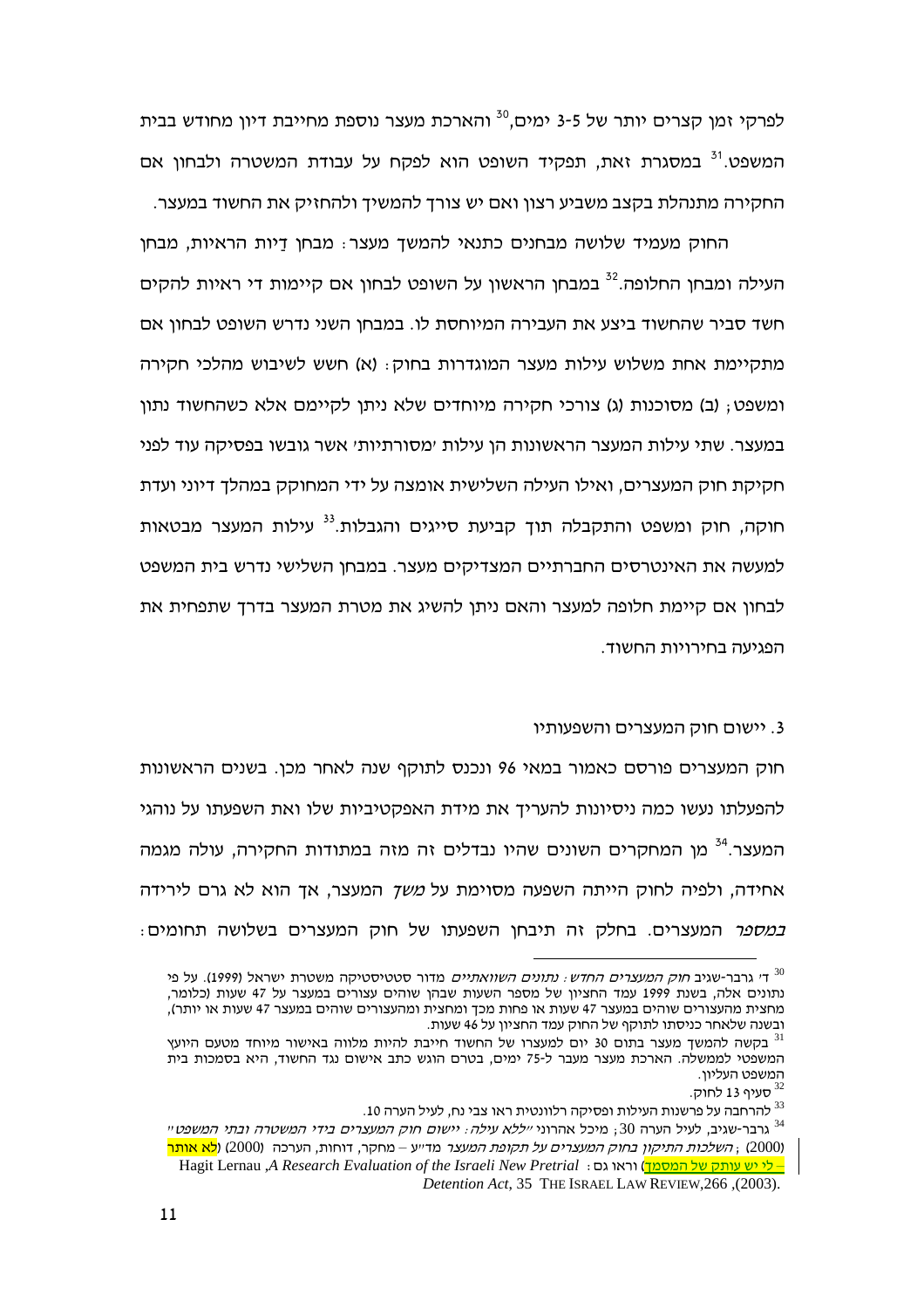לפרקי זמן קצרים יותר של 3-5 ימים,[30] והארכת מעצר נוספת מחייבת דיון מחודש בבית המשפט.[31] במסגרת זאת, תפקיד השופט הוא לפקח על עבודת המשטרה ולבחון אם החקירה מתנהלת בקצב משביע רצון ואם יש צורך להמשיך ולהחזיק את החשוד במעצר.

החוק מעמיד שלושה מבחנים כתנאי להמשך מעצר: מבחן דַיות הראיות, מבחן העילה ומבחן החלופה.[32] במבחן הראשון על השופט לבחון אם קיימות די ראיות להקים חשד סביר שהחשוד ביצע את העבירה המיוחסת לו. במבחן השני נדרש השופט לבחון אם מתקיימת אחת משלוש עילות מעצר המוגדרות בחוק: (א) חשש לשיבוש מהלכי חקירה ומשפט; (ב) מסוכנות (ג) צורכי חקירה מיוחדים שלא ניתן לקיימם אלא כשהחשוד נתון במעצר. שתי עילות המעצר הראשונות הן עילות 'מסורתיות' אשר גובשו בפסיקה עוד לפני חקיקת חוק המעצרים, ואילו העילה השלישית אומצה על ידי המחוקק במהלך דיוני ועדת חוקה, חוק ומשפט והתקבלה תוך קביעת סייגים והגבלות.[33] עילות המעצר מבטאות למעשה את האינטרסים החברתיים המצדיקים מעצר. במבחן השלישי נדרש בית המשפט לבחון אם קיימת חלופה למעצר והאם ניתן להשיג את מטרת המעצר בדרך שתפחית את הפגיעה בחירויות החשוד.

3. יישום חוק המעצרים והשפעותיו

חוק המעצרים פורסם כאמור במאי 96 ונכנס לתוקף שנה לאחר מכן. בשנים הראשונות להפעלתו נעשו כמה ניסיונות להעריך את מידת האפקטיביות שלו ואת השפעתו על נוהגי המעצר.[34] מן המחקרים השונים שהיו נבדלים זה מזה במתודות החקירה, עולה מגמה אחידה, ולפיה לחוק הייתה השפעה מסוימת על *משך* המעצר, אך הוא לא גרם לירידה *במספר* המעצרים. בחלק זה תיבחן השפעתו של חוק המעצרים בשלושה תחומים:

---

[30] ד' גרבר-שגיב *חוק המעצרים החדש: נתונים השוואתיים* מדור סטטיסטיקה משטרת ישראל (1999). על פי נתונים אלה, בשנת 1999 עמד החציון של מספר השעות שבהן שוהים עצורים במעצר על 47 שעות (כלומר, מחצית מהעצורים שוהים במעצר 47 שעות או פחות מכך ומחצית מהעצורים שוהים במעצר 47 שעות או יותר), ובשנה שלאחר כניסתו לתוקף של החוק עמד החציון על 46 שעות.

[31] בקשה להמשך מעצר בתום 30 יום למעצרו של החשוד חייבת להיות מלווה באישור מיוחד מטעם היועץ המשפטי לממשלה. הארכת מעצר מעבר ל-75 ימים, בטרם הוגש כתב אישום נגד החשוד, היא בסמכות בית המשפט העליון.

[32] סעיף 13 לחוק.

[33] להרחבה על פרשנות העילות ופסיקה רלוונטית ראו צבי נח, לעיל הערה 10.

[34] גרבר-שגיב, לעיל הערה 30; מיכל אהרוני *"ללא עילה: יישום חוק המעצרים בידי המשטרה ובתי המשפט"* (2000); *השלכות התיקון בחוק המעצרים על תקופת המעצר* מד"ע – מחקר, דוחות, הערכה (2000) (לא אותר – לי יש עותק של המסמך) וראו גם: Hagit Lernau ,*A Research Evaluation of the Israeli New Pretrial Detention Act*, 35 THE ISRAEL LAW REVIEW,266 ,(2003).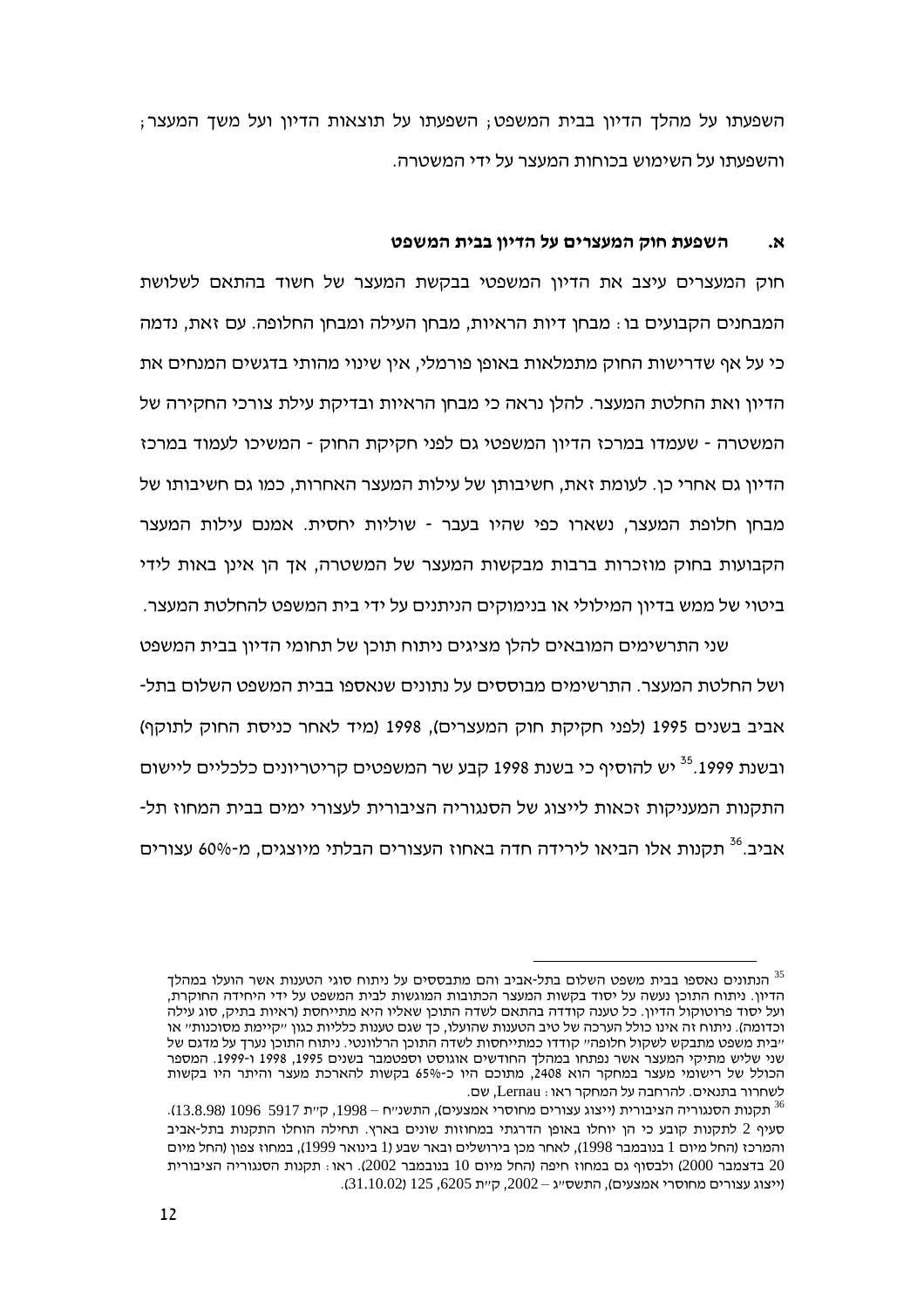השפעתו על מהלך הדיון בבית המשפט; השפעתו על תוצאות הדיון ועל משך המעצר; והשפעתו על השימוש בכוחות המעצר על ידי המשטרה.

### א. השפעת חוק המעצרים על הדיון בבית המשפט

חוק המעצרים עיצב את הדיון המשפטי בבקשת המעצר של חשוד בהתאם לשלושת המבחנים הקבועים בו: מבחן דיות הראיות, מבחן העילה ומבחן החלופה. עם זאת, נדמה כי על אף שדרישות החוק מתמלאות באופן פורמלי, אין שינוי מהותי בדגשים המנחים את הדיון ואת החלטת המעצר. להלן נראה כי מבחן הראיות ובדיקת עילת צורכי החקירה של המשטרה - שעמדו במרכז הדיון המשפטי גם לפני חקיקת החוק - המשיכו לעמוד במרכז הדיון גם אחרי כן. לעומת זאת, חשיבותן של עילות המעצר האחרות, כמו גם חשיבותו של מבחן חלופת המעצר, נשארו כפי שהיו בעבר - שוליות יחסית. אמנם עילות המעצר הקבועות בחוק מוזכרות ברבות מבקשות המעצר של המשטרה, אך הן אינן באות לידי ביטוי של ממש בדיון המילולי או בנימוקים הניתנים על ידי בית המשפט להחלטת המעצר.

שני התרשימים המובאים להלן מציגים ניתוח תוכן של תחומי הדיון בבית המשפט ושל החלטת המעצר. התרשימים מבוססים על נתונים שנאספו בבית המשפט השלום בתל-אביב בשנים 1995 (לפני חקיקת חוק המעצרים), 1998 (מיד לאחר כניסת החוק לתוקף) ובשנת 1999.[35] יש להוסיף כי בשנת 1998 קבע שר המשפטים קריטריונים כלכליים ליישום התקנות המעניקות זכאות לייצוג של הסנגוריה הציבורית לעצורי ימים בבית המחוז תל-אביב.[36] תקנות אלו הביאו לירידה חדה באחוז העצורים הבלתי מיוצגים, מ-60% עצורים

---

[35] הנתונים נאספו בבית משפט השלום בתל-אביב והם מתבססים על ניתוח סוגי הטענות אשר הועלו במהלך הדיון. ניתוח התוכן נעשה על יסוד בקשות המעצר הכתובות המוגשות לבית המשפט על ידי היחידה החוקרת, ועל יסוד פרוטוקול הדיון. כל טענה קודדה בהתאם לשדה התוכן שאליו היא מתייחסת (ראיות בתיק, סוג עילה וכדומה). ניתוח זה אינו כולל הערכה של טיב הטענות שהועלו, כך שגם טענות כלליות כגון "קיימת מסוכנות" או "בית משפט מתבקש לשקול חלופה" קודדו כמתייחסות לשדה התוכן הרלוונטי. ניתוח התוכן נערך על מדגם של שני שליש מתיקי המעצר אשר נפתחו במהלך החודשים אוגוסט וספטמבר בשנים 1995, 1998 ו-1999. המספר הכולל של רישומי מעצר במחקר הוא 2408, מתוכם היו כ-65% בקשות להארכת מעצר והיתר היו בקשות לשחרור בתנאים. להרחבה על המחקר ראו: Lernau, שם.

[36] תקנות הסנגוריה הציבורית (ייצוג עצורים מחוסרי אמצעים), התשנ"ח – 1998, ק"ת 5917 1096 (13.8.98). סעיף 2 לתקנות קובע כי הן יוחלו באופן הדרגתי במחוזות שונים בארץ. תחילה הוחלו התקנות בתל-אביב והמרכז (החל מיום 1 בנובמבר 1998), לאחר מכן בירושלים ובאר שבע (1 בינואר 1999), במחוז צפון (החל מיום 20 בדצמבר 2000) ולבסוף גם במחוז חיפה (החל מיום 10 בנובמבר 2002). ראו: תקנות הסנגוריה הציבורית (ייצוג עצורים מחוסרי אמצעים), התשס"ג – 2002, ק"ת 6205, 125 (31.10.02).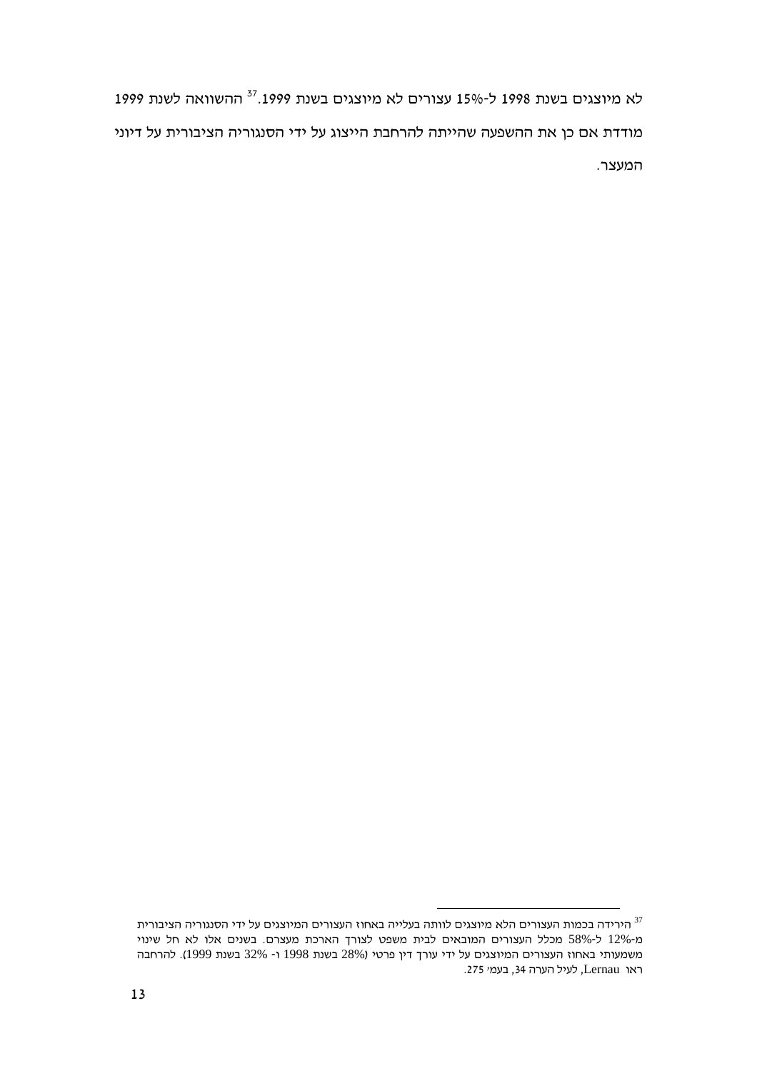לא מיוצגים בשנת 1998 ל-15% עצורים לא מיוצגים בשנת 1999.[37] ההשוואה לשנת 1999 מודדת אם כן את ההשפעה שהייתה להרחבת הייצוג על ידי הסנגוריה הציבורית על דיוני המעצר.

---

[37] הירידה בכמות העצורים הלא מיוצגים לוותה בעלייה באחוז העצורים המיוצגים על ידי הסנגוריה הציבורית מ-12% ל-58% מכלל העצורים המובאים לבית משפט לצורך הארכת מעצרם. בשנים אלו לא חל שינוי משמעותי באחוז העצורים המיוצגים על ידי עורך דין פרטי (28% בשנת 1998 ו- 32% בשנת 1999). להרחבה ראו Lernau, לעיל הערה 34, בעמ' 275.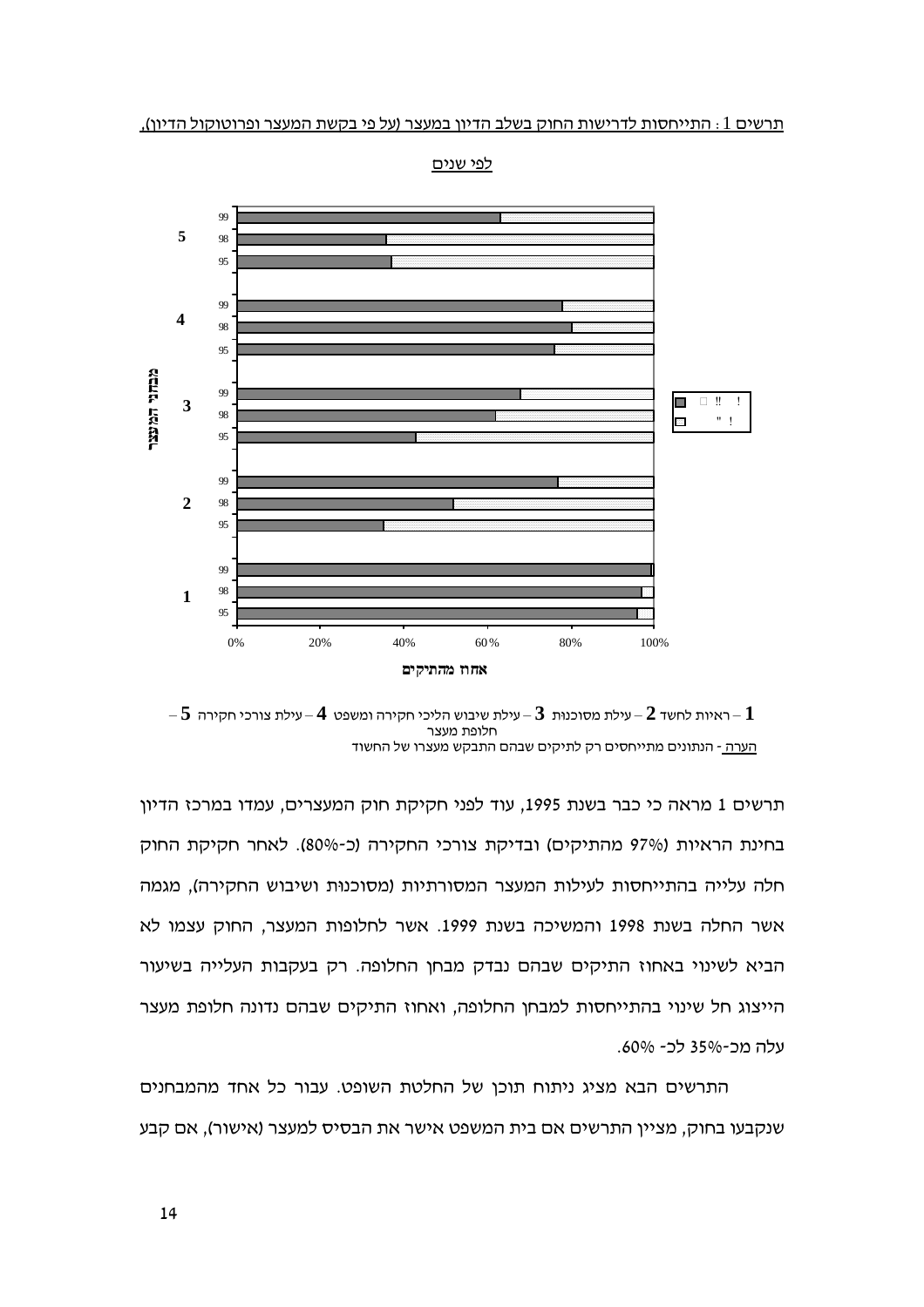<u>תרשים 1 : התייחסות לדרישות החוק בשלב הדיון במעצר (על פי בקשת המעצר ופרוטוקול הדיון), לפי שנים</u>

**1** – ראיות לחשד **2** – עילת מסוכנות **3** – עילת שיבוש הליכי חקירה ומשפט **4** – עילת צורכי חקירה **5** – חלופת מעצר

<u>הערה</u> - הנתונים מתייחסים רק לתיקים שבהם התבקש מעצרו של החשוד

תרשים 1 מראה כי כבר בשנת 1995, עוד לפני חקיקת חוק המעצרים, עמדו במרכז הדיון בחינת הראיות (97% מהתיקים) ובדיקת צורכי החקירה (כ-80%). לאחר חקיקת החוק חלה עלייה בהתייחסות לעילות המעצר המסורתיות (מסוכנות ושיבוש החקירה), מגמה אשר החלה בשנת 1998 והמשיכה בשנת 1999. אשר לחלופות המעצר, החוק עצמו לא הביא לשינוי באחוז התיקים שבהם נבדק מבחן החלופה. רק בעקבות העלייה בשיעור הייצוג חל שינוי בהתייחסות למבחן החלופה, ואחוז התיקים שבהם נדונה חלופת מעצר עלה מכ-35% לכ- 60%.

התרשים הבא מציג ניתוח תוכן של החלטת השופט. עבור כל אחד מהמבחנים שנקבעו בחוק, מציין התרשים אם בית המשפט אישר את הבסיס למעצר (אישור), אם קבע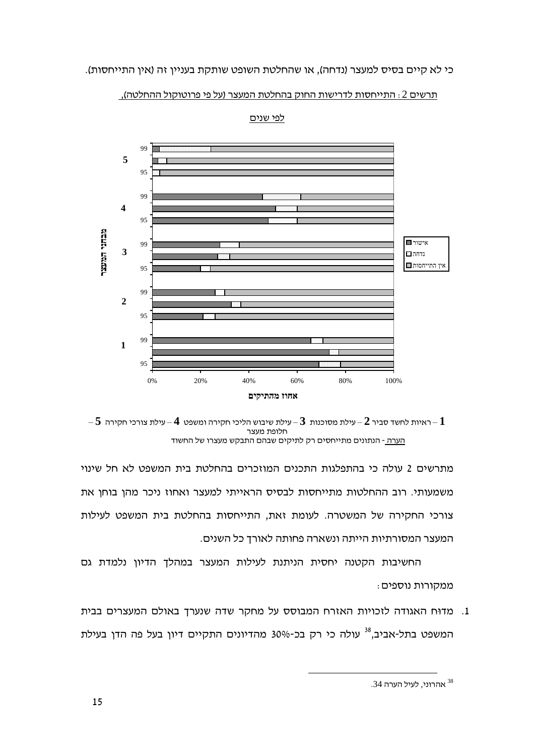כי לא קיים בסיס למעצר (נדחה), או שהחלטת השופט שותקת בעניין זה (אין התייחסות).

תרשים 2: התייחסות לדרישות החוק בהחלטת המעצר (על פי פרוטוקול ההחלטה), לפי שנים

1 – ראיות לחשד סביר 2 – עילת מסוכנות 3 – עילת שיבוש הליכי חקירה ומשפט 4 – עילת צורכי חקירה 5 – חלופת מעצר

הערה - הנתונים מתייחסים רק לתיקים שבהם התבקש מעצרו של החשוד

מתרשים 2 עולה כי בהתפלגות התכנים המוזכרים בהחלטת בית המשפט לא חל שינוי משמעותי. רוב ההחלטות מתייחסות לבסיס הראייתי למעצר ואחוז ניכר מהן בוחן את צורכי החקירה של המשטרה. לעומת זאת, התייחסות בהחלטת בית המשפט לעילות המעצר המסורתיות הייתה ונשארה פחותה לאורך כל השנים.

החשיבות הקטנה יחסית הניתנת לעילות המעצר במהלך הדיון נלמדת גם ממקורות נוספים:

1. מדוח האגודה לזכויות האזרח המבוסס על מחקר שדה שנערך באולם המעצרים בבית המשפט בתל-אביב,[38] עולה כי רק בכ-30% מהדיונים התקיים דיון בעל פה הדן בעילת

---

[38] אהרוני, לעיל הערה 34.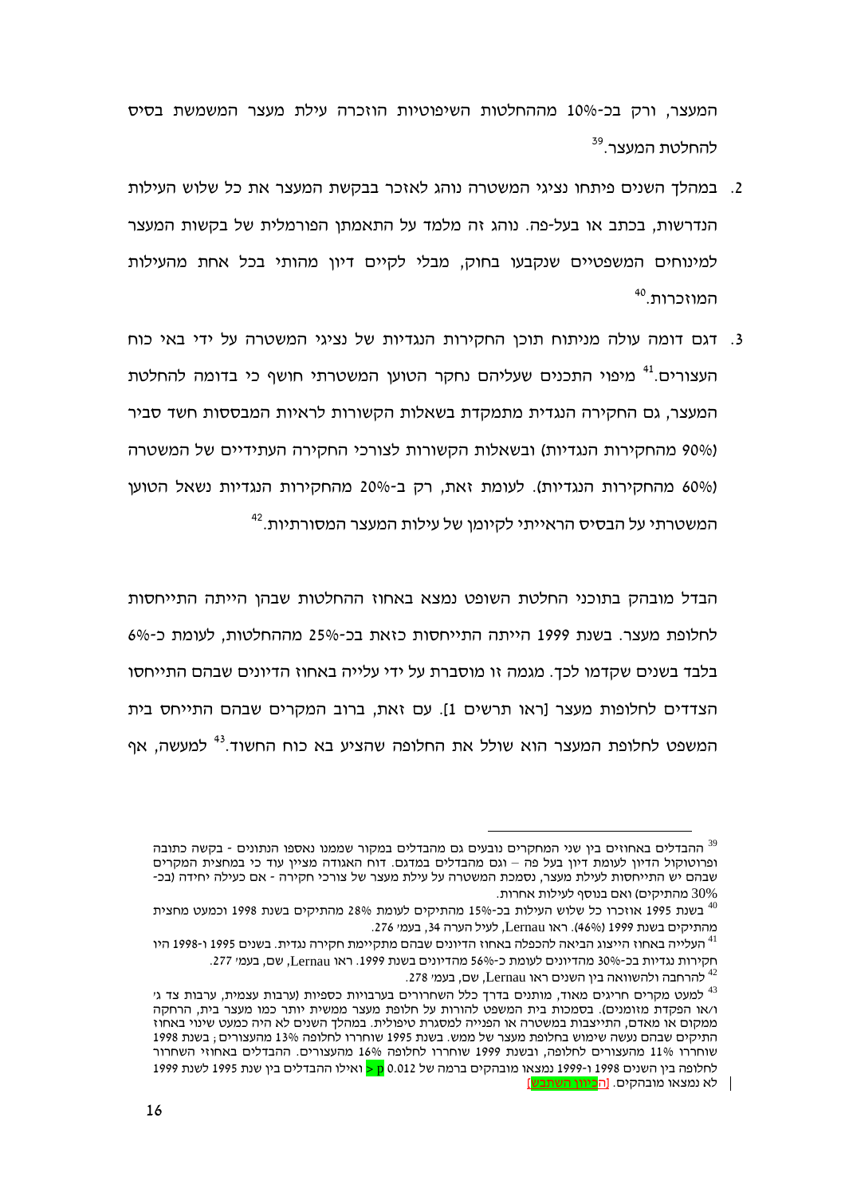המעצר, ורק בכ-10% מההחלטות השיפוטיות הוזכרה עילת מעצר המשמשת בסיס להחלטת המעצר.[39]

2. במהלך השנים פיתחו נציגי המשטרה נוהג לאזכר בבקשת המעצר את כל שלוש העילות הנדרשות, בכתב או בעל-פה. נוהג זה מלמד על התאמתן הפורמלית של בקשות המעצר למינוחים המשפטיים שנקבעו בחוק, מבלי לקיים דיון מהותי בכל אחת מהעילות המוזכרות.[40]

3. דגם דומה עולה מניתוח תוכן החקירות הנגדיות של נציגי המשטרה על ידי באי כוח העצורים.[41] מיפוי התכנים שעליהם נחקר הטוען המשטרתי חושף כי בדומה להחלטת המעצר, גם החקירה הנגדית מתמקדת בשאלות הקשורות לראיות המבססות חשד סביר (90% מהחקירות הנגדיות) ובשאלות הקשורות לצורכי החקירה העתידיים של המשטרה (60% מהחקירות הנגדיות). לעומת זאת, רק ב-20% מהחקירות הנגדיות נשאל הטוען המשטרתי על הבסיס הראייתי לקיומן של עילות המעצר המסורתיות.[42]

הבדל מובהק בתוכני החלטת השופט נמצא באחוז ההחלטות שבהן הייתה התייחסות לחלופת מעצר. בשנת 1999 הייתה התייחסות כזאת בכ-25% מההחלטות, לעומת כ-6% בלבד בשנים שקדמו לכך. מגמה זו מוסברת על ידי עלייה באחוז הדיונים שבהם התייחסו הצדדים לחלופות מעצר [ראו תרשים 1]. עם זאת, ברוב המקרים שבהם התייחס בית המשפט לחלופת המעצר הוא שולל את החלופה שהציע בא כוח החשוד.[43] למעשה, אף

---

[39] ההבדלים באחוזים בין שני המחקרים נובעים גם מהבדלים במקור שממנו נאספו הנתונים - בקשה כתובה ופרוטוקול הדיון לעומת דיון בעל פה – וגם מהבדלים במדגם. דוח האגודה מציין עוד כי במחצית המקרים שבהם יש התייחסות לעילת מעצר, נסמכת המשטרה על עילת מעצר של צורכי חקירה - אם כעילה יחידה (בכ-30% מהתיקים) ואם בנוסף לעילות אחרות.

[40] בשנת 1995 אוזכרו כל שלוש העילות בכ-15% מהתיקים לעומת 28% מהתיקים בשנת 1998 וכמעט מחצית מהתיקים בשנת 1999 (46%). ראו Lernau, לעיל הערה 34, בעמ' 276.

[41] העלייה באחוז הייצוג הביאה להכפלה באחוז הדיונים שבהם מתקיימת חקירה נגדית. בשנים 1995 ו-1998 היו חקירות נגדיות בכ-30% מהדיונים לעומת כ-56% מהדיונים בשנת 1999. ראו Lernau, שם, בעמ' 277.

[42] להרחבה ולהשוואה בין השנים ראו Lernau, שם, בעמ' 278.

[43] למעט מקרים חריגים מאוד, מותנים בדרך כלל השחרורים בערבויות כספיות (ערבות עצמית, ערבות צד ג' ו/או הפקדת מזומנים). בסמכות בית המשפט להורות על חלופת מעצר ממשית יותר כמו מעצר בית, הרחקה ממקום או מאדם, התייצבות במשטרה או הפנייה למסגרת טיפולית. במהלך השנים לא היה כמעט שינוי באחוז התיקים שבהם נעשה שימוש בחלופת מעצר של ממש. בשנת 1995 שוחררו לחלופה 13% מהעצורים; בשנת 1998 שוחררו 11% מהעצורים לחלופה, ובשנת 1999 שוחררו לחלופה 16% מהעצורים. ההבדלים באחוזי השחרור לחלופה בין השנים 1998 ו-1999 נמצאו מובהקים ברמה של 0.012 > p ואילו ההבדלים בין שנת 1995 לשנת 1999 לא נמצאו מובהקים. [הכיוון השתבש]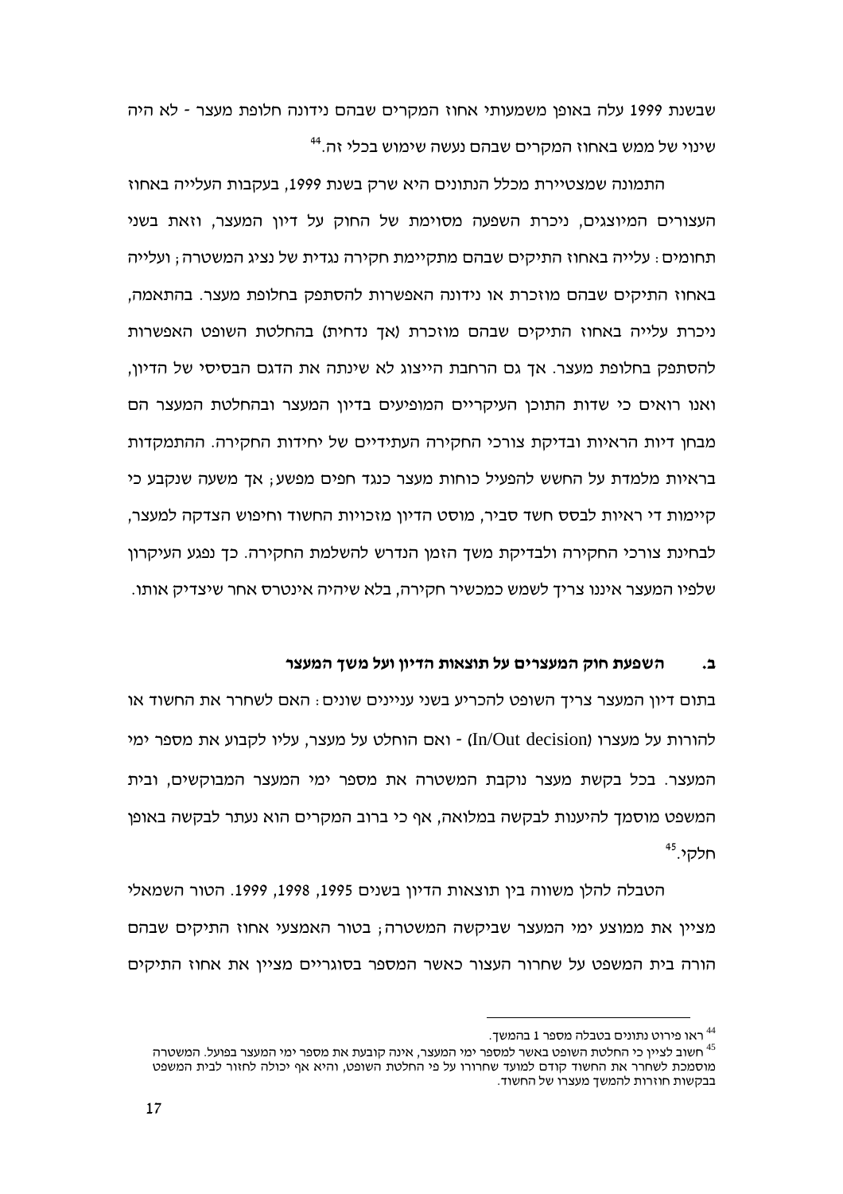שבשנת 1999 עלה באופן משמעותי אחוז המקרים שבהם נידונה חלופת מעצר - לא היה שינוי של ממש באחוז המקרים שבהם נעשה שימוש בכלי זה.[44]

התמונה שמצטיירת מכלל הנתונים היא שרק בשנת 1999, בעקבות העלייה באחוז העצורים המיוצגים, ניכרת השפעה מסוימת של החוק על דיון המעצר, וזאת בשני תחומים: עלייה באחוז התיקים שבהם מתקיימת חקירה נגדית של נציג המשטרה; ועלייה באחוז התיקים שבהם מוזכרת או נידונה האפשרות להסתפק בחלופת מעצר. בהתאמה, ניכרת עלייה באחוז התיקים שבהם מוזכרת (אך נדחית) בהחלטת השופט האפשרות להסתפק בחלופת מעצר. אך גם הרחבת הייצוג לא שינתה את הדגם הבסיסי של הדיון, ואנו רואים כי שדות התוכן העיקריים המופיעים בדיון המעצר ובהחלטת המעצר הם מבחן דיות הראיות ובדיקת צורכי החקירה העתידיים של יחידות החקירה. ההתמקדות בראיות מלמדת על החשש להפעיל כוחות מעצר כנגד חפים מפשע; אך משעה שנקבע כי קיימות די ראיות לבסס חשד סביר, מוסט הדיון מזכויות החשוד וחיפוש הצדקה למעצר, לבחינת צורכי החקירה ולבדיקת משך הזמן הנדרש להשלמת החקירה. כך נפגע העיקרון שלפיו המעצר איננו צריך לשמש כמכשיר חקירה, בלא שיהיה אינטרס אחר שיצדיק אותו.

### ב. השפעת חוק המעצרים על תוצאות הדיון ועל משך המעצר

בתום דיון המעצר צריך השופט להכריע בשני עניינים שונים: האם לשחרר את החשוד או להורות על מעצרו (In/Out decision) - ואם הוחלט על מעצר, עליו לקבוע את מספר ימי המעצר. בכל בקשת מעצר נוקבת המשטרה את מספר ימי המעצר המבוקשים, ובית המשפט מוסמך להיענות לבקשה במלואה, אף כי ברוב המקרים הוא נעתר לבקשה באופן חלקי.[45]

הטבלה להלן משווה בין תוצאות הדיון בשנים 1995, 1998, 1999. הטור השמאלי מציין את ממוצע ימי המעצר שביקשה המשטרה; בטור האמצעי אחוז התיקים שבהם הורה בית המשפט על שחרור העצור כאשר המספר בסוגריים מציין את אחוז התיקים

---

[44] ראו פירוט נתונים בטבלה מספר 1 בהמשך.

[45] חשוב לציין כי החלטת השופט באשר למספר ימי המעצר, אינה קובעת את מספר ימי המעצר בפועל. המשטרה מוסמכת לשחרר את החשוד קודם למועד שחרורו על פי החלטת השופט, והיא אף יכולה לחזור לבית המשפט בבקשות חוזרות להמשך מעצרו של החשוד.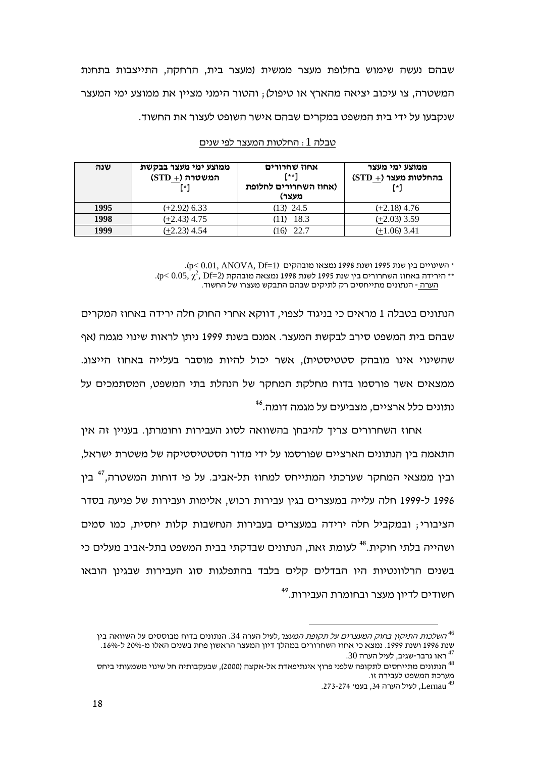שבהם נעשה שימוש בחלופת מעצר ממשית (מעצר בית, הרחקה, התייצבות בתחנת המשטרה, צו עיכוב יציאה מהארץ או טיפול); והטור הימני מציין את ממוצע ימי המעצר שנקבעו על ידי בית המשפט במקרים שבהם אישר השופט לעצור את החשוד.

טבלה 1: החלטות המעצר לפי שנים

| שנה | ממוצע ימי מעצר בבקשת המשטרה (STD +) [*] | אחוז שחרורים [**] (אחוז השחרורים לחלופת מעצר) | ממוצע ימי מעצר בהחלטות מעצר (STD +) [*] |
|---|---|---|---|
| 1995 | (+2.92) 6.33 | (13) 24.5 | (+2.18) 4.76 |
| 1998 | (+2.43) 4.75 | (11) 18.3 | (+2.03) 3.59 |
| 1999 | (+2.23) 4.54 | (16) 22.7 | (+1.06) 3.41 |

* השינויים בין שנת 1995 ושנת 1998 נמצאו מובהקים ($p< 0.01$, ANOVA, Df=1).
** הירידה באחוז השחרורים בין שנת 1995 לשנת 1998 נמצאה מובהקת ($p< 0.05$, $\chi^2$, Df=2).
הערה - הנתונים מתייחסים רק לתיקים שבהם התבקש מעצרו של החשוד.

הנתונים בטבלה 1 מראים כי בניגוד לצפוי, דווקא אחרי החוק חלה ירידה באחוז המקרים שבהם בית המשפט סירב לבקשת המעצר. אמנם בשנת 1999 ניתן לראות שינוי מגמה (אף שהשינוי אינו מובהק סטטיסטית), אשר יכול להיות מוסבר בעלייה באחוז הייצוג. ממצאים אשר פורסמו בדוח מחלקת המחקר של הנהלת בתי המשפט, המסתמכים על נתונים כלל ארציים, מצביעים על מגמה דומה.[46]

אחוז השחרורים צריך להיבחן בהשוואה לסוג העבירות וחומרתן. בעניין זה אין התאמה בין הנתונים הארציים שפורסמו על ידי מדור הסטטיסטיקה של משטרת ישראל, ובין ממצאי המחקר שערכתי המתייחס למחוז תל-אביב. על פי דוחות המשטרה,[47] בין 1996 ל-1999 חלה עלייה במעצרים בגין עבירות רכוש, אלימות ועבירות של פגיעה בסדר הציבורי; ובמקביל חלה ירידה במעצרים בעבירות הנחשבות קלות יחסית, כמו סמים ושהייה בלתי חוקית.[48] לעומת זאת, הנתונים שבדקתי בבית המשפט בתל-אביב מעלים כי בשנים הרלוונטיות היו הבדלים קלים בלבד בהתפלגות סוג העבירות שבגינן הובאו חשודים לדיון מעצר ובחומרת העבירות.[49]

---

[46] *השלכות התיקון בחוק המעצרים על תקופת המעצר*, לעיל הערה 34. הנתונים בדוח מבוססים על השוואה בין שנת 1996 ושנת 1999. נמצא כי אחוז השחרורים במהלך דיון המעצר הראשון פחת בשנים האלו מ-20% ל-16%.

[47] ראו גרבר-שגיב, לעיל הערה 30.

[48] הנתונים מתייחסים לתקופה שלפני פרוץ אינתיפאדת אל-אקצה (2000), שבעקבותיה חל שינוי משמעותי ביחס מערכת המשפט לעבירה זו.

[49] Lernau, לעיל הערה 34, בעמ' 273-274.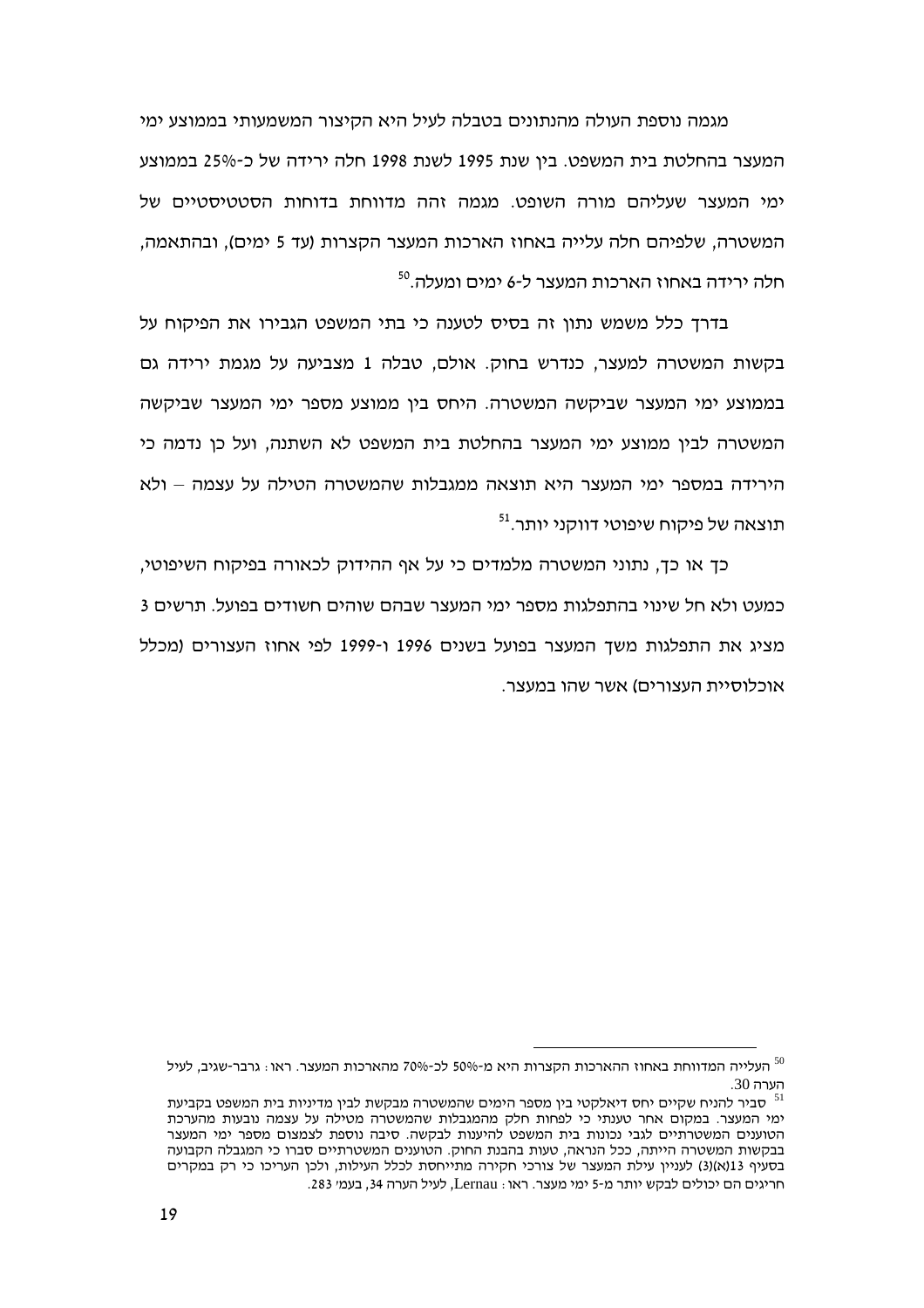מגמה נוספת העולה מהנתונים בטבלה לעיל היא הקיצור המשמעותי בממוצע ימי המעצר בהחלטת בית המשפט. בין שנת 1995 לשנת 1998 חלה ירידה של כ-25% בממוצע ימי המעצר שעליהם מורה השופט. מגמה זהה מדווחת בדוחות הסטטיסטיים של המשטרה, שלפיהם חלה עלייה באחוז הארכות המעצר הקצרות (עד 5 ימים), ובהתאמה, חלה ירידה באחוז הארכות המעצר ל-6 ימים ומעלה.[50]

בדרך כלל משמש נתון זה בסיס לטענה כי בתי המשפט הגבירו את הפיקוח על בקשות המשטרה למעצר, כנדרש בחוק. אולם, טבלה 1 מצביעה על מגמת ירידה גם בממוצע ימי המעצר שביקשה המשטרה. היחס בין ממוצע מספר ימי המעצר שביקשה המשטרה לבין ממוצע ימי המעצר בהחלטת בית המשפט לא השתנה, ועל כן נדמה כי הירידה במספר ימי המעצר היא תוצאה ממגבלות שהמשטרה הטילה על עצמה – ולא תוצאה של פיקוח שיפוטי דווקני יותר.[51]

כך או כך, נתוני המשטרה מלמדים כי על אף ההידוק לכאורה בפיקוח השיפוטי, כמעט ולא חל שינוי בהתפלגות מספר ימי המעצר שבהם שוהים חשודים בפועל. תרשים 3 מציג את התפלגות משך המעצר בפועל בשנים 1996 ו-1999 לפי אחוז העצורים (מכלל אוכלוסיית העצורים) אשר שהו במעצר.

---

[50] העלייה המדווחת באחוז ההארכות הקצרות היא מ-50% לכ-70% מהארכות המעצר. ראו: גרבר-שגיב, לעיל הערה 30.

[51] סביר להניח שקיים יחס דיאלקטי בין מספר הימים שהמשטרה מבקשת לבין מדיניות בית המשפט בקביעת ימי המעצר. במקום אחר טענתי כי לפחות חלק מהמגבלות שהמשטרה מטילה על עצמה נובעות מהערכת הטוענים המשטרתיים לגבי נכונות בית המשפט להיענות לבקשה. סיבה נוספת לצמצום מספר ימי המעצר בבקשות המשטרה הייתה, ככל הנראה, טעות בהבנת החוק. הטוענים המשטרתיים סברו כי המגבלה הקבועה בסעיף 13(א)(3) לעניין עילת המעצר של צורכי חקירה מתייחסת לכלל העילות, ולכן העריכו כי רק במקרים חריגים הם יכולים לבקש יותר מ-5 ימי מעצר. ראו: Lernau, לעיל הערה 34, בעמ' 283.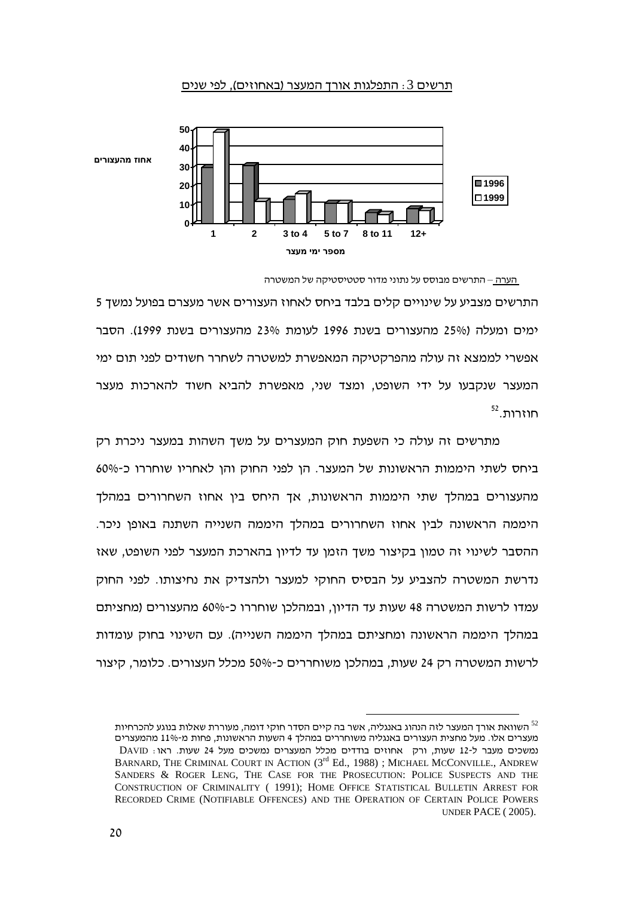תרשים 3: התפלגות אורך המעצר (באחוזים), לפי שנים

הערה – התרשים מבוסס על נתוני מדור סטטיסטיקה של המשטרה

התרשים מצביע על שינויים קלים בלבד ביחס לאחוז העצורים אשר מעצרם בפועל נמשך 5 ימים ומעלה (25% מהעצורים בשנת 1996 לעומת 23% מהעצורים בשנת 1999). הסבר אפשרי לממצא זה עולה מהפרקטיקה המאפשרת למשטרה לשחרר חשודים לפני תום ימי המעצר שנקבעו על ידי השופט, ומצד שני, מאפשרת להביא חשוד להארכות מעצר חוזרות.[52]

מתרשים זה עולה כי השפעת חוק המעצרים על משך השהות במעצר ניכרת רק ביחס לשתי היממות הראשונות של המעצר. הן לפני החוק והן לאחריו שוחררו כ-60% מהעצורים במהלך שתי היממות הראשונות, אך היחס בין אחוז השחרורים במהלך היממה הראשונה לבין אחוז השחרורים במהלך היממה השנייה השתנה באופן ניכר. ההסבר לשינוי זה טמון בקיצור משך הזמן עד לדיון בהארכת המעצר לפני השופט, שאז נדרשת המשטרה להצביע על הבסיס החוקי למעצר ולהצדיק את נחיצותו. לפני החוק עמדו לרשות המשטרה 48 שעות עד הדיון, ובמהלכן שוחררו כ-60% מהעצורים (מחציתם במהלך היממה הראשונה ומחציתם במהלך היממה השנייה). עם השינוי בחוק עומדות לרשות המשטרה רק 24 שעות, במהלכן משוחררים כ-50% מכלל העצורים. כלומר, קיצור

[52] השוואת אורך המעצר לזה הנהוג באנגליה, אשר בה קיים הסדר חוקי דומה, מעוררת שאלות בנוגע להכרחיות מעצרים אלו. מעל מחצית העצורים באנגליה משוחררים במהלך 4 השעות הראשונות, פחות מ-11% מהמעצרים נמשכים מעבר ל-12 שעות, ורק אחוזים בודדים מכלל המעצרים נמשכים מעל 24 שעות. ראו: DAVID BARNARD, THE CRIMINAL COURT IN ACTION (3rd Ed., 1988) ; MICHAEL MCCONVILLE., ANDREW SANDERS & ROGER LENG, THE CASE FOR THE PROSECUTION: POLICE SUSPECTS AND THE CONSTRUCTION OF CRIMINALITY ( 1991); HOME OFFICE STATISTICAL BULLETIN ARREST FOR RECORDED CRIME (NOTIFIABLE OFFENCES) AND THE OPERATION OF CERTAIN POLICE POWERS UNDER PACE ( 2005).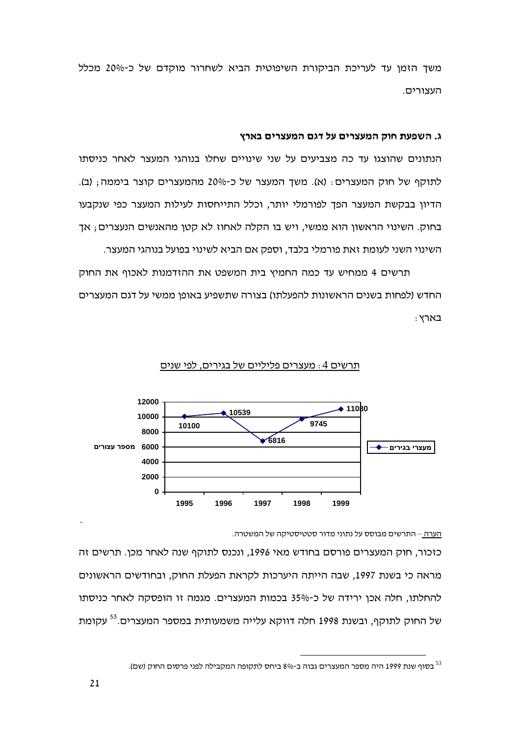משך הזמן עד לעריכת הביקורת השיפוטית הביא לשחרור מוקדם של כ-20% מכלל העצורים.

### ג. השפעת חוק המעצרים על דגם המעצרים בארץ

הנתונים שהוצגו עד כה מצביעים על שני שינויים שחלו בנוהגי המעצר לאחר כניסתו לתוקף של חוק המעצרים: (א). משך המעצר של כ-20% מהמעצרים קוצר ביממה; (ב). הדיון בבקשת המעצר הפך לפורמלי יותר, וכלל התייחסות לעילות המעצר כפי שנקבעו בחוק. השינוי הראשון הוא ממשי, ויש בו הקלה לאחוז לא קטן מהאנשים הנעצרים; אך השינוי השני לעומת זאת פורמלי בלבד, וספק אם הביא לשינוי בפועל בנוהגי המעצר.

תרשים 4 ממחיש עד כמה החמיץ בית המשפט את ההזדמנות לאכוף את החוק החדש (לפחות בשנים הראשונות להפעלתו) בצורה שתשפיע באופן ממשי על דגם המעצרים בארץ:

תרשים 4: מעצרים פליליים של בגירים, לפי שנים

| שנה | מעצרי בגירים (מספר עצורים) |
|---|---|
| 1995 | 10100 |
| 1996 | 10539 |
| 1997 | 6816 |
| 1998 | 9745 |
| 1999 | 11080 |

הערה – התרשים מבוסס על נתוני מדור סטטיסטיקה של המשטרה.

כזכור, חוק המעצרים פורסם בחודש מאי 1996, ונכנס לתוקף שנה לאחר מכן. תרשים זה מראה כי בשנת 1997, שבה הייתה היערכות לקראת הפעלת החוק, ובחודשים הראשונים להחלתו, חלה אכן ירידה של כ-35% בכמות המעצרים. מגמה זו הופסקה לאחר כניסתו של החוק לתוקף, ובשנת 1998 חלה דווקא עלייה משמעותית במספר המעצרים.[53] עקומת

[53] בסוף שנת 1999 היה מספר המעצרים גבוה ב-8% ביחס לתקופה המקבילה לפני פרסום החוק (שם).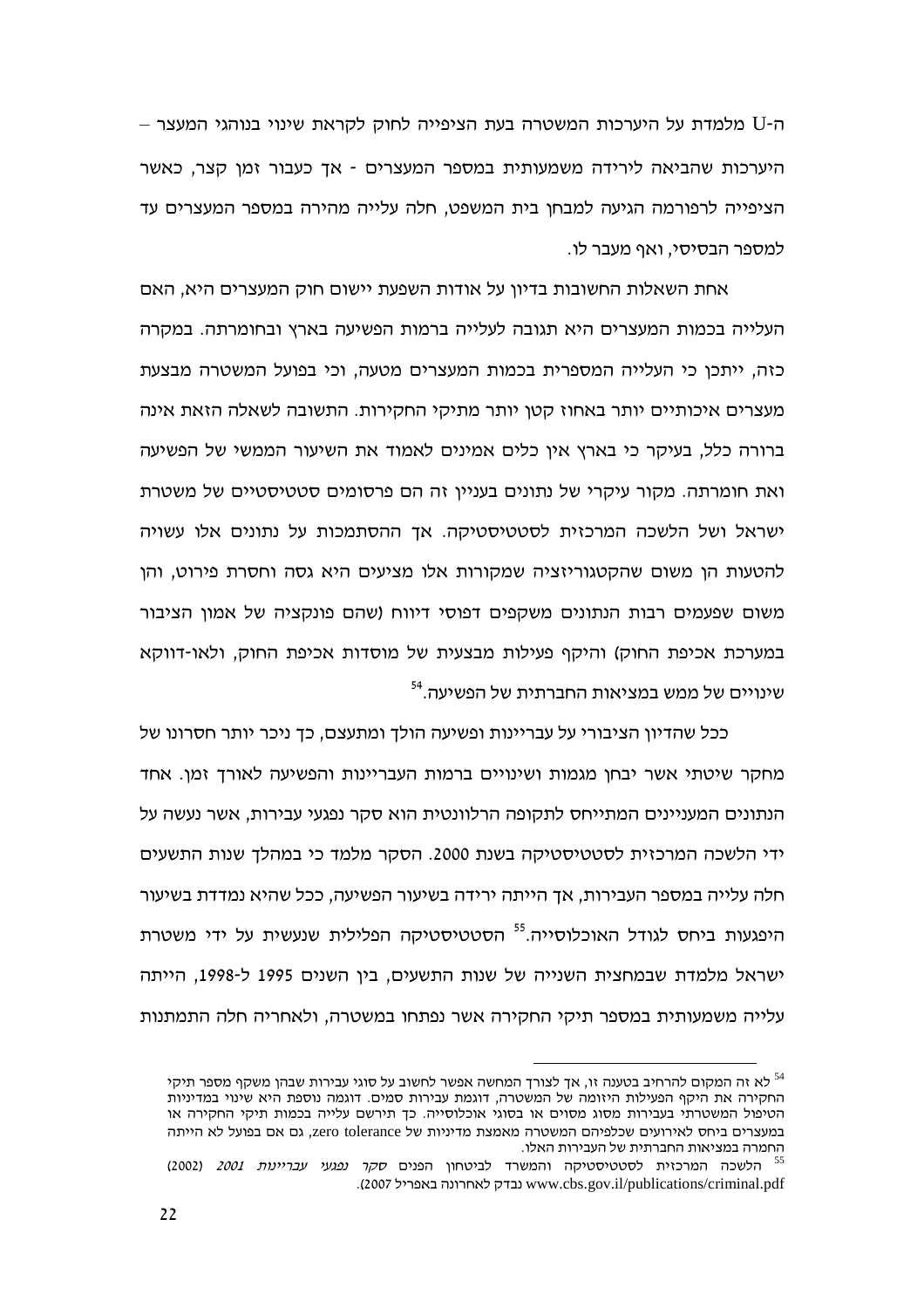ה-U מלמדת על היערכות המשטרה בעת הציפייה לחוק לקראת שינוי בנוהגי המעצר – היערכות שהביאה לירידה משמעותית במספר המעצרים - אך כעבור זמן קצר, כאשר הציפייה לרפורמה הגיעה למבחן בית המשפט, חלה עלייה מהירה במספר המעצרים עד למספר הבסיסי, ואף מעבר לו.

אחת השאלות החשובות בדיון על אודות השפעת יישום חוק המעצרים היא, האם העלייה בכמות המעצרים היא תגובה לעלייה ברמות הפשיעה בארץ ובחומרתה. במקרה כזה, ייתכן כי העלייה המספרית בכמות המעצרים מטעה, וכי בפועל המשטרה מבצעת מעצרים איכותיים יותר באחוז קטן יותר מתיקי החקירות. התשובה לשאלה הזאת אינה ברורה כלל, בעיקר כי בארץ אין כלים אמינים לאמוד את השיעור הממשי של הפשיעה ואת חומרתה. מקור עיקרי של נתונים בעניין זה הם פרסומים סטטיסטיים של משטרת ישראל ושל הלשכה המרכזית לסטטיסטיקה. אך ההסתמכות על נתונים אלו עשויה להטעות הן משום שהקטגוריזציה שמקורות אלו מציעים היא גסה וחסרת פירוט, והן משום שפעמים רבות הנתונים משקפים דפוסי דיווח (שהם פונקציה של אמון הציבור במערכת אכיפת החוק) והיקף פעילות מבצעית של מוסדות אכיפת החוק, ולאו-דווקא שינויים של ממש במציאות החברתית של הפשיעה.[54]

ככל שהדיון הציבורי על עבריינות ופשיעה הולך ומתעצם, כך ניכר יותר חסרונו של מחקר שיטתי אשר יבחן מגמות ושינויים ברמות העבריינות והפשיעה לאורך זמן. אחד הנתונים המעניינים המתייחס לתקופה הרלוונטית הוא סקר נפגעי עבירות, אשר נעשה על ידי הלשכה המרכזית לסטטיסטיקה בשנת 2000. הסקר מלמד כי במהלך שנות התשעים חלה עלייה במספר העבירות, אך הייתה ירידה בשיעור הפשיעה, ככל שהיא נמדדת בשיעור היפגעות ביחס לגודל האוכלוסייה.[55] הסטטיסטיקה הפלילית שנעשית על ידי משטרת ישראל מלמדת שבמחצית השנייה של שנות התשעים, בין השנים 1995 ל-1998, הייתה עלייה משמעותית במספר תיקי החקירה אשר נפתחו במשטרה, ולאחריה חלה התמתנות

---

[54] לא זה המקום להרחיב בטענה זו, אך לצורך המחשה אפשר לחשוב על סוגי עבירות שבהן משקף מספר תיקי החקירה את היקף הפעילות היזומה של המשטרה, דוגמת עבירות סמים. דוגמה נוספת היא שינוי במדיניות הטיפול המשטרתי בעבירות מסוג מסוים או בסוגי אוכלוסייה. כך תירשם עלייה בכמות תיקי החקירה או במעצרים ביחס לאירועים שכלפיהם המשטרה מאמצת מדיניות של zero tolerance, גם אם בפועל לא הייתה החמרה במציאות החברתית של העבירות האלו.

[55] הלשכה המרכזית לסטטיסטיקה והמשרד לביטחון הפנים *סקר נפגעי עבריינות 2001* (2002) www.cbs.gov.il/publications/criminal.pdf נבדק לאחרונה באפריל 2007).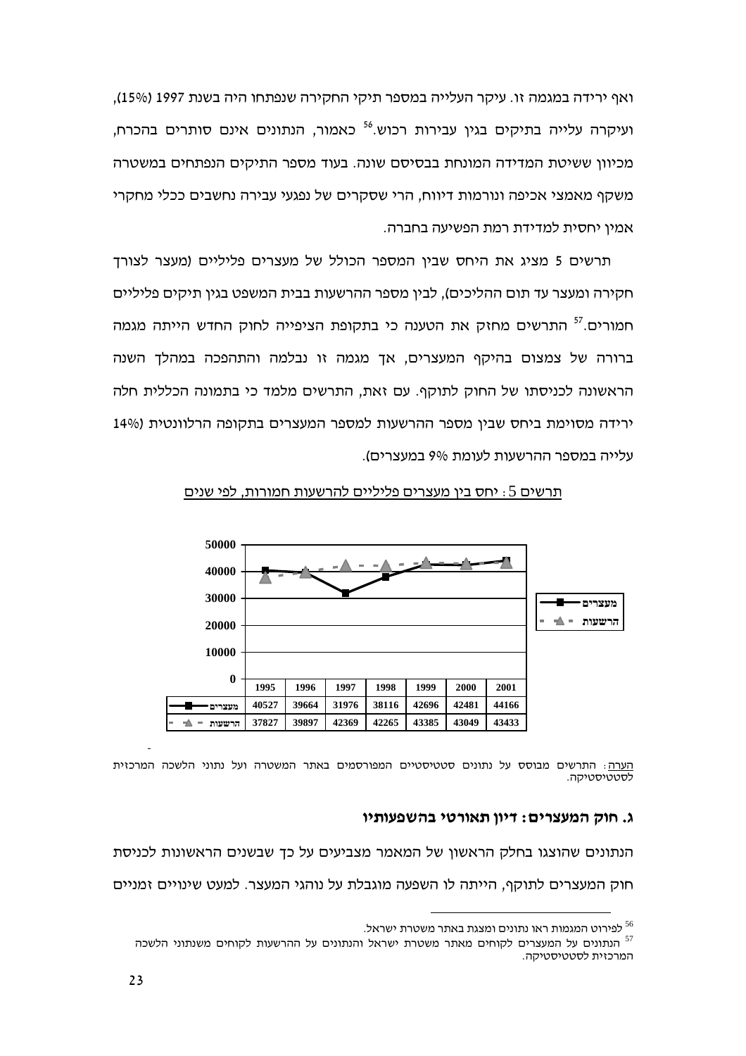ואף ירידה במגמה זו. עיקר העלייה במספר תיקי החקירה שנפתחו היה בשנת 1997 (15%), ועיקרה עלייה בתיקים בגין עבירות רכוש.[56] כאמור, הנתונים אינם סותרים בהכרח, מכיוון ששיטת המדידה המונחת בבסיסם שונה. בעוד מספר התיקים הנפתחים במשטרה משקף מאמצי אכיפה ונורמות דיווח, הרי שסקרים של נפגעי עבירה נחשבים ככלי מחקרי אמין יחסית למדידת רמת הפשיעה בחברה.

תרשים 5 מציג את היחס שבין המספר הכולל של מעצרים פליליים (מעצר לצורך חקירה ומעצר עד תום ההליכים), לבין מספר ההרשעות בבית המשפט בגין תיקים פליליים חמורים.[57] התרשים מחזק את הטענה כי בתקופת הציפייה לחוק החדש הייתה מגמה ברורה של צמצום בהיקף המעצרים, אך מגמה זו נבלמה והתהפכה במהלך השנה הראשונה לכניסתו של החוק לתוקף. עם זאת, התרשים מלמד כי בתמונה הכללית חלה ירידה מסוימת ביחס שבין מספר ההרשעות למספר המעצרים בתקופה הרלוונטית (14% עלייה במספר ההרשעות לעומת 9% במעצרים).

תרשים 5: יחס בין מעצרים פליליים להרשעות חמורות, לפי שנים

| | 1995 | 1996 | 1997 | 1998 | 1999 | 2000 | 2001 |
|---|---|---|---|---|---|---|---|
| מעצרים | 40527 | 39664 | 31976 | 38116 | 42696 | 42481 | 44166 |
| הרשעות | 37827 | 39897 | 42369 | 42265 | 43385 | 43049 | 43433 |

הערה: התרשים מבוסס על נתונים סטטיסטיים המפורסמים באתר המשטרה ועל נתוני הלשכה המרכזית לסטטיסטיקה.

### ג. חוק המעצרים: דיון תאורטי בהשפעותיו

הנתונים שהוצגו בחלק הראשון של המאמר מצביעים על כך שבשנים הראשונות לכניסת חוק המעצרים לתוקף, הייתה לו השפעה מוגבלת על נוהגי המעצר. למעט שינויים זמניים

---

[56] לפירוט המגמות ראו נתונים ומצגת באתר משטרת ישראל.

[57] הנתונים על המעצרים לקוחים מאתר משטרת ישראל והנתונים על ההרשעות לקוחים משנתוני הלשכה המרכזית לסטטיסטיקה.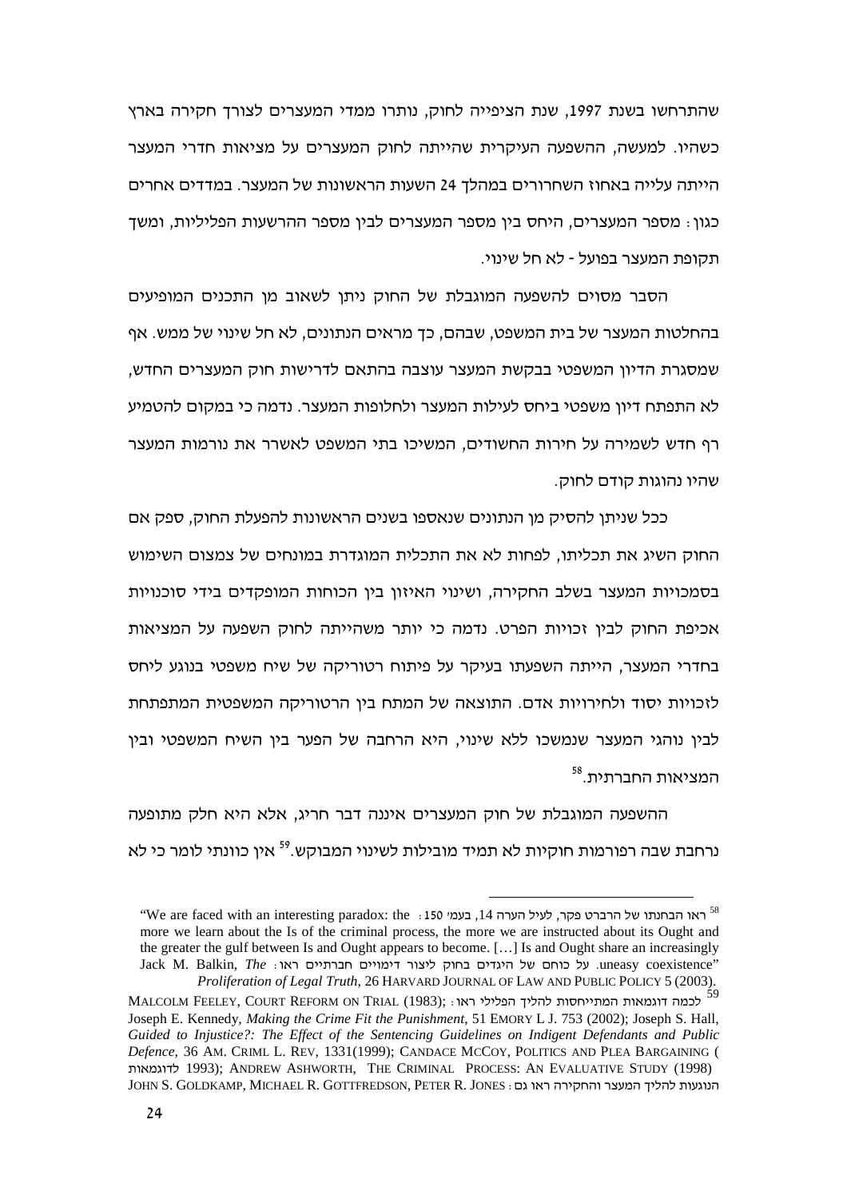שהתרחשו בשנת 1997, שנת הציפייה לחוק, נותרו ממדי המעצרים לצורך חקירה בארץ כשהיו. למעשה, ההשפעה העיקרית שהייתה לחוק המעצרים על מציאות חדרי המעצר הייתה עלייה באחוז השחרורים במהלך 24 השעות הראשונות של המעצר. במדדים אחרים כגון: מספר המעצרים, היחס בין מספר המעצרים לבין מספר ההרשעות הפליליות, ומשך תקופת המעצר בפועל - לא חל שינוי.

הסבר מסוים להשפעה המוגבלת של החוק ניתן לשאוב מן התכנים המופיעים בהחלטות המעצר של בית המשפט, שבהם, כך מראים הנתונים, לא חל שינוי של ממש. אף שמסגרת הדיון המשפטי בבקשת המעצר עוצבה בהתאם לדרישות חוק המעצרים החדש, לא התפתח דיון משפטי ביחס לעילות המעצר ולחלופות המעצר. נדמה כי במקום להטמיע רף חדש לשמירה על חירות החשודים, המשיכו בתי המשפט לאשרר את נורמות המעצר שהיו נהוגות קודם לחוק.

ככל שניתן להסיק מן הנתונים שנאספו בשנים הראשונות להפעלת החוק, ספק אם החוק השיג את תכליתו, לפחות לא את התכלית המוגדרת במונחים של צמצום השימוש בסמכויות המעצר בשלב החקירה, ושינוי האיזון בין הכוחות המופקדים בידי סוכנויות אכיפת החוק לבין זכויות הפרט. נדמה כי יותר משהייתה לחוק השפעה על המציאות בחדרי המעצר, הייתה השפעתו בעיקר על פיתוח רטוריקה של שיח משפטי בנוגע ליחס לזכויות יסוד ולחירויות אדם. התוצאה של המתח בין הרטוריקה המשפטית המתפתחת לבין נוהגי המעצר שנמשכו ללא שינוי, היא הרחבה של הפער בין השיח המשפטי ובין המציאות החברתית.[58]

ההשפעה המוגבלת של חוק המעצרים איננה דבר חריג, אלא היא חלק מתופעה נרחבת שבה רפורמות חוקיות לא תמיד מובילות לשינוי המבוקש.[59] אין כוונתי לומר כי לא

---

[58] ראו הבחנתו של הרברט פקר, לעיל הערה 14, בעמ' 150: "We are faced with an interesting paradox: the more we learn about the Is of the criminal process, the more we are instructed about its Ought and the greater the gulf between Is and Ought appears to become. […] Is and Ought share an increasingly uneasy coexistence". על כוחם של היגדים בחוק ליצור דימויים חברתיים ראו: Jack M. Balkin, *The Proliferation of Legal Truth*, 26 HARVARD JOURNAL OF LAW AND PUBLIC POLICY 5 (2003).

[59] לכמה דוגמאות המתייחסות להליך הפלילי ראו: MALCOLM FEELEY, COURT REFORM ON TRIAL (1983); Joseph E. Kennedy, *Making the Crime Fit the Punishment*, 51 EMORY L J. 753 (2002); Joseph S. Hall, *Guided to Injustice?: The Effect of the Sentencing Guidelines on Indigent Defendants and Public Defence*, 36 AM. CRIML L. REV, 1331(1999); CANDACE MCCOY, POLITICS AND PLEA BARGAINING (1993); ANDREW ASHWORTH, THE CRIMINAL PROCESS: AN EVALUATIVE STUDY (1998) לדוגמאות הנוגעות להליך המעצר והחקירה ראו גם: JOHN S. GOLDKAMP, MICHAEL R. GOTTFREDSON, PETER R. JONES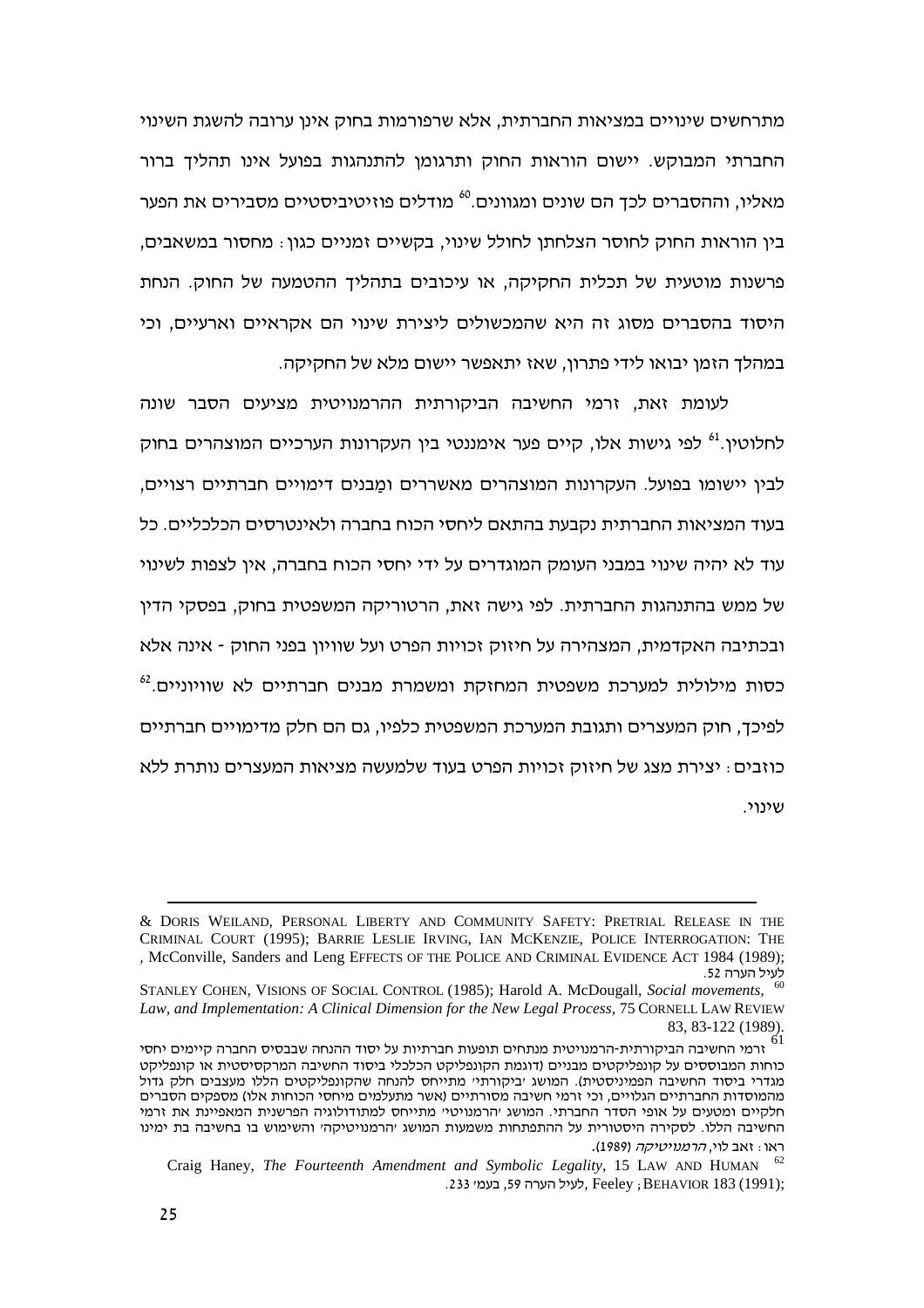מתרחשים שינויים במציאות החברתית, אלא שרפורמות בחוק אינן ערובה להשגת השינוי החברתי המבוקש. יישום הוראות החוק ותרגומן להתנהגות בפועל אינו תהליך ברור מאליו, וההסברים לכך הם שונים ומגוונים.[60] מודלים פוזיטיביסטיים מסבירים את הפער בין הוראות החוק לחוסר הצלחתן לחולל שינוי, בקשיים זמניים כגון: מחסור במשאבים, פרשנות מוטעית של תכלית החקיקה, או עיכובים בתהליך ההטמעה של החוק. הנחת היסוד בהסברים מסוג זה היא שהמכשולים ליצירת שינוי הם אקראיים וארעיים, וכי במהלך הזמן יבואו לידי פתרון, שאז יתאפשר יישום מלא של החקיקה.

לעומת זאת, זרמי החשיבה הביקורתית ההרמנויטית מציעים הסבר שונה לחלוטין.[61] לפי גישות אלו, קיים פער אימננטי בין העקרונות הערכיים המוצהרים בחוק לבין יישומו בפועל. העקרונות המוצהרים מאשררים ומַבנים דימויים חברתיים רצויים, בעוד המציאות החברתית נקבעת בהתאם ליחסי הכוח בחברה ולאינטרסים הכלכליים. כל עוד לא יהיה שינוי במבני העומק המוגדרים על ידי יחסי הכוח בחברה, אין לצפות לשינוי של ממש בהתנהגות החברתית. לפי גישה זאת, הרטוריקה המשפטית בחוק, בפסקי הדין ובכתיבה האקדמית, המצהירה על חיזוק זכויות הפרט ועל שוויון בפני החוק - אינה אלא כסות מילולית למערכת משפטית המחזקת ומשמרת מבנים חברתיים לא שוויוניים.[62] לפיכך, חוק המעצרים ותגובת המערכת המשפטית כלפיו, גם הם חלק מדימויים חברתיים כוזבים: יצירת מצג של חיזוק זכויות הפרט בעוד שלמעשה מציאות המעצרים נותרת ללא שינוי.

---

& DORIS WEILAND, PERSONAL LIBERTY AND COMMUNITY SAFETY: PRETRIAL RELEASE IN THE CRIMINAL COURT (1995); BARRIE LESLIE IRVING, IAN MCKENZIE, POLICE INTERROGATION: THE EFFECTS OF THE POLICE AND CRIMINAL EVIDENCE ACT 1984 (1989); McConville, Sanders and Leng, לעיל הערה 52.

[60] STANLEY COHEN, VISIONS OF SOCIAL CONTROL (1985); Harold A. McDougall, *Social movements, Law, and Implementation: A Clinical Dimension for the New Legal Process*, 75 CORNELL LAW REVIEW 83, 83-122 (1989).

[61] זרמי החשיבה הביקורתית-הרמנויטית מנתחים תופעות חברתיות על יסוד ההנחה שבבסיס החברה קיימים יחסי כוחות המבוססים על קונפליקטים מבניים (דוגמת הקונפליקט הכלכלי ביסוד החשיבה המרקסיסטית או קונפליקט מגדרי ביסוד החשיבה הפמיניסטית). המושג 'ביקורתי' מתייחס להנחה שהקונפליקטים הללו מעצבים חלק גדול מהמוסדות החברתיים הגלויים, וכי זרמי חשיבה מסורתיים (אשר מתעלמים מיחסי הכוחות אלו) מספקים הסברים חלקיים ומטעים על אופי הסדר החברתי. המושג 'הרמנויטי' מתייחס למתודולוגיה הפרשנית המאפיינת את זרמי החשיבה הללו. לסקירה היסטורית על ההתפתחות משמעות המושג 'הרמנויטיקה' והשימוש בו בחשיבה בת ימינו ראו: זאב לוי, *הרמנויטיקה* (1989).

[62] Craig Haney, *The Fourteenth Amendment and Symbolic Legality*, 15 LAW AND HUMAN BEHAVIOR 183 (1991); Feeley, לעיל הערה 59, בעמ' 233.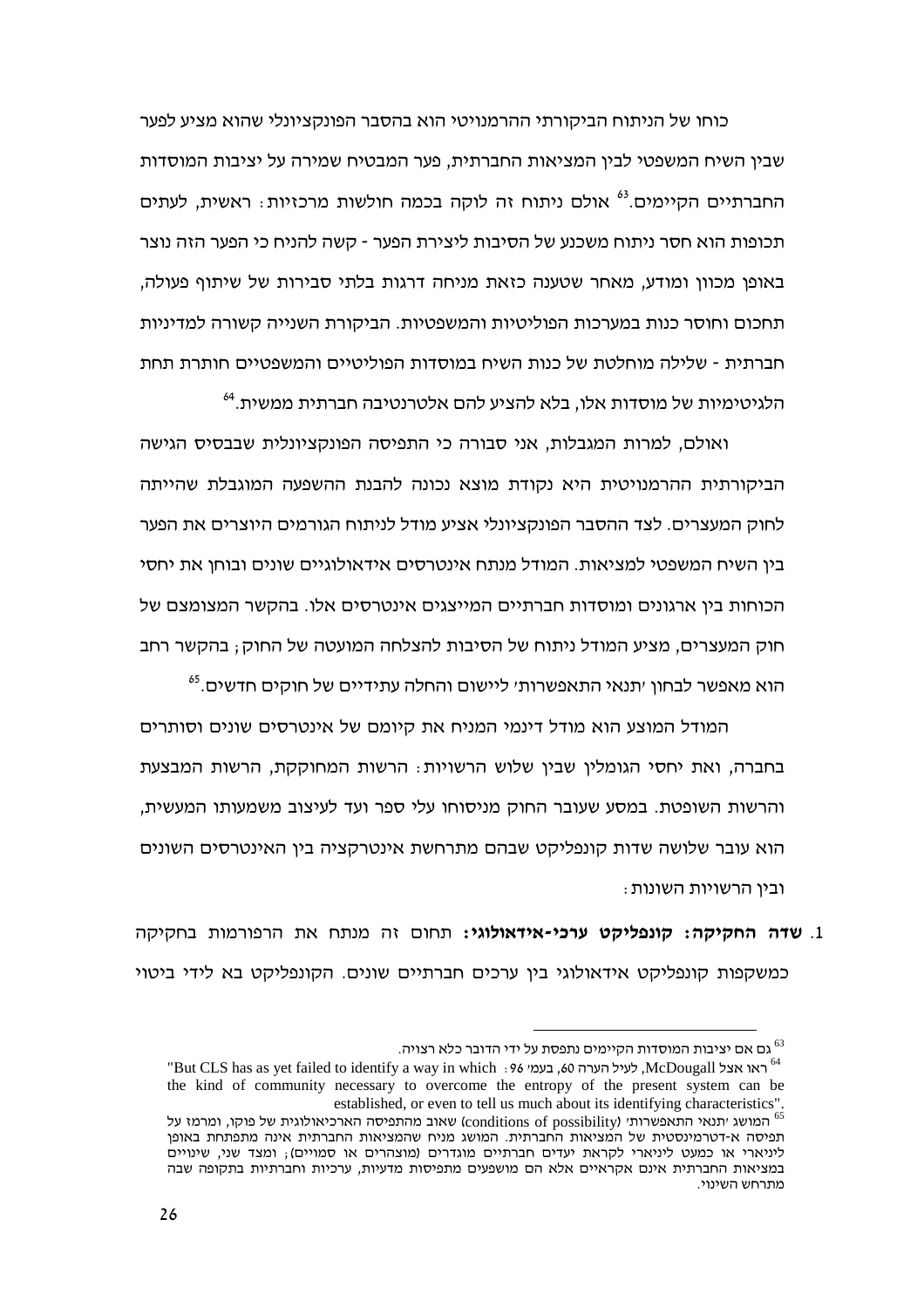כוחו של הניתוח הביקורתי ההרמנויטי הוא בהסבר הפונקציונלי שהוא מציע לפער שבין השיח המשפטי לבין המציאות החברתית, פער המבטיח שמירה על יציבות המוסדות החברתיים הקיימים.[63] אולם ניתוח זה לוקה בכמה חולשות מרכזיות: ראשית, לעתים תכופות הוא חסר ניתוח משכנע של הסיבות ליצירת הפער - קשה להניח כי הפער הזה נוצר באופן מכוון ומודע, מאחר שטענה כזאת מניחה דרגות בלתי סבירות של שיתוף פעולה, תחכום וחוסר כנות במערכות הפוליטיות והמשפטיות. הביקורת השנייה קשורה למדיניות חברתית - שלילה מוחלטת של כנות השיח במוסדות הפוליטיים והמשפטיים חותרת תחת הלגיטימיות של מוסדות אלו, בלא להציע להם אלטרנטיבה חברתית ממשית.[64]

ואולם, למרות המגבלות, אני סבורה כי התפיסה הפונקציונלית שבבסיס הגישה הביקורתית ההרמנויטית היא נקודת מוצא נכונה להבנת ההשפעה המוגבלת שהייתה לחוק המעצרים. לצד ההסבר הפונקציונלי אציע מודל לניתוח הגורמים היוצרים את הפער בין השיח המשפטי למציאות. המודל מנתח אינטרסים אידאולוגיים שונים ובוחן את יחסי הכוחות בין ארגונים ומוסדות חברתיים המייצגים אינטרסים אלו. בהקשר המצומצם של חוק המעצרים, מציע המודל ניתוח של הסיבות להצלחה המועטה של החוק; בהקשר רחב הוא מאפשר לבחון 'תנאי התאפשרות' ליישום והחלה עתידיים של חוקים חדשים.[65]

המודל המוצע הוא מודל דינמי המניח את קיומם של אינטרסים שונים וסותרים בחברה, ואת יחסי הגומלין שבין שלוש הרשויות: הרשות המחוקקת, הרשות המבצעת והרשות השופטת. במסע שעובר החוק מניסוחו עלי ספר ועד לעיצוב משמעותו המעשית, הוא עובר שלושה שדות קונפליקט שבהם מתרחשת אינטרקציה בין האינטרסים השונים ובין הרשויות השונות:

1. **שדה החקיקה: קונפליקט ערכי-אידאולוגי:** תחום זה מנתח את הרפורמות בחקיקה כמשקפות קונפליקט אידאולוגי בין ערכים חברתיים שונים. הקונפליקט בא לידי ביטוי

---

[63] גם אם יציבות המוסדות הקיימים נתפסת על ידי הדובר כלא רצויה.

[64] ראו אצל McDougall, לעיל הערה 60, בעמ' 96: "But CLS has as yet failed to identify a way in which the kind of community necessary to overcome the entropy of the present system can be established, or even to tell us much about its identifying characteristics".

[65] המושג 'תנאי התאפשרות' (conditions of possibility) שאוב מהתפיסה הארכיאולוגית של פוקו, ומרמז על תפיסה א-דטרמיניסטית של המציאות החברתית. המושג מניח שהמציאות החברתית אינה מתפתחת באופן ליניארי או כמעט ליניארי לקראת יעדים חברתיים מוגדרים (מוצהרים או סמויים); ומצד שני, שינויים במציאות החברתית אינם אקראיים אלא הם מושפעים מתפיסות מדעיות, ערכיות וחברתיות בתקופה שבה מתרחש השינוי.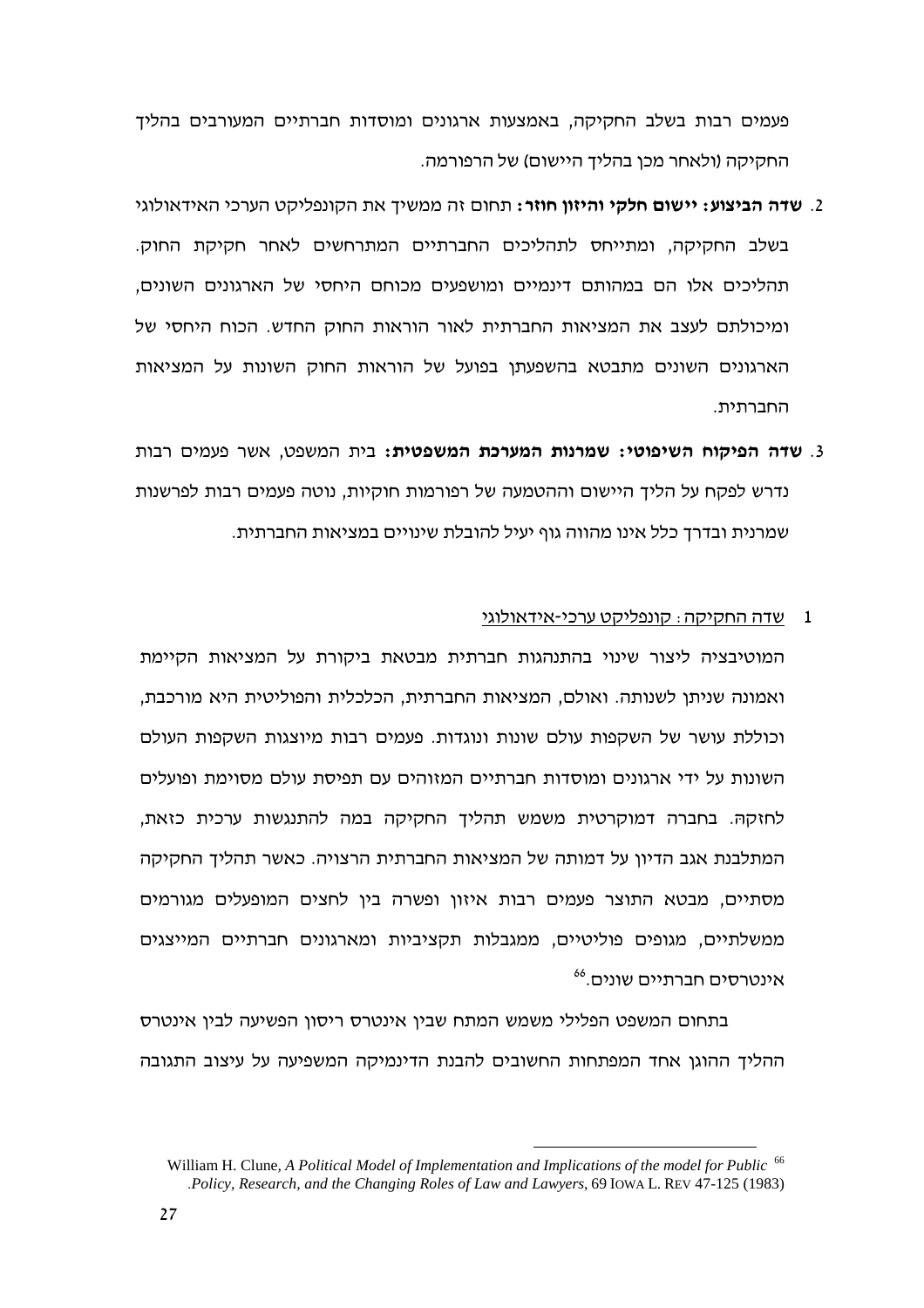פעמים רבות בשלב החקיקה, באמצעות ארגונים ומוסדות חברתיים המעורבים בהליך החקיקה (ולאחר מכן בהליך היישום) של הרפורמה.

2. **שדה הביצוע: יישום חלקי והיזון חוזר:** תחום זה ממשיך את הקונפליקט הערכי האידאולוגי בשלב החקיקה, ומתייחס לתהליכים החברתיים המתרחשים לאחר חקיקת החוק. תהליכים אלו הם במהותם דינמיים ומושפעים מכוחם היחסי של הארגונים השונים, ומיכולתם לעצב את המציאות החברתית לאור הוראות החוק החדש. הכוח היחסי של הארגונים השונים מתבטא בהשפעתן בפועל של הוראות החוק השונות על המציאות החברתית.

3. **שדה הפיקוח השיפוטי: שמרנות המערכת המשפטית:** בית המשפט, אשר פעמים רבות נדרש לפקח על הליך היישום וההטמעה של רפורמות חוקיות, נוטה פעמים רבות לפרשנות שמרנית ובדרך כלל אינו מהווה גוף יעיל להובלת שינויים במציאות החברתית.

## 1 שדה החקיקה: קונפליקט ערכי-אידאולוגי

המוטיבציה ליצור שינוי בהתנהגות חברתית מבטאת ביקורת על המציאות הקיימת ואמונה שניתן לשנותה. ואולם, המציאות החברתית, הכלכלית והפוליטית היא מורכבת, וכוללת עושר של השקפות עולם שונות ונוגדות. פעמים רבות מיוצגות השקפות העולם השונות על ידי ארגונים ומוסדות חברתיים המזוהים עם תפיסת עולם מסוימת ופועלים לחזקה. בחברה דמוקרטית משמש תהליך החקיקה במה להתנגשות ערכית כזאת, המתלבנת אגב הדיון על דמותה של המציאות החברתית הרצויה. כאשר תהליך החקיקה מסתיים, מבטא התוצר פעמים רבות איזון ופשרה בין לחצים המופעלים מגורמים ממשלתיים, מגופים פוליטיים, ממגבלות תקציביות ומארגונים חברתיים המייצגים אינטרסים חברתיים שונים.[66]

בתחום המשפט הפלילי משמש המתח שבין אינטרס ריסון הפשיעה לבין אינטרס ההליך ההוגן אחד המפתחות החשובים להבנת הדינמיקה המשפיעה על עיצוב התגובה

---

[66] William H. Clune, *A Political Model of Implementation and Implications of the model for Public Policy, Research, and the Changing Roles of Law and Lawyers*, 69 IOWA L. REV 47-125 (1983).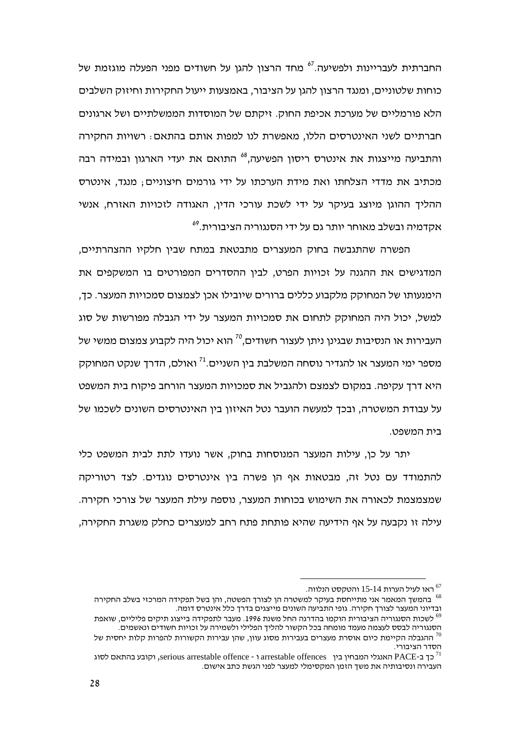החברתית לעבריינות ולפשיעה.[67] מחד הרצון להגן על חשודים מפני הפעלה מוגזמת של כוחות שלטוניים, ומנגד הרצון להגן על הציבור, באמצעות ייעול החקירות וחיזוק השלבים הלא פורמליים של מערכת אכיפת החוק. זיקתם של המוסדות הממשלתיים ושל ארגונים חברתיים לשני האינטרסים הללו, מאפשרת לנו למפות אותם בהתאם: רשויות החקירה והתביעה מייצגות את אינטרס ריסון הפשיעה,[68] התואם את יעדי הארגון ובמידה רבה מכתיב את מדדי הצלחתו ואת מידת הערכתו על ידי גורמים חיצוניים; מנגד, אינטרס ההליך ההוגן מיוצג בעיקר על ידי לשכת עורכי הדין, האגודה לזכויות האזרח, אנשי אקדמיה ובשלב מאוחר יותר גם על ידי הסנגוריה הציבורית.[69]

הפשרה שהתגבשה בחוק המעצרים מתבטאת במתח שבין חלקיו ההצהרתיים, המדגישים את ההגנה על זכויות הפרט, לבין ההסדרים המפורטים בו המשקפים את הימנעותו של המחוקק מלקבוע כללים ברורים שיובילו אכן לצמצום סמכויות המעצר. כך, למשל, יכול היה המחוקק לתחום את סמכויות המעצר על ידי הגבלה מפורשות של סוג העבירות או הנסיבות שבגינן ניתן לעצור חשודים,[70] הוא יכול היה לקבוע צמצום ממשי של מספר ימי המעצר או להגדיר נוסחה המשלבת בין השניים.[71] ואולם, הדרך שנקט המחוקק היא דרך עקיפה. במקום לצמצם ולהגביל את סמכויות המעצר הורחב פיקוח בית המשפט על עבודת המשטרה, ובכך למעשה הועבר נטל האיזון בין האינטרסים השונים לשכמו של בית המשפט.

יתר על כן, עילות המעצר המנוסחות בחוק, אשר נועדו לתת לבית המשפט כלי להתמודד עם נטל זה, מבטאות אף הן פשרה בין אינטרסים נוגדים. לצד רטוריקה שמצמצמת לכאורה את השימוש בכוחות המעצר, נוספה עילת המעצר של צורכי חקירה. עילה זו נקבעה על אף הידיעה שהיא פותחת פתח רחב למעצרים כחלק משגרת החקירה,

---

[67] ראו לעיל הערות 14-15 והטקסט הנלווה.

[68] בהמשך המאמר אני מתייחסת בעיקר למשטרה הן לצורך הפשטה, והן בשל תפקידה המרכזי בשלב החקירה ובדיוני המעצר לצורך חקירה. גופי התביעה השונים מייצגים בדרך כלל אינטרס דומה.

[69] לשכות הסנגוריה הציבורית הוקמו בהדרגה החל משנת 1996. מעבר לתפקידה בייצוג תיקים פליליים, שואפת הסנגוריה לבסס לעצמה מעמד מומחה בכל הקשור להליך הפלילי ולשמירה על זכויות חשודים ונאשמים.

[70] ההגבלה הקיימת כיום אוסרת מעצרים בעבירות מסוג עוון, שהן עבירות הקשורות להפרות קלות יחסית של הסדר הציבורי.

[71] כך ב-PACE האנגלי המבחין בין arrestable offences ו- serious arrestable offence, וקובע בהתאם לסוג העבירה ונסיבותיה את משך הזמן המקסימלי למעצר לפני הגשת כתב אישום.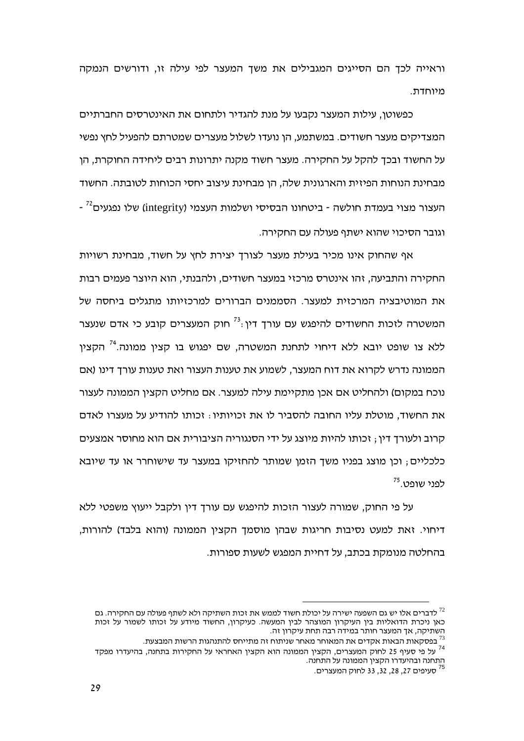וראייה לכך הם הסייגים המגבילים את משך המעצר לפי עילה זו, ודורשים הנמקה מיוחדת.

כפשוטן, עילות המעצר נקבעו על מנת להגדיר ולתחום את האינטרסים החברתיים המצדיקים מעצר חשודים. במשתמע, הן נועדו לשלול מעצרים שמטרתם להפעיל לחץ נפשי על החשוד ובכך להקל על החקירה. מעצר חשוד מקנה יתרונות רבים ליחידה החוקרת, הן מבחינת הנוחות הפיזית והארגונית שלה, הן מבחינת עיצוב יחסי הכוחות לטובתה. החשוד העצור מצוי בעמדת חולשה - ביטחונו הבסיסי ושלמות העצמי (integrity) שלו נפגעים[72] - וגובר הסיכוי שהוא ישתף פעולה עם החקירה.

אף שהחוק אינו מכיר בעילת מעצר לצורך יצירת לחץ על חשוד, מבחינת רשויות החקירה והתביעה, זהו אינטרס מרכזי במעצר חשודים, ולהבנתי, הוא היוצר פעמים רבות את המוטיבציה המרכזית למעצר. הסממנים הברורים למרכזיותו מתגלים ביחסה של המשטרה לזכות החשודים להיפגש עם עורך דין:[73] חוק המעצרים קובע כי אדם שנעצר ללא צו שופט יובא ללא דיחוי לתחנת המשטרה, שם יפגוש בו קצין ממונה.[74] הקצין הממונה נדרש לקרוא את דוח המעצר, לשמוע את טענות העצור ואת טענות עורך דינו (אם נוכח במקום) ולהחליט אם אכן מתקיימת עילה למעצר. אם מחליט הקצין הממונה לעצור את החשוד, מוטלת עליו החובה להסביר לו את זכויותיו: זכותו להודיע על מעצרו לאדם קרוב ולעורך דין; זכותו להיות מיוצג על ידי הסנגוריה הציבורית אם הוא מחוסר אמצעים כלכליים; וכן מוצג בפניו משך הזמן שמותר להחזיקו במעצר עד שישוחרר או עד שיובא לפני שופט.[75]

על פי החוק, שמורה לעצור הזכות להיפגש עם עורך דין ולקבל ייעוץ משפטי ללא דיחוי. זאת למעט נסיבות חריגות שבהן מוסמך הקצין הממונה (והוא בלבד) להורות, בהחלטה מנומקת בכתב, על דחיית המפגש לשעות ספורות.

---

[72] לדברים אלו יש גם השפעה ישירה על יכולת חשוד לממש את זכות השתיקה ולא לשתף פעולה עם החקירה. גם כאן ניכרת הדואליות בין העיקרון המוצהר לבין המעשה. כעיקרון, החשוד מיודע על זכותו לשמור על זכות השתיקה, אך המעצר חותר במידה רבה תחת עיקרון זה.

[73] בפסקאות הבאות אקדים את המאוחר מאחר שניתוח זה מתייחס להתנהגות הרשות המבצעת.

[74] על פי סעיף 25 לחוק המעצרים, הקצין הממונה הוא הקצין האחראי על החקירות בתחנה, בהיעדרו מפקד התחנה ובהיעדרו הקצין הממונה על התחנה.

[75] סעיפים 27, 28, 32, 33 לחוק המעצרים.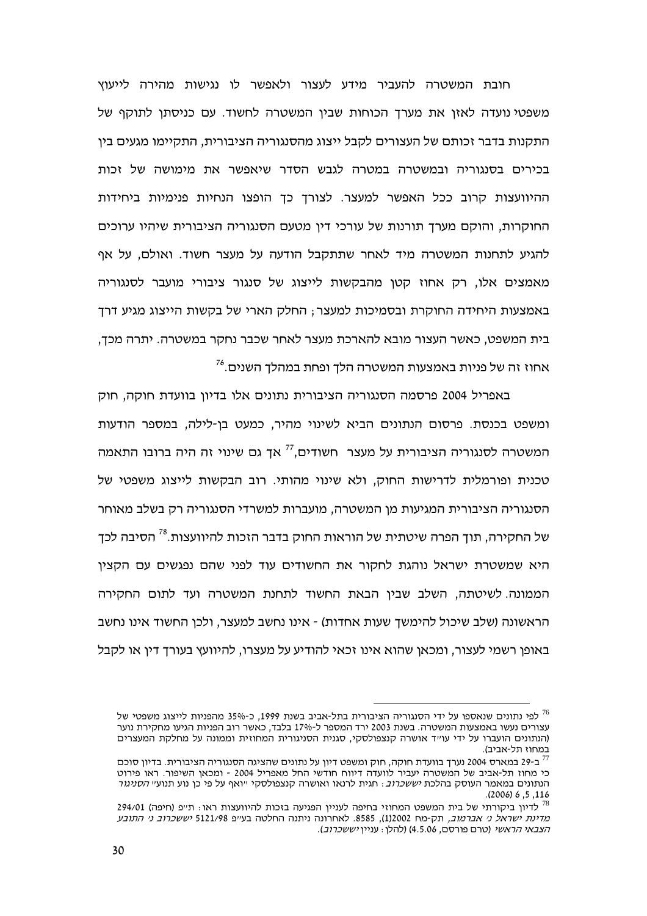חובת המשטרה להעביר מידע לעצור ולאפשר לו נגישות מהירה לייעוץ משפטי נועדה לאזן את מערך הכוחות שבין המשטרה לחשוד. עם כניסתן לתוקף של התקנות בדבר זכותם של העצורים לקבל ייצוג מהסנגוריה הציבורית, התקיימו מגעים בין בכירים בסנגוריה ובמשטרה במטרה לגבש הסדר שיאפשר את מימושה של זכות ההיוועצות קרוב ככל האפשר למעצר. לצורך כך הופצו הנחיות פנימיות ביחידות החוקרות, והוקם מערך תורנות של עורכי דין מטעם הסנגוריה הציבורית שיהיו ערוכים להגיע לתחנות המשטרה מיד לאחר שתתקבל הודעה על מעצר חשוד. ואולם, על אף מאמצים אלו, רק אחוז קטן מהבקשות לייצוג של סנגור ציבורי מועבר לסנגוריה באמצעות היחידה החוקרת ובסמיכות למעצר; החלק הארי של בקשות הייצוג מגיע דרך בית המשפט, כאשר העצור מובא להארכת מעצר לאחר שכבר נחקר במשטרה. יתרה מכך, אחוז זה של פניות באמצעות המשטרה הלך ופחת במהלך השנים.[76]

באפריל 2004 פרסמה הסנגוריה הציבורית נתונים אלו בדיון בוועדת חוקה, חוק ומשפט בכנסת. פרסום הנתונים הביא לשינוי מהיר, כמעט בן-לילה, במספר הודעות המשטרה לסנגוריה הציבורית על מעצר חשודים,[77] אך גם שינוי זה היה ברובו התאמה טכנית ופורמלית לדרישות החוק, ולא שינוי מהותי. רוב הבקשות לייצוג משפטי של הסנגוריה הציבורית המגיעות מן המשטרה, מועברות למשרדי הסנגוריה רק בשלב מאוחר של החקירה, תוך הפרה שיטתית של הוראות החוק בדבר הזכות להיוועצות.[78] הסיבה לכך היא שמשטרת ישראל נוהגת לחקור את החשודים עוד לפני שהם נפגשים עם הקצין הממונה. לשיטתה, השלב שבין הבאת החשוד לתחנת המשטרה ועד לתום החקירה הראשונה (שלב שיכול להימשך שעות אחדות) - אינו נחשב למעצר, ולכן החשוד אינו נחשב באופן רשמי לעצור, ומכאן שהוא אינו זכאי להודיע על מעצרו, להיוועץ בעורך דין או לקבל

---

[76] לפי נתונים שנאספו על ידי הסנגוריה הציבורית בתל-אביב בשנת 1999, כ-35% מהפניות לייצוג משפטי של עצורים נעשו באמצעות המשטרה. בשנת 2003 ירד המספר ל-17% בלבד, כאשר רוב הפניות הגיעו מחקירת נוער (הנתונים הועברו על ידי עו"ד אושרה קנצפולסקי, סגנית הסניגורית המחוזית וממונה על מחלקת המעצרים במחוז תל-אביב).

[77] ב-29 במארס 2004 נערך בוועדת חוקה, חוק ומשפט דיון על נתונים שהציגה הסנגוריה הציבורית. בדיון סוכם כי מחוז תל-אביב של המשטרה יעביר לוועדה דיווח חודשי החל מאפריל 2004 - ומכאן השיפור. ראו פירוט הנתונים במאמר העוסק בהלכת *יששכרוב*: חגית לרנאו ואושרה קנצפולסקי "ואף על פי כן נוע תנוע" *הסניגור* 116, 5, 6 (2006).

[78] לדיון ביקורתי של בית המשפט המחוזי בחיפה בעניין הפגיעה בזכות להיוועצות ראו: ת"פ (חיפה) 294/01 *מדינת ישראל נ' אברמוב*, תק-מח 2002(1), 8585. לאחרונה ניתנה החלטה בע"פ 5121/98 *יששכרוב נ' התובע הצבאי הראשי* (טרם פורסם, 4.5.06) (להלן: עניין *יששכרוב*).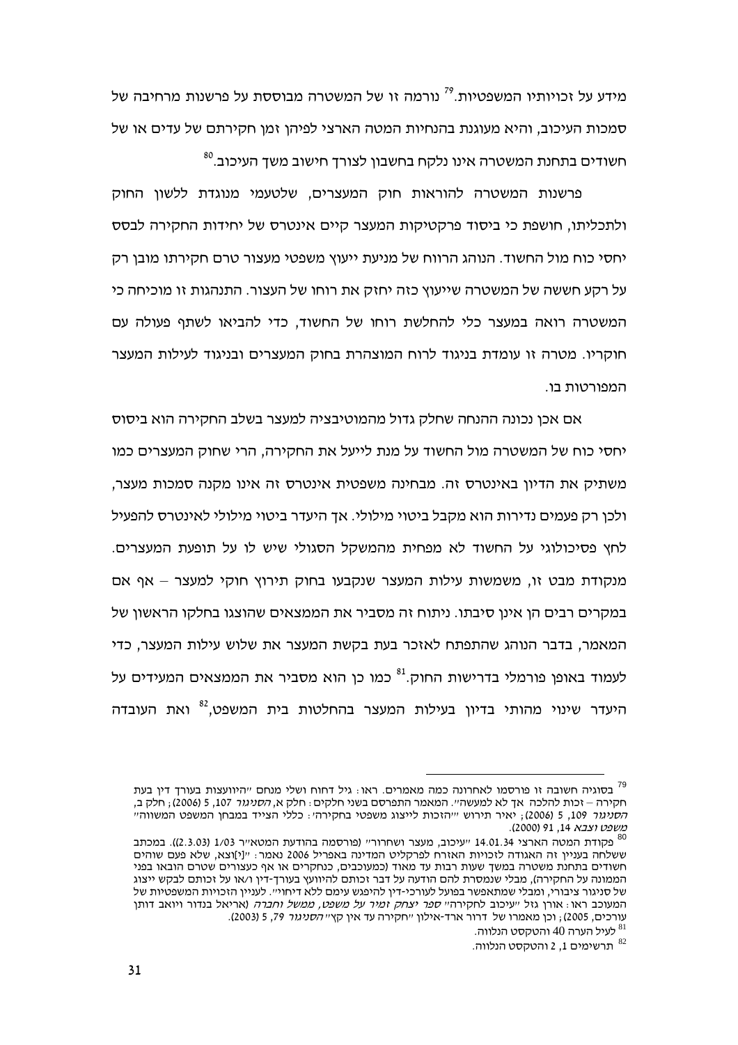מידע על זכויותיו המשפטיות.[79] נורמה זו של המשטרה מבוססת על פרשנות מרחיבה של סמכות העיכוב, והיא מעוגנת בהנחיות המטה הארצי לפיהן זמן חקירתם של עדים או של חשודים בתחנת המשטרה אינו נלקח בחשבון לצורך חישוב משך העיכוב.[80]

פרשנות המשטרה להוראות חוק המעצרים, שלטעמי מנוגדת ללשון החוק ולתכליתו, חושפת כי ביסוד פרקטיקות המעצר קיים אינטרס של יחידות החקירה לבסס יחסי כוח מול החשוד. הנוהג הרווח של מניעת ייעוץ משפטי מעצור טרם חקירתו מובן רק על רקע חששה של המשטרה שייעוץ כזה יחזק את רוחו של העצור. התנהגות זו מוכיחה כי המשטרה רואה במעצר כלי להחלשת רוחו של החשוד, כדי להביאו לשתף פעולה עם חוקריו. מטרה זו עומדת בניגוד לרוח המוצהרת בחוק המעצרים ובניגוד לעילות המעצר המפורטות בו.

אם אכן נכונה ההנחה שחלק גדול מהמוטיבציה למעצר בשלב החקירה הוא ביסוס יחסי כוח של המשטרה מול החשוד על מנת לייעל את החקירה, הרי שחוק המעצרים כמו משתיק את הדיון באינטרס זה. מבחינה משפטית אינטרס זה אינו מקנה סמכות מעצר, ולכן רק פעמים נדירות הוא מקבל ביטוי מילולי. אך היעדר ביטוי מילולי לאינטרס להפעיל לחץ פסיכולוגי על החשוד לא מפחית מהמשקל הסגולי שיש לו על תופעת המעצרים. מנקודת מבט זו, משמשות עילות המעצר שנקבעו בחוק תירוץ חוקי למעצר – אף אם במקרים רבים הן אינן סיבתו. ניתוח זה מסביר את הממצאים שהוצגו בחלקו הראשון של המאמר, בדבר הנוהג שהתפתח לאזכר בעת בקשת המעצר את שלוש עילות המעצר, כדי לעמוד באופן פורמלי בדרישות החוק.[81] כמו כן הוא מסביר את הממצאים המעידים על היעדר שינוי מהותי בדיון בעילות המעצר בהחלטות בית המשפט,[82] ואת העובדה

---

[79] בסוגיה חשובה זו פורסמו לאחרונה כמה מאמרים. ראו: גיל דחוח ושלי מנחם "היוועצות בעורך דין בעת חקירה – זכות להלכה אך לא למעשה". המאמר התפרסם בשני חלקים: חלק א, *הסניגור* 107, 5 (2006); חלק ב, *הסניגור* 109, 5 (2006); יאיר תירוש "'הזכות לייצוג משפטי בחקירה': כללי הצייד במבחן המשפט המשווה" *משפט וצבא* 14, 91 (2000).

[80] פקודת המטה הארצי 14.01.34 "עיכוב, מעצר ושחרור" (פורסמה בהודעת המטא"ר 1/03 (2.3.03)). במכתב ששלחה בעניין זה האגודה לזכויות האזרח לפרקליט המדינה באפריל 2006 נאמר: "[נ]וצא, שלא פעם שוהים חשודים בתחנת משטרה במשך שעות רבות עד מאוד (כמעוכבים, כנחקרים או אף כעצורים שטרם הובאו בפני הממונה על החקירה), מבלי שנמסרת להם הודעה על דבר זכותם להיוועץ בעורך-דין ו/או על זכותם לבקש ייצוג של סניגור ציבורי, ומבלי שמתאפשר בפועל לעורכי-דין להיפגש עימם ללא דיחוי". לעניין הזכויות המשפטיות של המעוכב ראו: אורן גזל "עיכוב לחקירה" *ספר יצחק זמיר על משפט, ממשל וחברה* (אריאל בנדור ויואב דותן עורכים, 2005); וכן מאמרו של דרור ארד-אילון "חקירה עד אין קץ" *הסניגור* 79, 5 (2003).

[81] לעיל הערה 40 והטקסט הנלווה.

[82] תרשימים 1, 2 והטקסט הנלווה.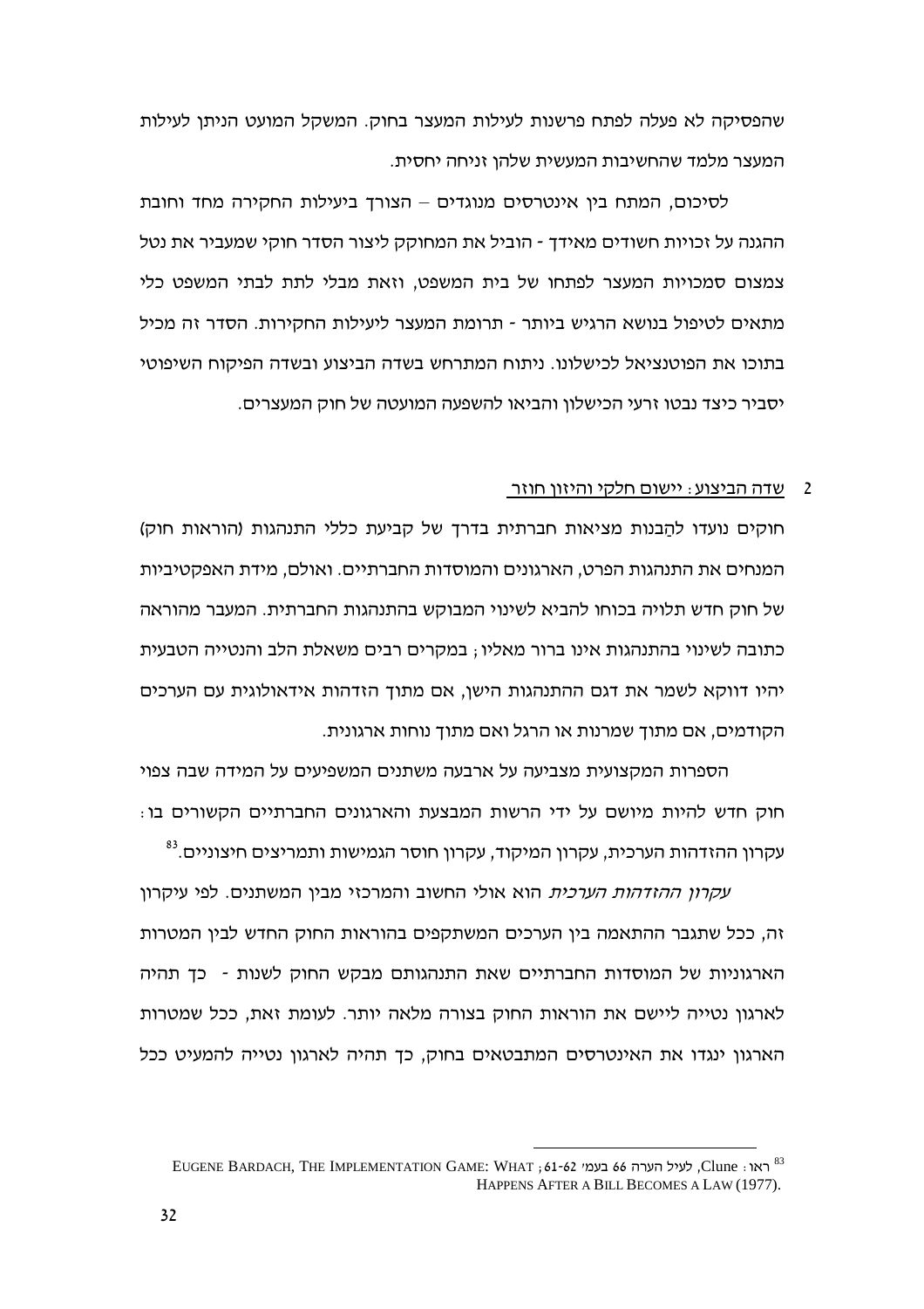שהפסיקה לא פעלה לפתח פרשנות לעילות המעצר בחוק. המשקל המועט הניתן לעילות המעצר מלמד שהחשיבות המעשית שלהן זניחה יחסית.

לסיכום, המתח בין אינטרסים מנוגדים – הצורך ביעילות החקירה מחד וחובת ההגנה על זכויות חשודים מאידך - הוביל את המחוקק ליצור הסדר חוקי שמעביר את נטל צמצום סמכויות המעצר לפתחו של בית המשפט, וזאת מבלי לתת לבתי המשפט כלי מתאים לטיפול בנושא הרגיש ביותר - תרומת המעצר ליעילות החקירות. הסדר זה מכיל בתוכו את הפוטנציאל לכישלונו. ניתוח המתרחש בשדה הביצוע ובשדה הפיקוח השיפוטי יסביר כיצד נבטו זרעי הכישלון והביאו להשפעה המועטה של חוק המעצרים.

## 2 <u>שדה הביצוע: יישום חלקי והיזון חוזר</u>

חוקים נועדו להַבנות מציאות חברתית בדרך של קביעת כללי התנהגות (הוראות חוק) המנחים את התנהגות הפרט, הארגונים והמוסדות החברתיים. ואולם, מידת האפקטיביות של חוק חדש תלויה בכוחו להביא לשינוי המבוקש בהתנהגות החברתית. המעבר מהוראה כתובה לשינוי בהתנהגות אינו ברור מאליו; במקרים רבים משאלת הלב והנטייה הטבעית יהיו דווקא לשמר את דגם ההתנהגות הישן, אם מתוך הזדהות אידאולוגית עם הערכים הקודמים, אם מתוך שמרנות או הרגל ואם מתוך נוחות ארגונית.

הספרות המקצועית מצביעה על ארבעה משתנים המשפיעים על המידה שבה צפוי חוק חדש להיות מיושם על ידי הרשות המבצעת והארגונים החברתיים הקשורים בו: עקרון ההזדהות הערכית, עקרון המיקוד, עקרון חוסר הגמישות ותמריצים חיצוניים.[83]

*עקרון ההזדהות הערכית* הוא אולי החשוב והמרכזי מבין המשתנים. לפי עיקרון זה, ככל שתגבר ההתאמה בין הערכים המשתקפים בהוראות החוק החדש לבין המטרות הארגוניות של המוסדות החברתיים שאת התנהגותם מבקש החוק לשנות - כך תהיה לארגון נטייה ליישם את הוראות החוק בצורה מלאה יותר. לעומת זאת, ככל שמטרות הארגון ינגדו את האינטרסים המתבטאים בחוק, כך תהיה לארגון נטייה להמעיט ככל

---

[83] ראו: Clune, לעיל הערה 66 בעמ' 61-62; EUGENE BARDACH, THE IMPLEMENTATION GAME: WHAT HAPPENS AFTER A BILL BECOMES A LAW (1977).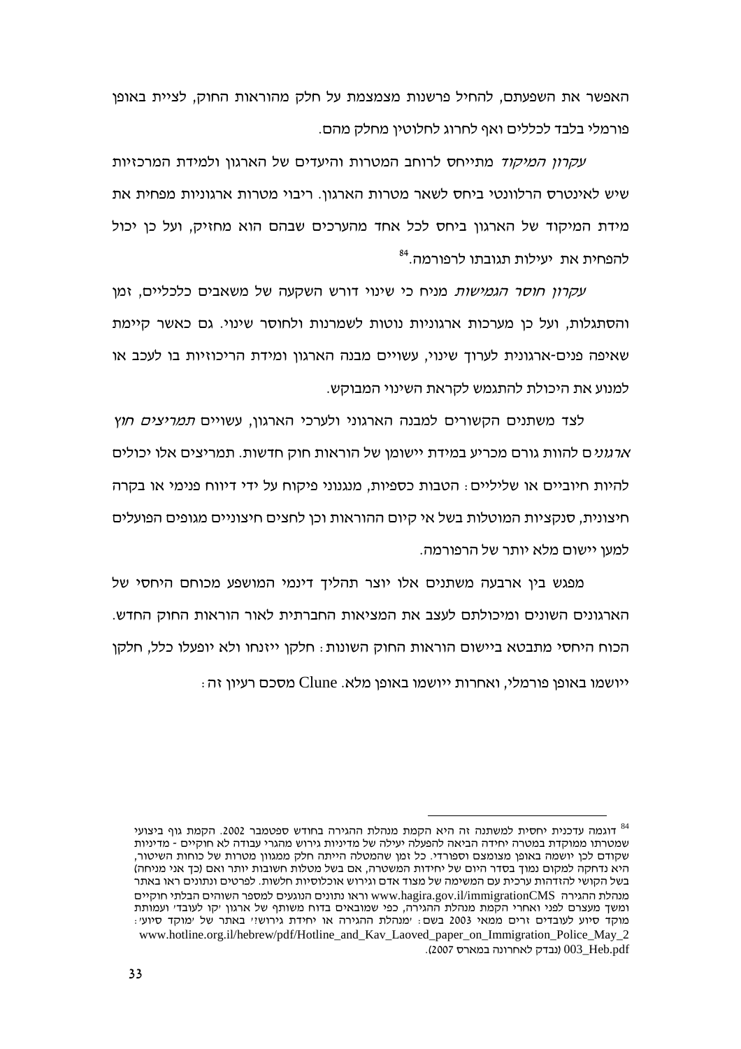האפשר את השפעתם, להחיל פרשנות מצמצמת על חלק מהוראות החוק, לציית באופן פורמלי בלבד לכללים ואף לחרוג לחלוטין מחלק מהם.

*עקרון המיקוד* מתייחס לרוחב המטרות והיעדים של הארגון ולמידת המרכזיות שיש לאינטרס הרלוונטי ביחס לשאר מטרות הארגון. ריבוי מטרות ארגוניות מפחית את מידת המיקוד של הארגון ביחס לכל אחד מהערכים שבהם הוא מחזיק, ועל כן יכול להפחית את יעילות תגובתו לרפורמה.[84]

*עקרון חוסר הגמישות* מניח כי שינוי דורש השקעה של משאבים כלכליים, זמן והסתגלות, ועל כן מערכות ארגוניות נוטות לשמרנות ולחוסר שינוי. גם כאשר קיימת שאיפה פנים-ארגונית לערוך שינוי, עשויים מבנה הארגון ומידת הריכוזיות בו לעכב או למנוע את היכולת להתגמש לקראת השינוי המבוקש.

לצד משתנים הקשורים למבנה הארגוני ולערכי הארגון, עשויים *תמריצים חוץ ארגוני*ם להוות גורם מכריע במידת יישומן של הוראות חוק חדשות. תמריצים אלו יכולים להיות חיוביים או שליליים: הטבות כספיות, מנגנוני פיקוח על ידי דיווח פנימי או בקרה חיצונית, סנקציות המוטלות בשל אי קיום ההוראות וכן לחצים חיצוניים מגופים הפועלים למען יישום מלא יותר של הרפורמה.

מפגש בין ארבעה משתנים אלו יוצר תהליך דינמי המושפע מכוחם היחסי של הארגונים השונים ומיכולתם לעצב את המציאות החברתית לאור הוראות החוק החדש. הכוח היחסי מתבטא ביישום הוראות החוק השונות: חלקן ייזנחו ולא יופעלו כלל, חלקן ייושמו באופן פורמלי, ואחרות ייושמו באופן מלא. Clune מסכם רעיון זה:

---

[84] דוגמה עדכנית יחסית למשתנה זה היא הקמת מנהלת ההגירה בחודש ספטמבר 2002. הקמת גוף ביצועי שמטרתו ממוקדת במטרה יחידה הביאה להפעלה יעילה של מדיניות גירוש מהגרי עבודה לא חוקיים - מדיניות שקודם לכן יושמה באופן מצומצם וספורדי. כל זמן שהמטלה הייתה חלק ממגוון מטרות של כוחות השיטור, היא נדחקה למקום נמוך בסדר היום של יחידות המשטרה, אם בשל מטלות חשובות יותר ואם (כך אני מניחה) בשל הקושי להזדהות ערכית עם המשימה של מצוד אדם וגירוש אוכלוסיות חלשות. לפרטים ונתונים ראו באתר מנהלת ההגירה www.hagira.gov.il/immigrationCMS וראו נתונים הנוגעים למספר השוהים הבלתי חוקיים ומשך מעצרם לפני ואחרי הקמת מנהלת ההגירה, כפי שמובאים בדוח משותף של ארגון 'קו לעובד' ועמותת מוקד סיוע לעובדים זרים ממאי 2003 בשם: 'מנהלת ההגירה או יחידת גירוש?' באתר של 'מוקד סיוע': www.hotline.org.il/hebrew/pdf/Hotline_and_Kav_Laoved_paper_on_Immigration_Police_May_2003_Heb.pdf (נבדק לאחרונה במארס 2007).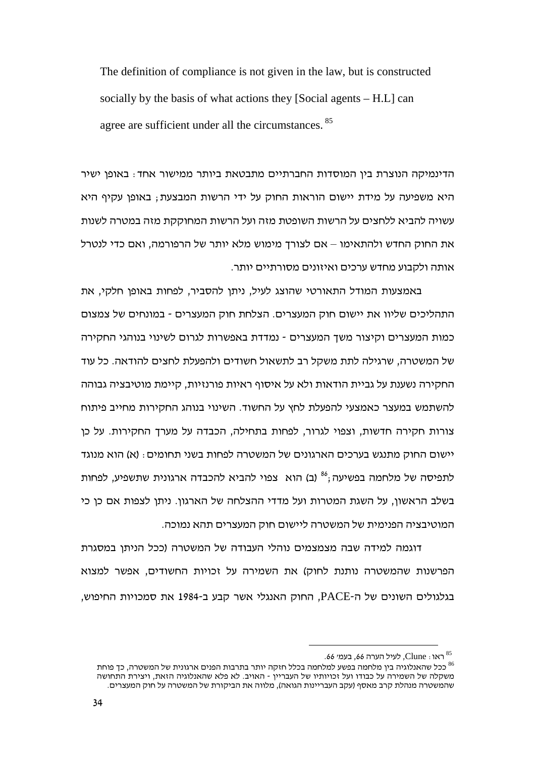> The definition of compliance is not given in the law, but is constructed socially by the basis of what actions they [Social agents – H.L] can agree are sufficient under all the circumstances.[85]

הדינמיקה הנוצרת בין המוסדות החברתיים מתבטאת ביותר ממישור אחד: באופן ישיר היא משפיעה על מידת יישום הוראות החוק על ידי הרשות המבצעת; באופן עקיף היא עשויה להביא ללחצים על הרשות השופטת מזה ועל הרשות המחוקקת מזה במטרה לשנות את החוק החדש ולהתאימו – אם לצורך מימוש מלא יותר של הרפורמה, ואם כדי לנטרל אותה ולקבוע מחדש ערכים ואיזונים מסורתיים יותר.

באמצעות המודל התאורטי שהוצג לעיל, ניתן להסביר, לפחות באופן חלקי, את התהליכים שליוו את יישום חוק המעצרים. הצלחת חוק המעצרים - במונחים של צמצום כמות המעצרים וקיצור משך המעצרים - נמדדת באפשרות לגרום לשינוי בנוהגי החקירה של המשטרה, שרגילה לתת משקל רב לתשאול חשודים ולהפעלת לחצים להודאה. כל עוד החקירה נשענת על גביית הודאות ולא על איסוף ראיות פורנזיות, קיימת מוטיבציה גבוהה להשתמש במעצר כאמצעי להפעלת לחץ על החשוד. השינוי בנוהג החקירות מחייב פיתוח צורות חקירה חדשות, וצפוי לגרור, לפחות בתחילה, הכבדה על מערך החקירות. על כן יישום החוק מתנגש בערכים הארגונים של המשטרה לפחות בשני תחומים: (א) הוא מנוגד לתפיסה של מלחמה בפשיעה;[86] (ב) הוא צפוי להביא להכבדה ארגונית שתשפיע, לפחות בשלב הראשון, על השגת המטרות ועל מדדי ההצלחה של הארגון. ניתן לצפות אם כן כי המוטיבציה הפנימית של המשטרה ליישום חוק המעצרים תהא נמוכה.

דוגמה למידה שבה מצמצמים נוהלי העבודה של המשטרה (ככל הניתן במסגרת הפרשנות שהמשטרה נותנת לחוק) את השמירה על זכויות החשודים, אפשר למצוא בגלגולים השונים של ה-PACE, החוק האנגלי אשר קבע ב-1984 את סמכויות החיפוש,

---

[85] ראו: Clune, לעיל הערה 66, בעמ' 66.

[86] ככל שהאנלוגיה בין מלחמה בפשע למלחמה בכלל חזקה יותר בתרבות הפנים ארגונית של המשטרה, כך פוחת משקלה של השמירה על כבודו ועל זכויותיו של העבריין - האויב. לא פלא שהאנלוגיה הזאת, ויצירת התחושה שהמשטרה מנהלת קרב מאסף (עקב העבריינות הגואה), מלווה את הביקורת של המשטרה על חוק המעצרים.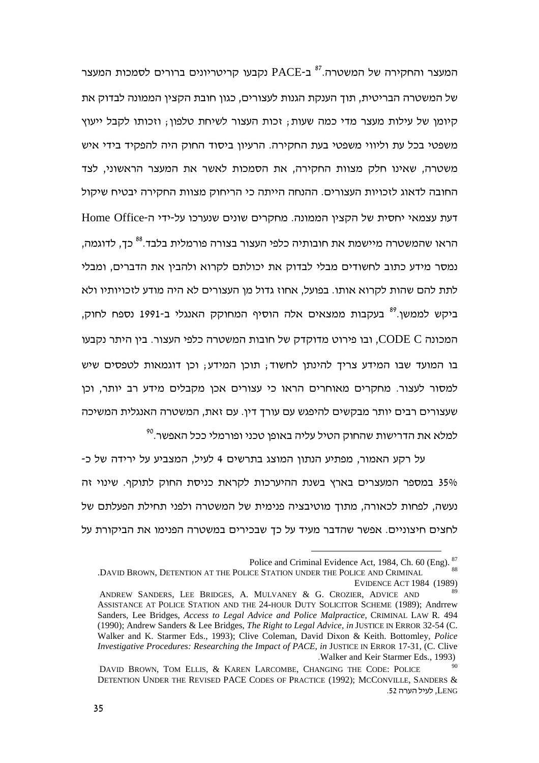המעצר והחקירה של המשטרה.[87] ב-PACE נקבעו קריטריונים ברורים לסמכות המעצר של המשטרה הבריטית, תוך הענקת הגנות לעצורים, כגון חובת הקצין הממונה לבדוק את קיומן של עילות מעצר מדי כמה שעות; זכות העצור לשיחת טלפון; וזכותו לקבל ייעוץ משפטי בכל עת וליווי משפטי בעת החקירה. הרעיון ביסוד החוק היה להפקיד בידי איש משטרה, שאינו חלק מצוות החקירה, את הסמכות לאשר את המעצר הראשוני, לצד החובה לדאוג לזכויות העצורים. ההנחה הייתה כי הריחוק מצוות החקירה יבטיח שיקול דעת עצמאי יחסית של הקצין הממונה. מחקרים שונים שנערכו על-ידי ה-Home Office הראו שהמשטרה מיישמת את חובותיה כלפי העצור בצורה פורמלית בלבד.[88] כך, לדוגמה, נמסר מידע כתוב לחשודים מבלי לבדוק את יכולתם לקרוא ולהבין את הדברים, ומבלי לתת להם שהות לקרוא אותו. בפועל, אחוז גדול מן העצורים לא היה מודע לזכויותיו ולא ביקש לממשן.[89] בעקבות ממצאים אלה הוסיף המחוקק האנגלי ב-1991 נספח לחוק, המכונה CODE C, ובו פירוט מדוקדק של חובות המשטרה כלפי העצור. בין היתר נקבעו בו המועד שבו המידע צריך להינתן לחשוד; תוכן המידע; וכן דוגמאות לטפסים שיש למסור לעצור. מחקרים מאוחרים הראו כי עצורים אכן מקבלים מידע רב יותר, וכן שעצורים רבים יותר מבקשים להיפגש עם עורך דין. עם זאת, המשטרה האנגלית המשיכה למלא את הדרישות שהחוק הטיל עליה באופן טכני ופורמלי ככל האפשר.[90]

על רקע האמור, מפתיע הנתון המוצג בתרשים 4 לעיל, המצביע על ירידה של כ-35% במספר המעצרים בארץ בשנת ההיערכות לקראת כניסת החוק לתוקף. שינוי זה נעשה, לפחות לכאורה, מתוך מוטיבציה פנימית של המשטרה ולפני תחילת הפעלתם של לחצים חיצוניים. אפשר שהדבר מעיד על כך שבכירים במשטרה הפנימו את הביקורת על

---

[87] Police and Criminal Evidence Act, 1984, Ch. 60 (Eng).

[88] DAVID BROWN, DETENTION AT THE POLICE STATION UNDER THE POLICE AND CRIMINAL EVIDENCE ACT 1984 (1989).

[89] ANDREW SANDERS, LEE BRIDGES, A. MULVANEY & G. CROZIER, ADVICE AND ASSISTANCE AT POLICE STATION AND THE 24-HOUR DUTY SOLICITOR SCHEME (1989); Andrrew Sanders, Lee Bridges, *Access to Legal Advice and Police Malpractice*, CRIMINAL LAW R. 494 (1990); Andrew Sanders & Lee Bridges, *The Right to Legal Advice*, *in* JUSTICE IN ERROR 32-54 (C. Walker and K. Starmer Eds., 1993); Clive Coleman, David Dixon & Keith. Bottomley, *Police Investigative Procedures: Researching the Impact of PACE*, *in* JUSTICE IN ERROR 17-31, (C. Clive Walker and Keir Starmer Eds., 1993).

[90] DAVID BROWN, TOM ELLIS, & KAREN LARCOMBE, CHANGING THE CODE: POLICE DETENTION UNDER THE REVISED PACE CODES OF PRACTICE (1992); MCCONVILLE, SANDERS & LENG, לעיל הערה 52.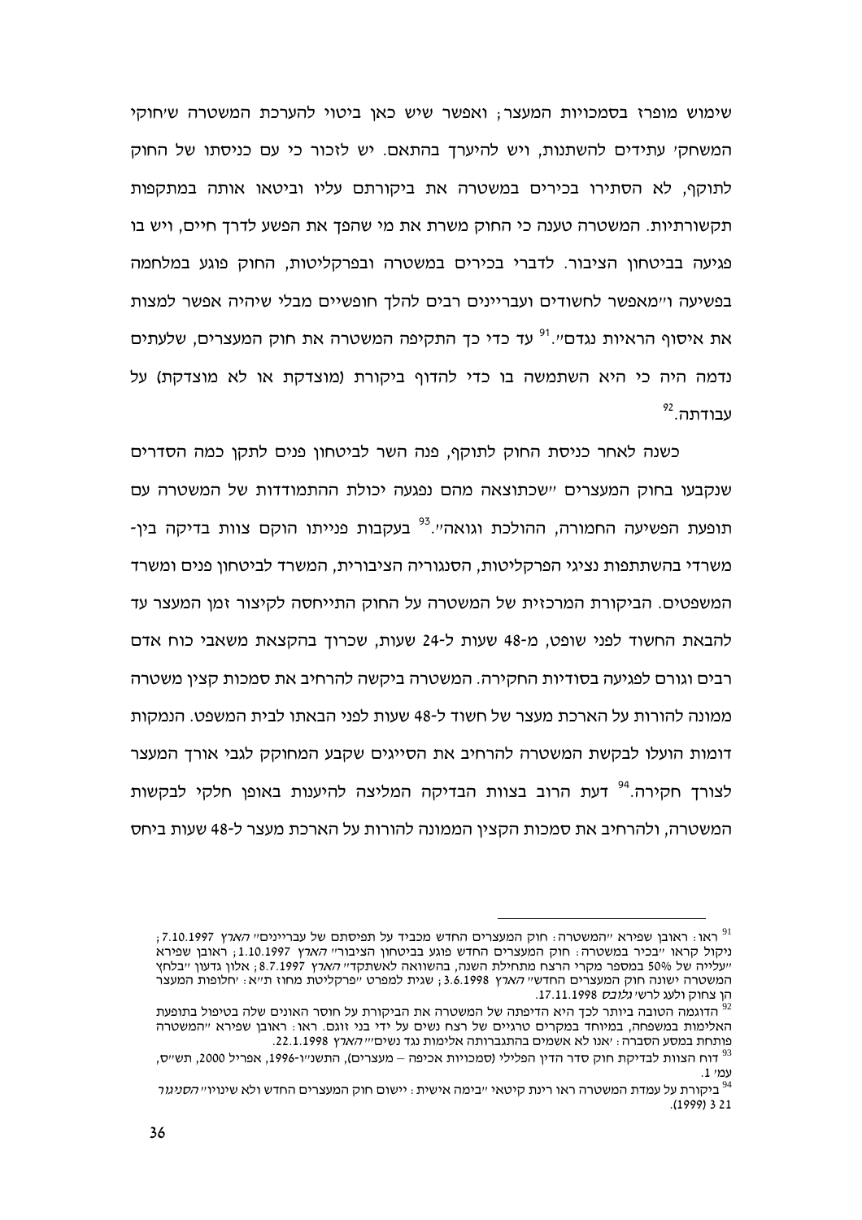שימוש מופרז בסמכויות המעצר; ואפשר שיש כאן ביטוי להערכת המשטרה ש'חוקי המשחק' עתידים להשתנות, ויש להיערך בהתאם. יש לזכור כי עם כניסתו של החוק לתוקף, לא הסתירו בכירים במשטרה את ביקורתם עליו וביטאו אותה במתקפות תקשורתיות. המשטרה טענה כי החוק משרת את מי שהפך את הפשע לדרך חיים, ויש בו פגיעה בביטחון הציבור. לדברי בכירים במשטרה ובפרקליטות, החוק פוגע במלחמה בפשיעה ו"מאפשר לחשודים ועבריינים רבים להלך חופשיים מבלי שיהיה אפשר למצות את איסוף הראיות נגדם".[91] עד כדי כך התקיפה המשטרה את חוק המעצרים, שלעתים נדמה היה כי היא השתמשה בו כדי להדוף ביקורת (מוצדקת או לא מוצדקת) על עבודתה.[92]

כשנה לאחר כניסת החוק לתוקף, פנה השר לביטחון פנים לתקן כמה הסדרים שנקבעו בחוק המעצרים "שכתוצאה מהם נפגעה יכולת ההתמודדות של המשטרה עם תופעת הפשיעה החמורה, ההולכת וגואה".[93] בעקבות פנייתו הוקם צוות בדיקה בין-משרדי בהשתתפות נציגי הפרקליטות, הסנגוריה הציבורית, המשרד לביטחון פנים ומשרד המשפטים. הביקורת המרכזית של המשטרה על החוק התייחסה לקיצור זמן המעצר עד להבאת החשוד לפני שופט, מ-48 שעות ל-24 שעות, שכרוך בהקצאת משאבי כוח אדם רבים וגורם לפגיעה בסודיות החקירה. המשטרה ביקשה להרחיב את סמכות קצין משטרה ממונה להורות על הארכת מעצר של חשוד ל-48 שעות לפני הבאתו לבית המשפט. הנמקות דומות הועלו לבקשת המשטרה להרחיב את הסייגים שקבע המחוקק לגבי אורך המעצר לצורך חקירה.[94] דעת הרוב בצוות הבדיקה המליצה להיענות באופן חלקי לבקשות המשטרה, ולהרחיב את סמכות הקצין הממונה להורות על הארכת מעצר ל-48 שעות ביחס

---

[91] ראו: ראובן שפירא "המשטרה: חוק המעצרים החדש מכביד על תפיסתם של עבריינים" *הארץ* 7.10.1997; ניקול קראו "בכיר במשטרה: חוק המעצרים החדש פוגע בביטחון הציבור" *הארץ* 1.10.1997; ראובן שפירא "עלייה של 50% במספר מקרי הרצח מתחילת השנה, בהשוואה לאשתקד" *הארץ* 8.7.1997; אלון גדעון "בלחץ המשטרה ישונה חוק המעצרים החדש" *הארץ* 3.6.1998; שגית למפרט "פרקליטת מחוז ת"א: 'חלופות המעצר הן צחוק ולעג לרש' *גלובס* 17.11.1998.

[92] הדוגמה הטובה ביותר לכך היא הדיפתה של המשטרה את הביקורת על חוסר האונים שלה בטיפול בתופעת האלימות במשפחה, במיוחד במקרים טרגיים של רצח נשים על ידי בני זוגם. ראו: ראובן שפירא "המשטרה פותחת במסע הסברה: 'אנו לא אשמים בהתגברותה אלימות נגד נשים'" *הארץ* 22.1.1998.

[93] דוח הצוות לבדיקת חוק סדר הדין הפלילי (סמכויות אכיפה – מעצרים), התשנ"ו-1996, אפריל 2000, תש"ס, עמ' 1.

[94] ביקורת על עמדת המשטרה ראו רינת קיטאי "בימה אישית: יישום חוק המעצרים החדש ולא שינויו" *הסניגור* 21 3 (1999).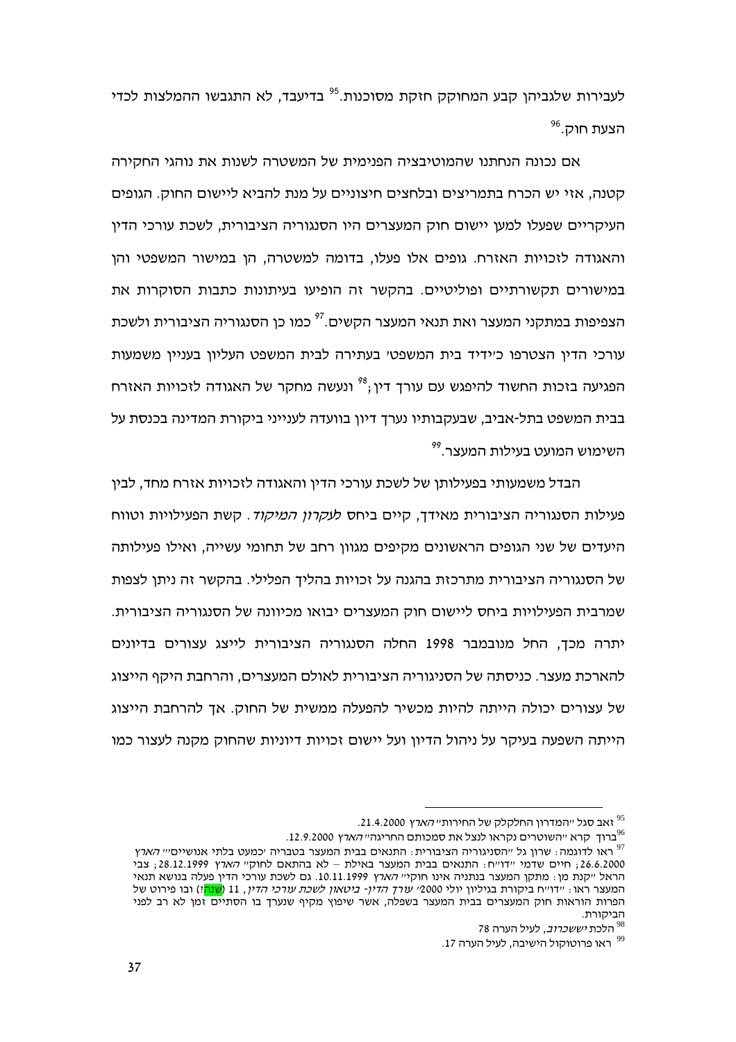לעבירות שלגביהן קבע המחוקק חזקת מסוכנות.[95] בדיעבד, לא התגבשו ההמלצות לכדי הצעת חוק.[96]

אם נכונה הנחתנו שהמוטיבציה הפנימית של המשטרה לשנות את נוהגי החקירה קטנה, אזי יש הכרח בתמריצים ובלחצים חיצוניים על מנת להביא ליישום החוק. הגופים העיקריים שפעלו למען יישום חוק המעצרים היו הסנגוריה הציבורית, לשכת עורכי הדין והאגודה לזכויות האזרח. גופים אלו פעלו, בדומה למשטרה, הן במישור המשפטי והן במישורים תקשורתיים ופוליטיים. בהקשר זה הופיעו בעיתונות כתבות הסוקרות את הצפיפות במתקני המעצר ואת תנאי המעצר הקשים.[97] כמו כן הסנגוריה הציבורית ולשכת עורכי הדין הצטרפו כ'ידיד בית המשפט' בעתירה לבית המשפט העליון בעניין משמעות הפגיעה בזכות החשוד להיפגש עם עורך דין;[98] ונעשה מחקר של האגודה לזכויות האזרח בבית המשפט בתל-אביב, שבעקבותיו נערך דיון בוועדה לענייני ביקורת המדינה בכנסת על השימוש המועט בעילות המעצר.[99]

הבדל משמעותי בפעילותן של לשכת עורכי הדין והאגודה לזכויות אזרח מחד, לבין פעילות הסנגוריה הציבורית מאידך, קיים ביחס *לעקרון המיקוד*. קשת הפעילויות וטווח היעדים של שני הגופים הראשונים מקיפים מגוון רחב של תחומי עשייה, ואילו פעילותה של הסנגוריה הציבורית מתרכזת בהגנה על זכויות בהליך הפלילי. בהקשר זה ניתן לצפות שמרבית הפעילויות ביחס ליישום חוק המעצרים יבואו מכיוונה של הסנגוריה הציבורית. יתרה מכך, החל מנובמבר 1998 החלה הסנגוריה הציבורית לייצג עצורים בדיונים להארכת מעצר. כניסתה של הסניגוריה הציבורית לאולם המעצרים, והרחבת היקף הייצוג של עצורים יכולה הייתה להיות מכשיר להפעלה ממשית של החוק. אך להרחבת הייצוג הייתה השפעה בעיקר על ניהול הדיון ועל יישום זכויות דיוניות שהחוק מקנה לעצור כמו

---

[95] זאב סגל "המדרון החלקלק של החירות" *הארץ* 21.4.2000.

[96] ברוך קרא "השוטרים נקראו לנצל את סמכותם החריגה" *הארץ* 12.9.2000.

[97] ראו לדוגמה: שרון גל "הסניגוריה הציבורית: התנאים בבית המעצר בטבריה 'כמעט בלתי אנושיים'" *הארץ* 26.6.2000; חיים שדמי "דו"ח: התנאים בבית המעצר באילת – לא בהתאם לחוק" *הארץ* 28.12.1999; צבי הראל "קנת מן: מתקן המעצר בנתניה אינו חוקי" *הארץ* 10.11.1999. גם לשכת עורכי הדין פעלה בנושא תנאי המעצר ראו: "דו"ח ביקורת בגיליון יולי 2000" *עורך הדין- ביטאון לשכת עורכי הדין*, 11 (שנה?) ובו פירוט של הפרות הוראות חוק המעצרים בבית המעצר בשפלה, אשר שיפוץ מקיף שנערך בו הסתיים זמן לא רב לפני הביקורת.

[98] הלכת *יששכרוב*, לעיל הערה 78

[99] ראו פרוטוקול הישיבה, לעיל הערה 17.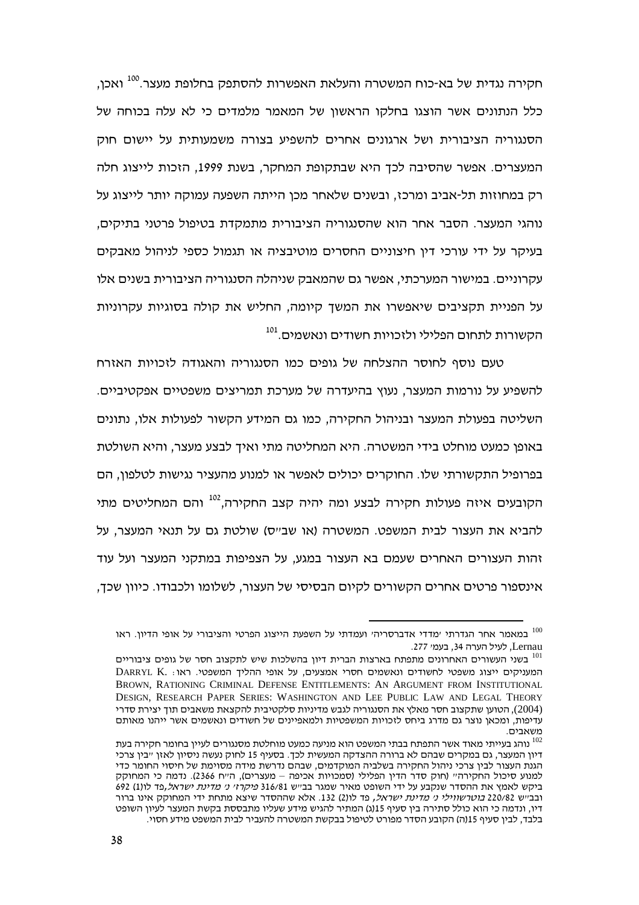חקירה נגדית של בא-כוח המשטרה והעלאת האפשרות להסתפק בחלופת מעצר.[100] ואכן, כלל הנתונים אשר הוצגו בחלקו הראשון של המאמר מלמדים כי לא עלה בכוחה של הסנגוריה הציבורית ושל ארגונים אחרים להשפיע בצורה משמעותית על יישום חוק המעצרים. אפשר שהסיבה לכך היא שבתקופת המחקר, בשנת 1999, הזכות לייצוג חלה רק במחוזות תל-אביב ומרכז, ובשנים שלאחר מכן הייתה השפעה עמוקה יותר לייצוג על נוהגי המעצר. הסבר אחר הוא שהסנגוריה הציבורית מתמקדת בטיפול פרטני בתיקים, בעיקר על ידי עורכי דין חיצוניים החסרים מוטיבציה או תגמול כספי לניהול מאבקים עקרוניים. במישור המערכתי, אפשר גם שהמאבק שניהלה הסנגוריה הציבורית בשנים אלו על הפניית תקציבים שיאפשרו את המשך קיומה, החליש את קולה בסוגיות עקרוניות הקשורות לתחום הפלילי ולזכויות חשודים ונאשמים.[101]

טעם נוסף לחוסר ההצלחה של גופים כמו הסנגוריה והאגודה לזכויות האזרח להשפיע על נורמות המעצר, נעוץ בהיעדרה של מערכת תמריצים משפטיים אפקטיביים. השליטה בפעולת המעצר ובניהול החקירה, כמו גם המידע הקשור לפעולות אלו, נתונים באופן כמעט מוחלט בידי המשטרה. היא המחליטה מתי ואיך לבצע מעצר, והיא השולטת בפרופיל התקשורתי שלו. החוקרים יכולים לאפשר או למנוע מהעציר נגישות לטלפון, הם הקובעים איזה פעולות חקירה לבצע ומה יהיה קצב החקירה,[102] והם המחליטים מתי להביא את העצור לבית המשפט. המשטרה (או שב"ס) שולטת גם על תנאי המעצר, על זהות העצורים האחרים שעמם בא העצור במגע, על הצפיפות במתקני המעצר ועל עוד אינספור פרטים אחרים הקשורים לקיום הבסיסי של העצור, לשלומו ולכבודו. כיוון שכך,

---

[100] במאמר אחר הגדרתי 'מדדי אדברסריה' ועמדתי על השפעת הייצוג הפרטי והציבורי על אופי הדיון. ראו Lernau, לעיל הערה 34, בעמ' 277.

[101] בשני העשורים האחרונים מתפתח בארצות הברית דיון בהשלכות שיש לתקצוב חסר של גופים ציבוריים המעניקים ייצוג משפטי לחשודים ונאשמים חסרי אמצעים, על אופי ההליך המשפטי. ראו: DARRYL K. BROWN, RATIONING CRIMINAL DEFENSE ENTITLEMENTS: AN ARGUMENT FROM INSTITUTIONAL DESIGN, RESEARCH PAPER SERIES: WASHINGTON AND LEE PUBLIC LAW AND LEGAL THEORY (2004), הטוען שתקצוב חסר מאלץ את הסנגוריה לגבש מדיניות סלקטיבית להקצאת משאבים תוך יצירת סדרי עדיפות, ומכאן נוצר גם מדרג ביחס לזכויות המשפטיות ולמאפייניהם של חשודים ונאשמים אשר ייהנו מאותם משאבים.

[102] נוהג בעייתי מאוד אשר התפתח בבתי המשפט הוא מניעה כמעט מוחלטת מסנגורים לעיין בחומר חקירה בעת דיון המעצר, גם במקרים שבהם לא ברורה ההצדקה המעשית לכך. בסעיף 15 לחוק נעשה ניסיון לאזן "בין צרכי הגנת העצור לבין צרכי ניהול החקירה בשלביה המוקדמים, שבהם נדרשת מידה מסוימת של חיסוי החומר כדי למנוע סיכול החקירה" (חוק סדר הדין הפלילי (סמכויות אכיפה – מעצרים), ה"ח 2366). נדמה כי המחוקק ביקש לאמץ את ההסדר שנקבע על ידי השופט מאיר שמגר בב"ש 316/81 *פיקרז' נ' מדינת ישראל*, פד לו(1) 692 ובב"ש 220/82 *בוטרשווילי נ' מדינת ישראל*, פד לו(2) 132. אלא שההסדר שיצא מתחת ידי המחוקק אינו ברור דיו, ונדמה כי הוא כולל סתירה בין סעיף 15(ג) המתיר להגיש מידע שעליו מתבססת בקשת המעצר לעיון השופט בלבד, לבין סעיף 15(ה) הקובע הסדר מפורט לטיפול בבקשת המשטרה להעביר לבית המשפט מידע חסוי.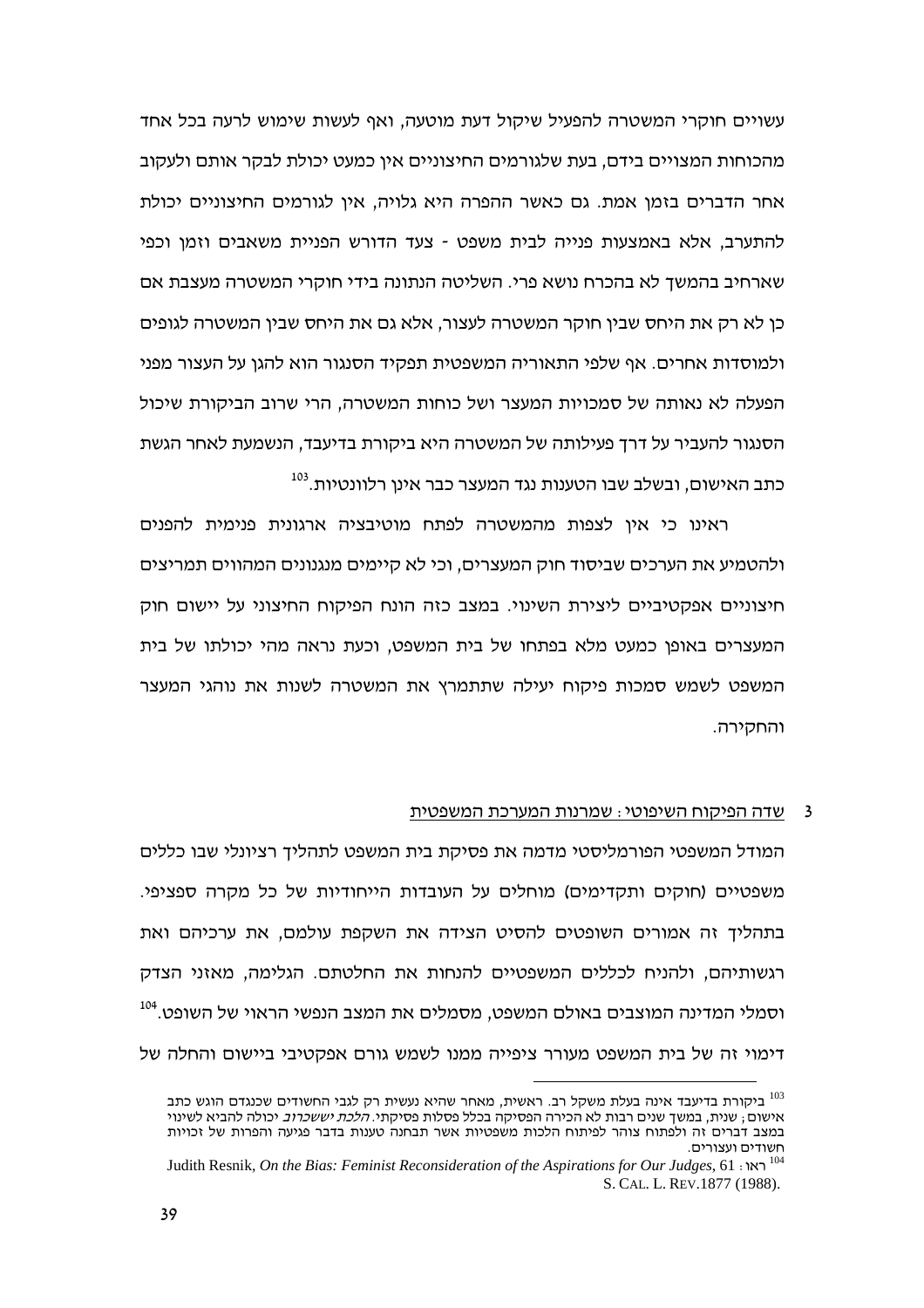עשויים חוקרי המשטרה להפעיל שיקול דעת מוטעה, ואף לעשות שימוש לרעה בכל אחד מהכוחות המצויים בידם, בעת שלגורמים החיצוניים אין כמעט יכולת לבקר אותם ולעקוב אחר הדברים בזמן אמת. גם כאשר ההפרה היא גלויה, אין לגורמים החיצוניים יכולת להתערב, אלא באמצעות פנייה לבית משפט - צעד הדורש הפניית משאבים וזמן וכפי שארחיב בהמשך לא בהכרח נושא פרי. השליטה הנתונה בידי חוקרי המשטרה מעצבת אם כן לא רק את היחס שבין חוקר המשטרה לעצור, אלא גם את היחס שבין המשטרה לגופים ולמוסדות אחרים. אף שלפי התאוריה המשפטית תפקיד הסנגור הוא להגן על העצור מפני הפעלה לא נאותה של סמכויות המעצר ושל כוחות המשטרה, הרי שרוב הביקורת שיכול הסנגור להעביר על דרך פעילותה של המשטרה היא ביקורת בדיעבד, הנשמעת לאחר הגשת כתב האישום, ובשלב שבו הטענות נגד המעצר כבר אינן רלוונטיות.[103]

ראינו כי אין לצפות מהמשטרה לפתח מוטיבציה ארגונית פנימית להפנים ולהטמיע את הערכים שביסוד חוק המעצרים, וכי לא קיימים מנגנונים המהווים תמריצים חיצוניים אפקטיביים ליצירת השינוי. במצב כזה הונח הפיקוח החיצוני על יישום חוק המעצרים באופן כמעט מלא בפתחו של בית המשפט, וכעת נראה מהי יכולתו של בית המשפט לשמש סמכות פיקוח יעילה שתתמרץ את המשטרה לשנות את נוהגי המעצר והחקירה.

### 3 שדה הפיקוח השיפוטי: שמרנות המערכת המשפטית

המודל המשפטי הפורמליסטי מדמה את פסיקת בית המשפט לתהליך רציונלי שבו כללים משפטיים (חוקים ותקדימים) מוחלים על העובדות הייחודיות של כל מקרה ספציפי. בתהליך זה אמורים השופטים להסיט הצידה את השקפת עולמם, את ערכיהם ואת רגשותיהם, ולהניח לכללים המשפטיים להנחות את החלטתם. הגלימה, מאזני הצדק וסמלי המדינה המוצבים באולם המשפט, מסמלים את המצב הנפשי הראוי של השופט.[104] דימוי זה של בית המשפט מעורר ציפייה ממנו לשמש גורם אפקטיבי ביישום והחלה של

---

[103] ביקורת בדיעבד אינה בעלת משקל רב. ראשית, מאחר שהיא נעשית רק לגבי החשודים שכנגדם הוגש כתב אישום; שנית, במשך שנים רבות לא הכירה הפסיקה בכלל פסלות פסיקתי. *הלכת יששכרוב* יכולה להביא לשינוי במצב דברים זה ולפתוח צוהר לפיתוח הלכות משפטיות אשר תבחנה טענות בדבר פגיעה והפרות של זכויות חשודים ועצורים.

[104] ראו: Judith Resnik, *On the Bias: Feminist Reconsideration of the Aspirations for Our Judges*, 61 S. CAL. L. REV.1877 (1988).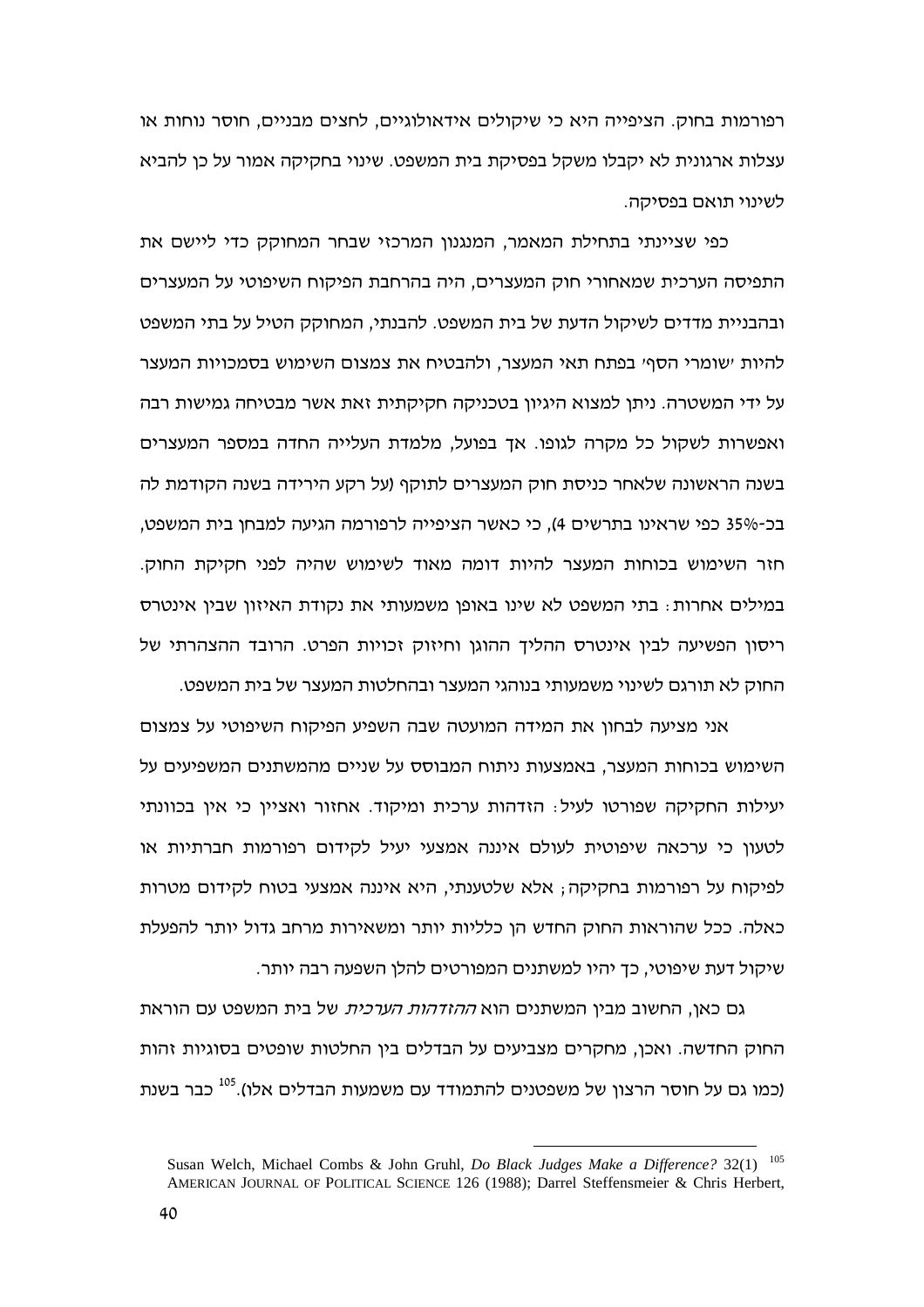רפורמות בחוק. הציפייה היא כי שיקולים אידאולוגיים, לחצים מבניים, חוסר נוחות או עצלות ארגונית לא יקבלו משקל בפסיקת בית המשפט. שינוי בחקיקה אמור על כן להביא לשינוי תואם בפסיקה.

כפי שציינתי בתחילת המאמר, המנגנון המרכזי שבחר המחוקק כדי ליישם את התפיסה הערכית שמאחורי חוק המעצרים, היה בהרחבת הפיקוח השיפוטי על המעצרים ובהבניית מדדים לשיקול הדעת של בית המשפט. להבנתי, המחוקק הטיל על בתי המשפט להיות 'שומרי הסף' בפתח תאי המעצר, ולהבטיח את צמצום השימוש בסמכויות המעצר על ידי המשטרה. ניתן למצוא היגיון בטכניקה חקיקתית זאת אשר מבטיחה גמישות רבה ואפשרות לשקול כל מקרה לגופו. אך בפועל, מלמדת העלייה החדה במספר המעצרים בשנה הראשונה שלאחר כניסת חוק המעצרים לתוקף (על רקע הירידה בשנה הקודמת לה בכ-35% כפי שראינו בתרשים 4), כי כאשר הציפייה לרפורמה הגיעה למבחן בית המשפט, חזר השימוש בכוחות המעצר להיות דומה מאוד לשימוש שהיה לפני חקיקת החוק. במילים אחרות: בתי המשפט לא שינו באופן משמעותי את נקודת האיזון שבין אינטרס ריסון הפשיעה לבין אינטרס ההליך ההוגן וחיזוק זכויות הפרט. הרובד ההצהרתי של החוק לא תורגם לשינוי משמעותי בנוהגי המעצר ובהחלטות המעצר של בית המשפט.

אני מציעה לבחון את המידה המועטה שבה השפיע הפיקוח השיפוטי על צמצום השימוש בכוחות המעצר, באמצעות ניתוח המבוסס על שניים מהמשתנים המשפיעים על יעילות החקיקה שפורטו לעיל: הזדהות ערכית ומיקוד. אחזור ואציין כי אין בכוונתי לטעון כי ערכאה שיפוטית לעולם איננה אמצעי יעיל לקידום רפורמות חברתיות או לפיקוח על רפורמות בחקיקה; אלא שלטענתי, היא איננה אמצעי בטוח לקידום מטרות כאלה. ככל שהוראות החוק החדש הן כלליות יותר ומשאירות מרחב גדול יותר להפעלת שיקול דעת שיפוטי, כך יהיו למשתנים המפורטים להלן השפעה רבה יותר.

גם כאן, החשוב מבין המשתנים הוא *ההזדהות הערכית* של בית המשפט עם הוראת החוק החדשה. ואכן, מחקרים מצביעים על הבדלים בין החלטות שופטים בסוגיות זהות (כמו גם על חוסר הרצון של משפטנים להתמודד עם משמעות הבדלים אלו).[105] כבר בשנת

---

[105] Susan Welch, Michael Combs & John Gruhl, *Do Black Judges Make a Difference?* 32(1) AMERICAN JOURNAL OF POLITICAL SCIENCE 126 (1988); Darrel Steffensmeier & Chris Herbert,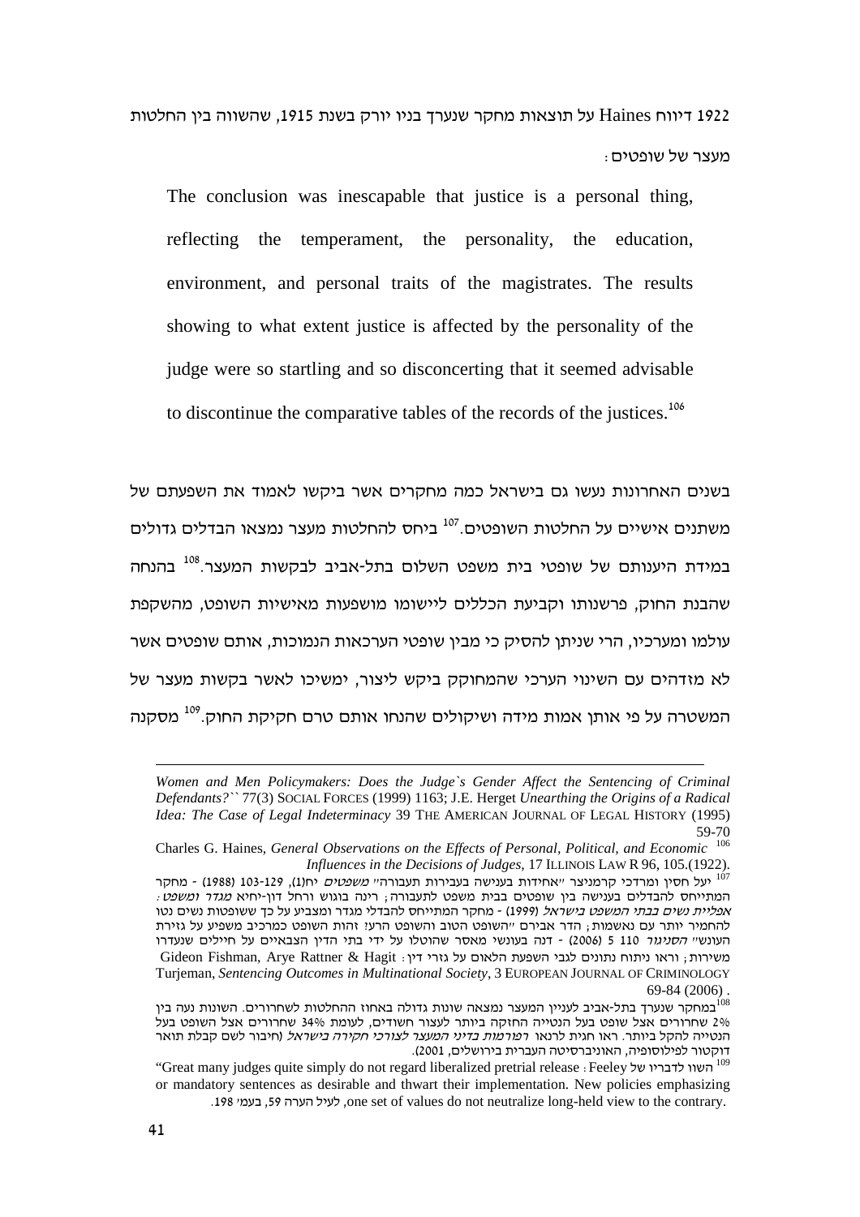1922 דיווח Haines על תוצאות מחקר שנערך בניו יורק בשנת 1915, שהשווה בין החלטות מעצר של שופטים:

> The conclusion was inescapable that justice is a personal thing, reflecting the temperament, the personality, the education, environment, and personal traits of the magistrates. The results showing to what extent justice is affected by the personality of the judge were so startling and so disconcerting that it seemed advisable to discontinue the comparative tables of the records of the justices.[106]

בשנים האחרונות נעשו גם בישראל כמה מחקרים אשר ביקשו לאמוד את השפעתם של משתנים אישיים על החלטות השופטים.[107] ביחס להחלטות מעצר נמצאו הבדלים גדולים במידת היענותם של שופטי בית משפט השלום בתל-אביב לבקשות המעצר.[108] בהנחה שהבנת החוק, פרשנותו וקביעת הכללים ליישומו מושפעות מאישיות השופט, מהשקפת עולמו ומערכיו, הרי שניתן להסיק כי מבין שופטי הערכאות הנמוכות, אותם שופטים אשר לא מזדהים עם השינוי הערכי שהמחוקק ביקש ליצור, ימשיכו לאשר בקשות מעצר של המשטרה על פי אותן אמות מידה ושיקולים שהנחו אותם טרם חקיקת החוק.[109] מסקנה

---

*Women and Men Policymakers: Does the Judge`s Gender Affect the Sentencing of Criminal Defendants?``* 77(3) SOCIAL FORCES (1999) 1163; J.E. Herget *Unearthing the Origins of a Radical Idea: The Case of Legal Indeterminacy* 39 THE AMERICAN JOURNAL OF LEGAL HISTORY (1995) 59-70

[106] Charles G. Haines, *General Observations on the Effects of Personal, Political, and Economic Influences in the Decisions of Judges,* 17 ILLINOIS LAW R 96, 105.(1922).

[107] יעל חסין ומרדכי קרמניצר "אחידות בענישה בעבירות תעבורה" *משפטים* יח(1), 103-129 (1988) - מחקר המתייחס להבדלים בענישה בין שופטים בבית משפט לתעבורה; רינה בוגוש ורחל דון-יחיא *מגדר ומשפט: אפליית נשים בבתי המשפט בישראל* (1999) - מחקר המתייחס להבדלי מגדר ומצביע על כך ששופטות נשים נטו להחמיר יותר עם נאשמות; הדר אבירם "השופט הטוב והשופט הרע? זהות השופט כמרכיב משפיע על גזירת העונש" *הסנגור* 110 5 (2006) - דנה בעונשי מאסר שהוטלו על ידי בתי הדין הצבאיים על חיילים שנעדרו משירות; וראו ניתוח נתונים לגבי השפעת הלאום על גזרי דין: Gideon Fishman, Arye Rattner & Hagit Turjeman, *Sentencing Outcomes in Multinational Society*, 3 EUROPEAN JOURNAL OF CRIMINOLOGY 69-84 (2006) .

[108] במחקר שנערך בתל-אביב לעניין המעצר נמצאה שונות גדולה באחוז ההחלטות לשחרורים. השונות נעה בין 2% שחרורים אצל שופט בעל הנטייה החזקה ביותר לעצור חשודים, לעומת 34% שחרורים אצל השופט בעל הנטייה להקל ביותר. ראו חגית לרנאו *רפורמות בדיני המעצר לצורכי חקירה בישראל* (חיבור לשם קבלת תואר דוקטור לפילוסופיה, האוניברסיטה העברית בירושלים, 2001).

[109] השוו לדבריו של Feeley: "Great many judges quite simply do not regard liberalized pretrial release or mandatory sentences as desirable and thwart their implementation. New policies emphasizing one set of values do not neutralize long-held view to the contrary, לעיל הערה 59, בעמ' 198.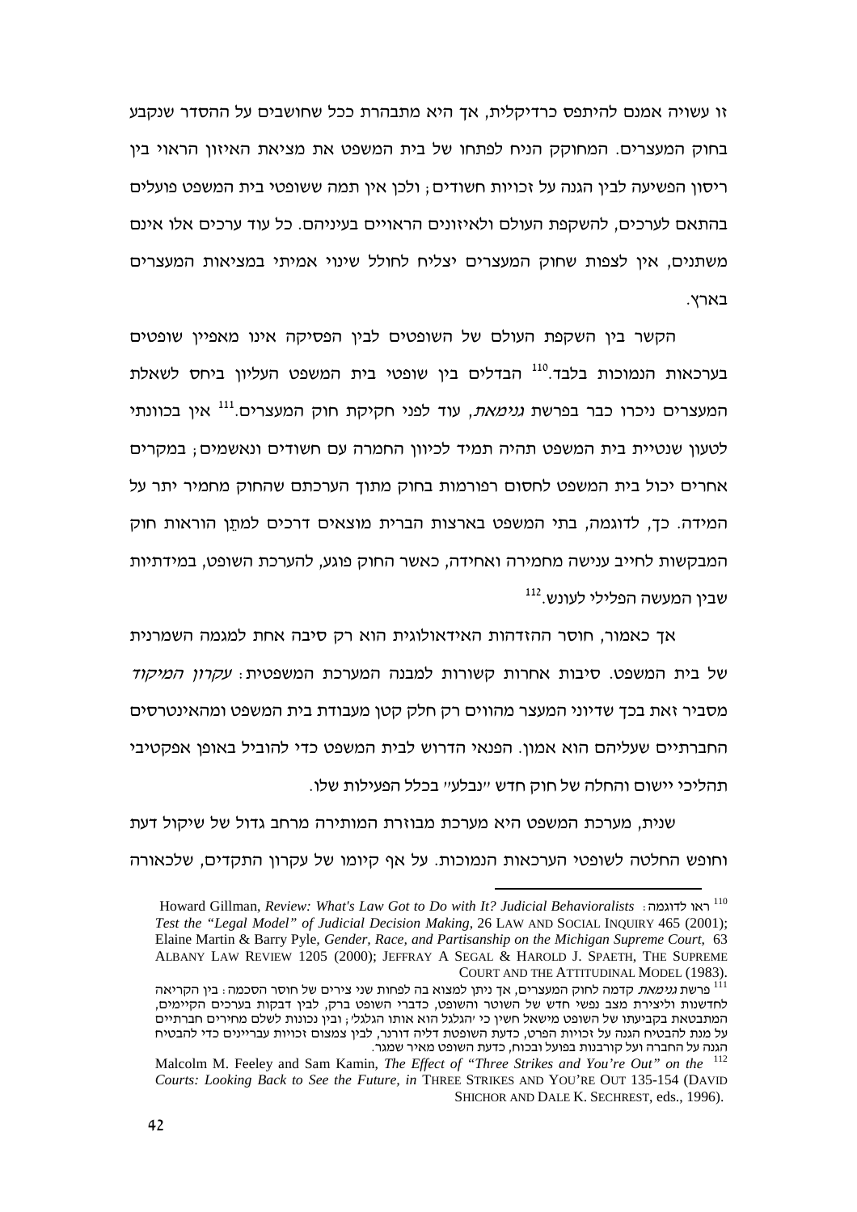זו עשויה אמנם להיתפס כרדיקלית, אך היא מתבהרת ככל שחושבים על ההסדר שנקבע בחוק המעצרים. המחוקק הניח לפתחו של בית המשפט את מציאת האיזון הראוי בין ריסון הפשיעה לבין הגנה על זכויות חשודים; ולכן אין תמה ששופטי בית המשפט פועלים בהתאם לערכים, להשקפת העולם ולאיזונים הראויים בעיניהם. כל עוד ערכים אלו אינם משתנים, אין לצפות שחוק המעצרים יצליח לחולל שינוי אמיתי במציאות המעצרים בארץ.

הקשר בין השקפת העולם של השופטים לבין הפסיקה אינו מאפיין שופטים בערכאות הנמוכות בלבד.[110] הבדלים בין שופטי בית המשפט העליון ביחס לשאלת המעצרים ניכרו כבר בפרשת *גנימאת*, עוד לפני חקיקת חוק המעצרים.[111] אין בכוונתי לטעון שנטיית בית המשפט תהיה תמיד לכיוון החמרה עם חשודים ונאשמים; במקרים אחרים יכול בית המשפט לחסום רפורמות בחוק מתוך הערכתם שהחוק מחמיר יתר על המידה. כך, לדוגמה, בתי המשפט בארצות הברית מוצאים דרכים למתֵן הוראות חוק המבקשות לחייב ענישה מחמירה ואחידה, כאשר החוק פוגע, להערכת השופט, במידתיות שבין המעשה הפלילי לעונש.[112]

אך כאמור, חוסר ההזדהות האידאולוגית הוא רק סיבה אחת למגמה השמרנית של בית המשפט. סיבות אחרות קשורות למבנה המערכת המשפטית: *עקרון המיקוד* מסביר זאת בכך שדיוני המעצר מהווים רק חלק קטן מעבודת בית המשפט ומהאינטרסים החברתיים שעליהם הוא אמון. הפנאי הדרוש לבית המשפט כדי להוביל באופן אפקטיבי תהליכי יישום והחלה של חוק חדש "נבלע" בכלל הפעילות שלו.

שנית, מערכת המשפט היא מערכת מבוזרת המותירה מרחב גדול של שיקול דעת וחופש החלטה לשופטי הערכאות הנמוכות. על אף קיומו של עקרון התקדים, שלכאורה

---

[110] ראו לדוגמה: Howard Gillman, *Review: What's Law Got to Do with It? Judicial Behavioralists Test the "Legal Model" of Judicial Decision Making*, 26 LAW AND SOCIAL INQUIRY 465 (2001); Elaine Martin & Barry Pyle, *Gender, Race, and Partisanship on the Michigan Supreme Court*, 63 ALBANY LAW REVIEW 1205 (2000); JEFFRAY A SEGAL & HAROLD J. SPAETH, THE SUPREME COURT AND THE ATTITUDINAL MODEL (1983).

[111] פרשת *גנימאת* קדמה לחוק המעצרים, אך ניתן למצוא בה לפחות שני צירים של חוסר הסכמה: בין הקריאה לחדשנות וליצירת מצב נפשי חדש של השוטר והשופט, כדברי השופט ברק, לבין דבקות בערכים הקיימים, המתבטאת בקביעתו של השופט מישאל חשין כי 'הגלגל הוא אותו הגלגל'; ובין נכונות לשלם מחירים חברתיים על מנת להבטיח הגנה על זכויות הפרט, כדעת השופטת דליה דורנר, לבין צמצום זכויות עבריינים כדי להבטיח הגנה על החברה ועל קורבנות בפועל ובכוח, כדעת השופט מאיר שמגר.

[112] Malcolm M. Feeley and Sam Kamin, *The Effect of "Three Strikes and You're Out" on the Courts: Looking Back to See the Future, in* THREE STRIKES AND YOU'RE OUT 135-154 (DAVID SHICHOR AND DALE K. SECHREST, eds., 1996).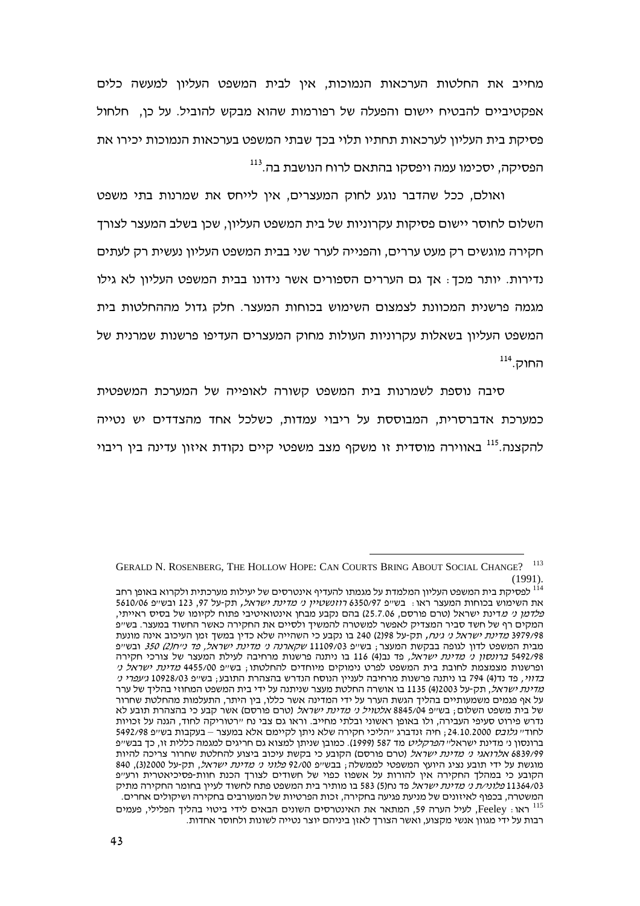מחייב את החלטות הערכאות הנמוכות, אין לבית המשפט העליון למעשה כלים אפקטיביים להבטיח יישום והפעלה של רפורמות שהוא מבקש להוביל. על כן, חלחול פסיקת בית העליון לערכאות תחתיו תלוי בכך שבתי המשפט בערכאות הנמוכות יכירו את הפסיקה, יסכימו עמה ויפסקו בהתאם לרוח הנושבת בה.[113]

ואולם, ככל שהדבר נוגע לחוק המעצרים, אין לייחס את שמרנות בתי משפט השלום לחוסר יישום פסיקות עקרוניות של בית המשפט העליון, שכן בשלב המעצר לצורך חקירה מוגשים רק מעט עררים, והפנייה לערר שני בבית המשפט העליון נעשית רק לעתים נדירות. יותר מכך: אך גם העררים הספורים אשר נידונו בבית המשפט העליון לא גילו מגמה פרשנית המכוונת לצמצום השימוש בכוחות המעצר. חלק גדול מההחלטות בית המשפט העליון בשאלות עקרוניות העולות מחוק המעצרים העדיפו פרשנות שמרנית של החוק.[114]

סיבה נוספת לשמרנות בית המשפט קשורה לאופייה של המערכת המשפטית כמערכת אדברסרית, המבוססת על ריבוי עמדות, כשלכל אחד מהצדדים יש נטייה להקצנה.[115] באווירה מוסדית זו משקף מצב משפטי קיים נקודת איזון עדינה בין ריבוי

---

[113] GERALD N. ROSENBERG, THE HOLLOW HOPE: CAN COURTS BRING ABOUT SOCIAL CHANGE? (1991).

[114] לפסיקת בית המשפט העליון המלמדת על מגמתו להעדיף אינטרסים של יעילות מערכתית ולקרוא באופן רחב את השימוש בכוחות המעצר ראו: בש"פ 6350/97 *רוזנשטיין נ' מדינת ישראל*, תק-על 97, 123 ובש"פ 5610/06 *פלדמן נ' מדינת ישראל* (טרם פורסם, 25.7.06) בהם נקבע מבחן אינטואיטיבי פתוח לקיומו של בסיס ראייתי, המקים רף של חשד סביר המצדיק לאפשר למשטרה להמשיך ולסיים את החקירה כאשר החשוד במעצר. בש"פ 3979/98 *מדינת ישראל נ' גינת*, תק-על 98(2) 240 בו נקבע כי השהייה שלא כדין במשך זמן העיכוב אינה מונעת מבית המשפט לדון לגופה בבקשת המעצר; בש"פ 11109/03 *שקארנה נ' מדינת ישראל*, פד נ"ח(2) 350 ובש"פ 5492/98 *ברונסון נ' מדינת ישראל*, פד נב(4) 116 בו ניתנה פרשנות מרחיבה לעילת המעצר של צורכי חקירה ופרשנות מצמצמת לחובת בית המשפט לפרט נימוקים מיוחדים להחלטתו; בש"פ 4455/00 *מדינת ישראל נ' בדווי*, פד נד(4) 794 בו ניתנה פרשנות מרחיבה לעניין הנוסח הנדרש בהצהרת התובע; בש"פ 10928/03 *ג'עברי נ' מדינת ישראל*, תק-על 2003(4) 1135 בו אושרה החלטת מעצר שניתנה על ידי בית המשפט המחוזי בהליך של ערר על אף פגמים משמעותיים בהליך הגשת הערר על ידי המדינה אשר כללו, בין היתר, התעלמות מהחלטת שחרור של בית משפט השלום; בש"פ 8845/04 *אלטויל נ' מדינת ישראל* (טרם פורסם) אשר קבע כי בהצהרת תובע לא נדרש פירוט סעיפי העבירה, ולו באופן ראשוני ובלתי מחייב. וראו גם צבי נח "רטוריקה לחוד, הגנה על זכויות לחוד" *גלובס* 24.10.2000; חיה זנדברג "הליכי חקירה שלא ניתן לקיימם אלא במעצר – בעקבות בש"פ 5492/98 ברונסון נ' מדינת ישראל" *הפרקליט* מד 587 (1999). כמובן שניתן למצוא גם חריגים למגמה כללית זו, כך בבש"פ 6839/99 *אלרואגי נ' מדינת ישראל* (טרם פורסם) הקובע כי בקשת עיכוב ביצוע להחלטת שחרור צריכה להיות מוגשת על ידי תובע נציג היועץ המשפטי לממשלה; בבש"פ 92/00 *פלוני נ' מדינת ישראל*, תק-על 2000(3), 840 הקובע כי במהלך החקירה אין להורות על אשפוז כפוי של חשודים לצורך הכנת חוות-פסיכיאטרית וע"פ 11364/03 *פלוני/ת נ' מדינת ישראל* פד נח(5) 583 בו מותיר בית המשפט פתח לחשוד לעיין בחומר החקירה מתיק המשטרה, בכפוף לאיזונים של מניעת פגיעה בחקירה, זכות הפרטיות של המעורבים בחקירה ושיקולים אחרים.

[115] ראו: Feeley, לעיל הערה 59, המתאר את האינטרסים השונים הבאים לידי ביטוי בהליך הפלילי, פעמים רבות על ידי מגוון אנשי מקצוע, ואשר הצורך לאזן ביניהם יוצר נטייה לשונות ולחוסר אחדות.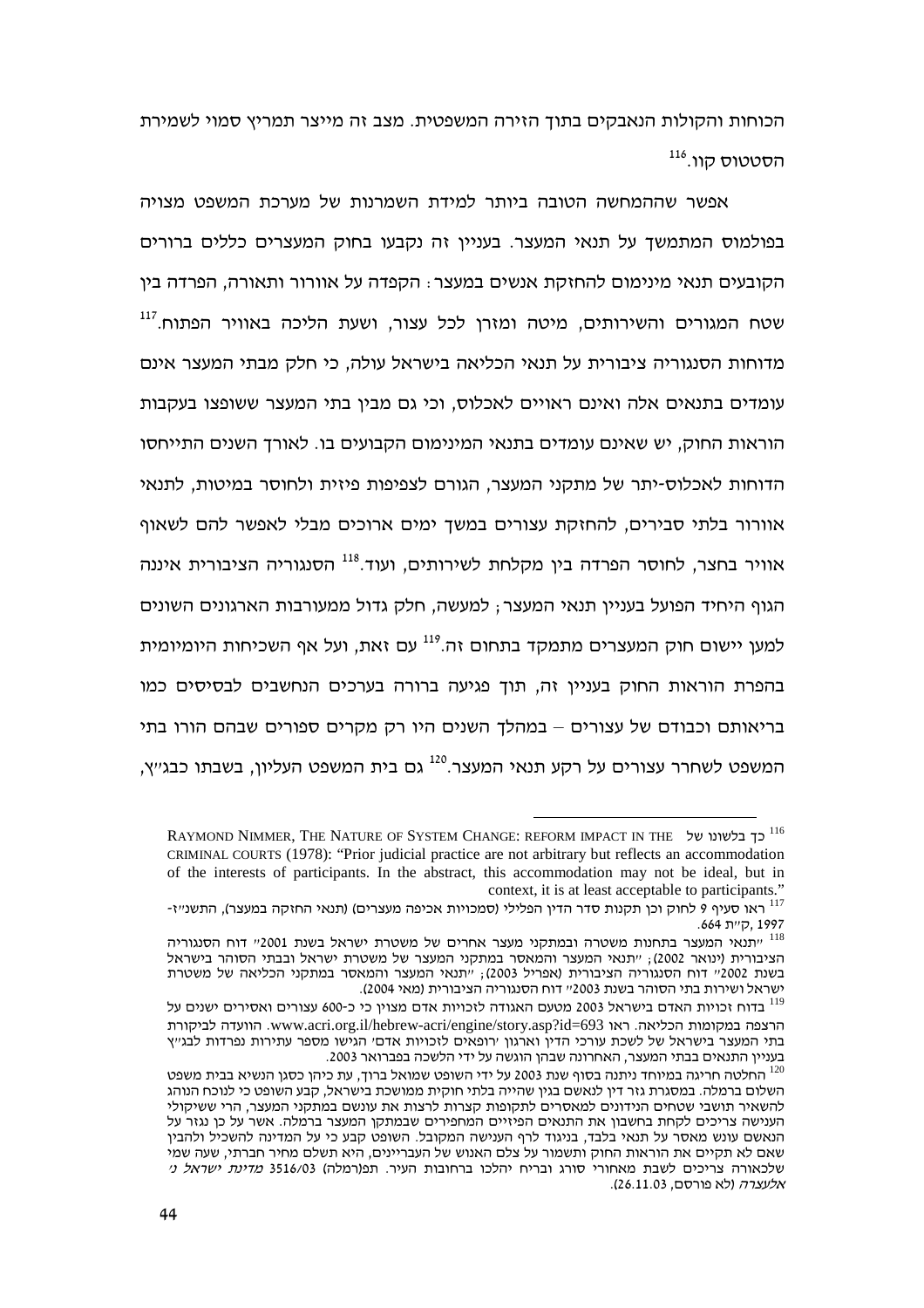הכוחות והקולות הנאבקים בתוך הזירה המשפטית. מצב זה מייצר תמריץ סמוי לשמירת הסטטוס קוו.[116]

אפשר שההמחשה הטובה ביותר למידת השמרנות של מערכת המשפט מצויה בפולמוס המתמשך על תנאי המעצר. בעניין זה נקבעו בחוק המעצרים כללים ברורים הקובעים תנאי מינימום להחזקת אנשים במעצר: הקפדה על אוורור ותאורה, הפרדה בין שטח המגורים והשירותים, מיטה ומזרן לכל עצור, ושעת הליכה באוויר הפתוח.[117] מדוחות הסנגוריה ציבורית על תנאי הכליאה בישראל עולה, כי חלק מבתי המעצר אינם עומדים בתנאים אלה ואינם ראויים לאכלוס, וכי גם מבין בתי המעצר ששופצו בעקבות הוראות החוק, יש שאינם עומדים בתנאי המינימום הקבועים בו. לאורך השנים התייחסו הדוחות לאכלוס-יתר של מתקני המעצר, הגורם לצפיפות פיזית ולחוסר במיטות, לתנאי אוורור בלתי סבירים, להחזקת עצורים במשך ימים ארוכים מבלי לאפשר להם לשאוף אוויר בחצר, לחוסר הפרדה בין מקלחת לשירותים, ועוד.[118] הסנגוריה הציבורית איננה הגוף היחיד הפועל בעניין תנאי המעצר; למעשה, חלק גדול ממעורבות הארגונים השונים למען יישום חוק המעצרים מתמקד בתחום זה.[119] עם זאת, ועל אף השכיחות היומיומית בהפרת הוראות החוק בעניין זה, תוך פגיעה ברורה בערכים הנחשבים לבסיסים כמו בריאותם וכבודם של עצורים – במהלך השנים היו רק מקרים ספורים שבהם הורו בתי המשפט לשחרר עצורים על רקע תנאי המעצר.[120] גם בית המשפט העליון, בשבתו כבג״ץ,

---

[116] כך בלשונו של RAYMOND NIMMER, THE NATURE OF SYSTEM CHANGE: REFORM IMPACT IN THE CRIMINAL COURTS (1978): "Prior judicial practice are not arbitrary but reflects an accommodation of the interests of participants. In the abstract, this accommodation may not be ideal, but in context, it is at least acceptable to participants."

[117] ראו סעיף 9 לחוק וכן תקנות סדר הדין הפלילי (סמכויות אכיפה מעצרים) (תנאי החזקה במעצר), התשנ״ז-1997, ק״ת 664.

[118] "תנאי המעצר בתחנות משטרה ובמתקני מעצר אחרים של משטרת ישראל בשנת 2001" דוח הסנגוריה הציבורית (ינואר 2002); "תנאי המעצר והמאסר במתקני המעצר של משטרת ישראל ובבתי הסוהר בישראל בשנת 2002" דוח הסנגוריה הציבורית (אפריל 2003); "תנאי המעצר והמאסר במתקני הכליאה של משטרת ישראל ושירות בתי הסוהר בשנת 2003" דוח הסנגוריה הציבורית (מאי 2004).

[119] בדוח זכויות האדם בישראל 2003 מטעם האגודה לזכויות אדם מצוין כי כ-600 עצורים ואסירים ישנים על הרצפה במקומות הכליאה. ראו www.acri.org.il/hebrew-acri/engine/story.asp?id=693. הוועדה לביקורת בתי המעצר בישראל של לשכת עורכי הדין וארגון 'רופאים לזכויות אדם' הגישו מספר עתירות נפרדות לבג״ץ בעניין התנאים בבתי המעצר, האחרונה שבהן הוגשה על ידי הלשכה בפברואר 2003.

[120] החלטה חריגה במיוחד ניתנה בסוף שנת 2003 על ידי השופט שמואל ברוך, עת כיהן כסגן הנשיא בבית משפט השלום ברמלה. במסגרת גזר דין לנאשם בגין שהייה בלתי חוקית ממושכת בישראל, קבע השופט כי לנוכח הנוהג להשאיר תושבי שטחים הנידונים למאסרים לתקופות קצרות לרצות את עונשם במתקני המעצר, הרי ששיקולי הענישה צריכים לקחת בחשבון את התנאים הפיזיים המחפירים שבמתקן המעצר ברמלה. אשר על כן נגזר על הנאשם עונש מאסר על תנאי בלבד, בניגוד לרף הענישה המקובל. השופט קבע כי על המדינה להשכיל ולהבין שאם לא תקיים את הוראות החוק ותשמור על צלם האנוש של העבריינים, היא תשלם מחיר חברתי, שעה שמי שלכאורה צריכים לשבת מאחורי סורג ובריח יהלכו ברחובות העיר. תפ(רמלה) 3516/03 *מדינת ישראל נ' אלעצרה* (לא פורסם, 26.11.03).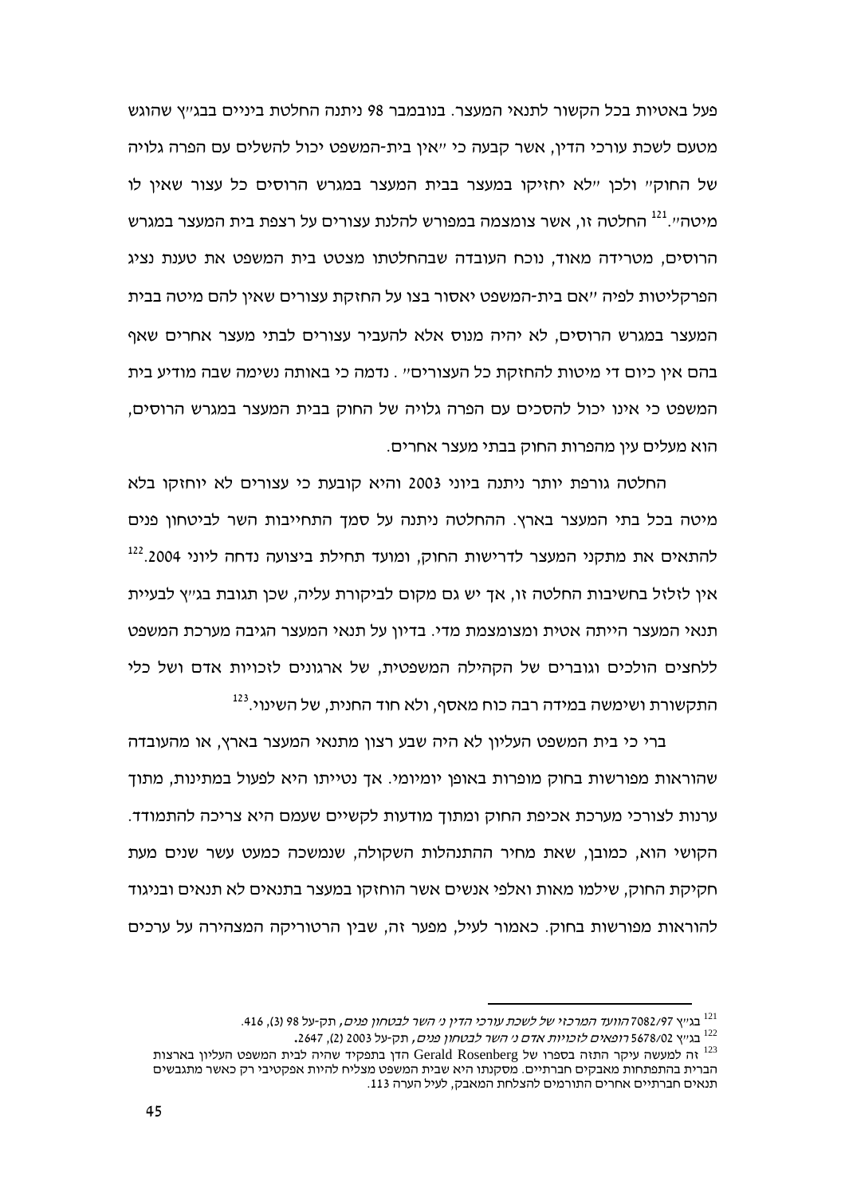פעל באטיות בכל הקשור לתנאי המעצר. בנובמבר 98 ניתנה החלטת ביניים בבג"ץ שהוגש מטעם לשכת עורכי הדין, אשר קבעה כי "אין בית-המשפט יכול להשלים עם הפרה גלויה של החוק" ולכן "לא יחזיקו במעצר בבית המעצר במגרש הרוסים כל עצור שאין לו מיטה".[121] החלטה זו, אשר צומצמה במפורש להלנת עצורים על רצפת בית המעצר במגרש הרוסים, מטרידה מאוד, נוכח העובדה שבהחלטתו מצטט בית המשפט את טענת נציג הפרקליטות לפיה "אם בית-המשפט יאסור בצו על החזקת עצורים שאין להם מיטה בבית המעצר במגרש הרוסים, לא יהיה מנוס אלא להעביר עצורים לבתי מעצר אחרים שאף בהם אין כיום די מיטות להחזקת כל העצורים" . נדמה כי באותה נשימה שבה מודיע בית המשפט כי אינו יכול להסכים עם הפרה גלויה של החוק בבית המעצר במגרש הרוסים, הוא מעלים עין מהפרות החוק בבתי מעצר אחרים.

החלטה גורפת יותר ניתנה ביוני 2003 והיא קובעת כי עצורים לא יוחזקו בלא מיטה בכל בתי המעצר בארץ. ההחלטה ניתנה על סמך התחייבות השר לביטחון פנים להתאים את מתקני המעצר לדרישות החוק, ומועד תחילת ביצועה נדחה ליוני 2004.[122] אין לזלזל בחשיבות החלטה זו, אך יש גם מקום לביקורת עליה, שכן תגובת בג"ץ לבעיית תנאי המעצר הייתה אטית ומצומצמת מדי. בדיון על תנאי המעצר הגיבה מערכת המשפט ללחצים הולכים וגוברים של הקהילה המשפטית, של ארגונים לזכויות אדם ושל כלי התקשורת ושימשה במידה רבה כוח מאסף, ולא חוד החנית, של השינוי.[123]

ברי כי בית המשפט העליון לא היה שבע רצון מתנאי המעצר בארץ, או מהעובדה שהוראות מפורשות בחוק מופרות באופן יומיומי. אך נטייתו היא לפעול במתינות, מתוך ערנות לצורכי מערכת אכיפת החוק ומתוך מודעות לקשיים שעמם היא צריכה להתמודד. הקושי הוא, כמובן, שאת מחיר ההתנהלות השקולה, שנמשכה כמעט עשר שנים מעת חקיקת החוק, שילמו מאות ואלפי אנשים אשר הוחזקו במעצר בתנאים לא תנאים ובניגוד להוראות מפורשות בחוק. כאמור לעיל, מפער זה, שבין הרטוריקה המצהירה על ערכים

---

[121] בג"ץ 7082/97 *הוועד המרכזי של לשכת עורכי הדין נ' השר לבטחון פנים*, תק-על 98 (3), 416.

[122] בג"ץ 5678/02 *רופאים לזכויות אדם נ' השר לבטחון פנים*, תק-על 2003 (2), 2647.

[123] זה למעשה עיקר התזה בספרו של Gerald Rosenberg הדן בתפקיד שהיה לבית המשפט העליון בארצות הברית בהתפתחות מאבקים חברתיים. מסקנתו היא שבית המשפט מצליח להיות אפקטיבי רק כאשר מתגבשים תנאים חברתיים אחרים התורמים להצלחת המאבק, לעיל הערה 113.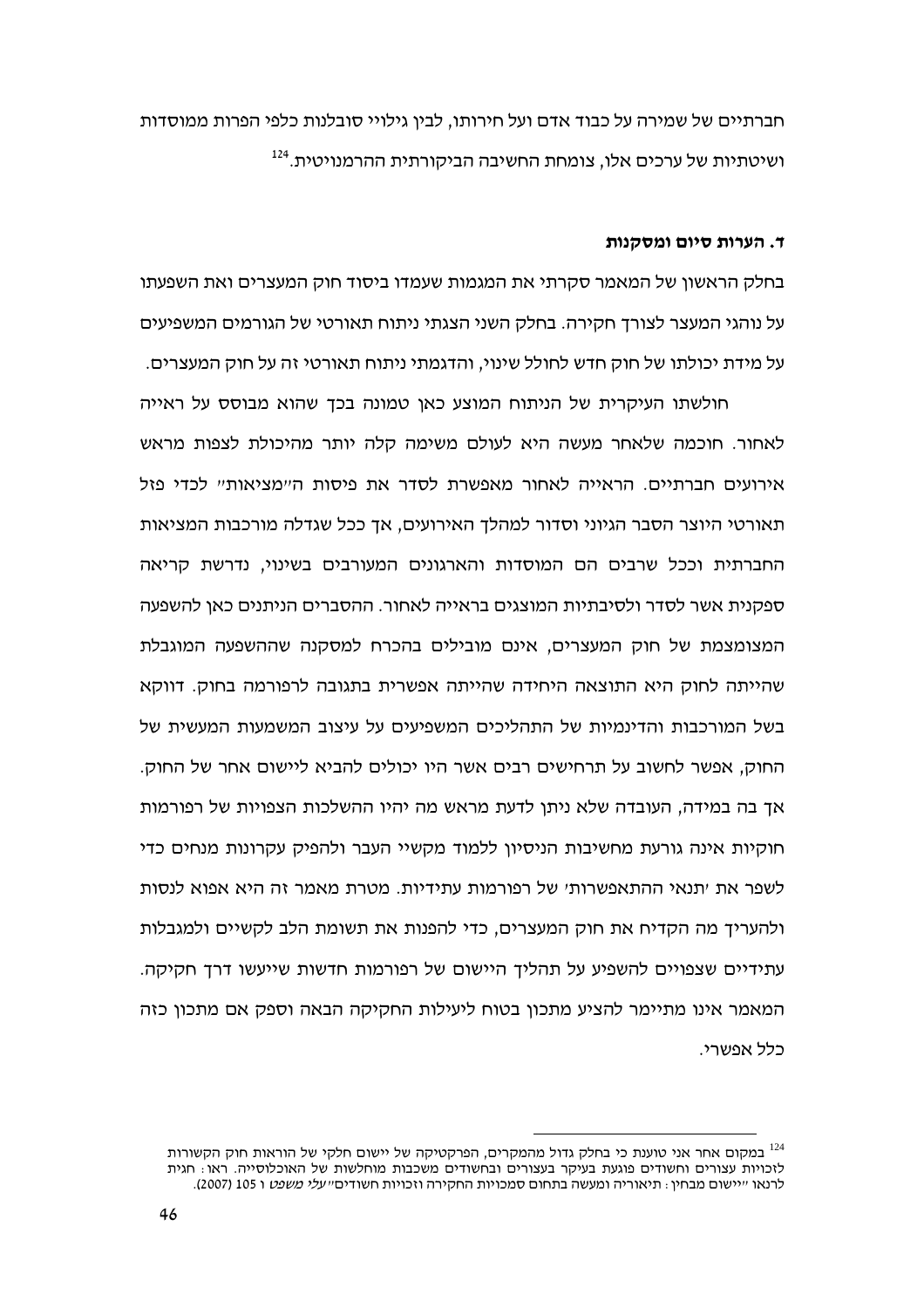חברתיים של שמירה על כבוד אדם ועל חירותו, לבין גילויי סובלנות כלפי הפרות ממוסדות ושיטתיות של ערכים אלו, צומחת החשיבה הביקורתית ההרמנויטית.[124]

### ד. הערות סיום ומסקנות

בחלק הראשון של המאמר סקרתי את המגמות שעמדו ביסוד חוק המעצרים ואת השפעתו על נוהגי המעצר לצורך חקירה. בחלק השני הצגתי ניתוח תאורטי של הגורמים המשפיעים על מידת יכולתו של חוק חדש לחולל שינוי, והדגמתי ניתוח תאורטי זה על חוק המעצרים.

חולשתו העיקרית של הניתוח המוצע כאן טמונה בכך שהוא מבוסס על ראייה לאחור. חוכמה שלאחר מעשה היא לעולם משימה קלה יותר מהיכולת לצפות מראש אירועים חברתיים. הראייה לאחור מאפשרת לסדר את פיסות ה"מציאות" לכדי פזל תאורטי היוצר הסבר הגיוני וסדור למהלך האירועים, אך ככל שגדלה מורכבות המציאות החברתית וככל שרבים הם המוסדות והארגונים המעורבים בשינוי, נדרשת קריאה ספקנית אשר לסדר ולסיבתיות המוצגים בראייה לאחור. ההסברים הניתנים כאן להשפעה המצומצמת של חוק המעצרים, אינם מובילים בהכרח למסקנה שההשפעה המוגבלת שהייתה לחוק היא התוצאה היחידה שהייתה אפשרית בתגובה לרפורמה בחוק. דווקא בשל המורכבות והדינמיות של התהליכים המשפיעים על עיצוב המשמעות המעשית של החוק, אפשר לחשוב על תרחישים רבים אשר היו יכולים להביא ליישום אחר של החוק. אך בה במידה, העובדה שלא ניתן לדעת מראש מה יהיו ההשלכות הצפויות של רפורמות חוקיות אינה גורעת מחשיבות הניסיון ללמוד מקשיי העבר ולהפיק עקרונות מנחים כדי לשפר את 'תנאי ההתאפשרות' של רפורמות עתידיות. מטרת מאמר זה היא אפוא לנסות ולהעריך מה הקדיח את חוק המעצרים, כדי להפנות את תשומת הלב לקשיים ולמגבלות עתידיים שצפויים להשפיע על תהליך היישום של רפורמות חדשות שייעשו דרך חקיקה. המאמר אינו מתיימר להציע מתכון בטוח ליעילות החקיקה הבאה וספק אם מתכון כזה כלל אפשרי.

---

[124] במקום אחר אני טוענת כי בחלק גדול מהמקרים, הפרקטיקה של יישום חלקי של הוראות חוק הקשורות לזכויות עצורים וחשודים פוגעת בעיקר בעצורים ובחשודים משכבות מוחלשות של האוכלוסייה. ראו: חגית לרנאו "יישום מבחין: תיאוריה ומעשה בתחום סמכויות החקירה וזכויות חשודים" *עלי משפט* ו 105 (2007).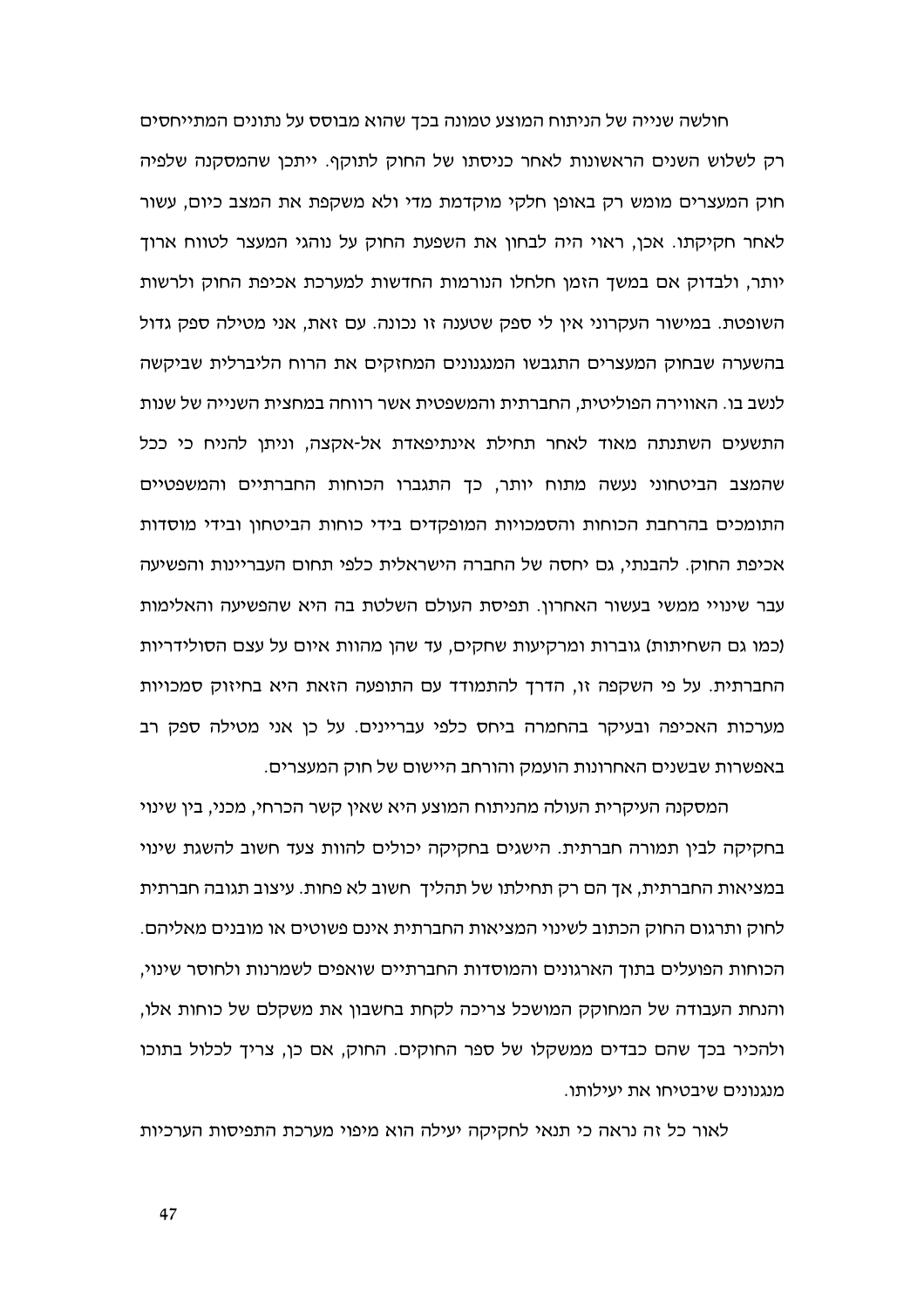חולשה שנייה של הניתוח המוצע טמונה בכך שהוא מבוסס על נתונים המתייחסים רק לשלוש השנים הראשונות לאחר כניסתו של החוק לתוקף. ייתכן שהמסקנה שלפיה חוק המעצרים מומש רק באופן חלקי מוקדמת מדי ולא משקפת את המצב כיום, עשור לאחר חקיקתו. אכן, ראוי היה לבחון את השפעת החוק על נוהגי המעצר לטווח ארוך יותר, ולבדוק אם במשך הזמן חלחלו הנורמות החדשות למערכת אכיפת החוק ולרשות השופטת. במישור העקרוני אין לי ספק שטענה זו נכונה. עם זאת, אני מטילה ספק גדול בהשערה שבחוק המעצרים התגבשו המנגנונים המחזקים את הרוח הליברלית שביקשה לנשב בו. האווירה הפוליטית, החברתית והמשפטית אשר רווחה במחצית השנייה של שנות התשעים השתנתה מאוד לאחר תחילת אינתיפאדת אל-אקצה, וניתן להניח כי ככל שהמצב הביטחוני נעשה מתוח יותר, כך התגברו הכוחות החברתיים והמשפטיים התומכים בהרחבת הכוחות והסמכויות המופקדים בידי כוחות הביטחון ובידי מוסדות אכיפת החוק. להבנתי, גם יחסה של החברה הישראלית כלפי תחום העבריינות והפשיעה עבר שינויי ממשי בעשור האחרון. תפיסת העולם השלטת בה היא שהפשיעה והאלימות (כמו גם השחיתות) גוברות ומרקיעות שחקים, עד שהן מהוות איום על עצם הסולידריות החברתית. על פי השקפה זו, הדרך להתמודד עם התופעה הזאת היא בחיזוק סמכויות מערכות האכיפה ובעיקר בהחמרה ביחס כלפי עבריינים. על כן אני מטילה ספק רב באפשרות שבשנים האחרונות הועמק והורחב היישום של חוק המעצרים.

המסקנה העיקרית העולה מהניתוח המוצע היא שאין קשר הכרחי, מכני, בין שינוי בחקיקה לבין תמורה חברתית. הישגים בחקיקה יכולים להוות צעד חשוב להשגת שינוי במציאות החברתית, אך הם רק תחילתו של תהליך חשוב לא פחות. עיצוב תגובה חברתית לחוק ותרגום החוק הכתוב לשינוי המציאות החברתית אינם פשוטים או מובנים מאליהם. הכוחות הפועלים בתוך הארגונים והמוסדות החברתיים שואפים לשמרנות ולחוסר שינוי, והנחת העבודה של המחוקק המושכל צריכה לקחת בחשבון את משקלם של כוחות אלו, ולהכיר בכך שהם כבדים ממשקלו של ספר החוקים. החוק, אם כן, צריך לכלול בתוכו מנגנונים שיבטיחו את יעילותו.

לאור כל זה נראה כי תנאי לחקיקה יעילה הוא מיפוי מערכת התפיסות הערכיות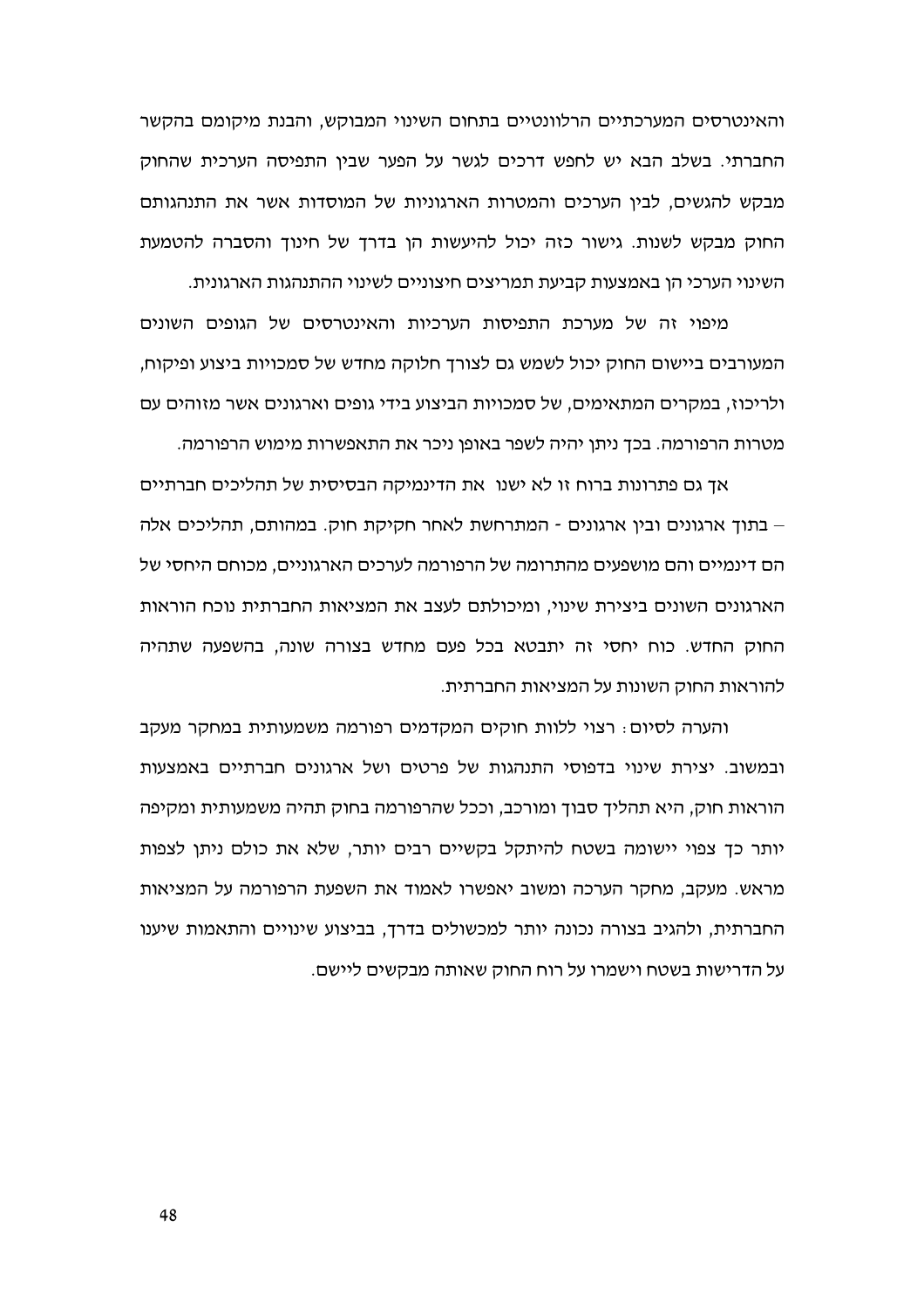והאינטרסים המערכתיים הרלוונטיים בתחום השינוי המבוקש, והבנת מיקומם בהקשר החברתי. בשלב הבא יש לחפש דרכים לגשר על הפער שבין התפיסה הערכית שהחוק מבקש להגשים, לבין הערכים והמטרות הארגוניות של המוסדות אשר את התנהגותם החוק מבקש לשנות. גישור כזה יכול להיעשות הן בדרך של חינוך והסברה להטמעת השינוי הערכי הן באמצעות קביעת תמריצים חיצוניים לשינוי ההתנהגות הארגונית.

מיפוי זה של מערכת התפיסות הערכיות והאינטרסים של הגופים השונים המעורבים ביישום החוק יכול לשמש גם לצורך חלוקה מחדש של סמכויות ביצוע ופיקוח, ולריכוז, במקרים המתאימים, של סמכויות הביצוע בידי גופים וארגונים אשר מזוהים עם מטרות הרפורמה. בכך ניתן יהיה לשפר באופן ניכר את התאפשרות מימוש הרפורמה.

אך גם פתרונות ברוח זו לא ישנו את הדינמיקה הבסיסית של תהליכים חברתיים – בתוך ארגונים ובין ארגונים - המתרחשת לאחר חקיקת חוק. במהותם, תהליכים אלה הם דינמיים והם מושפעים מהתרומה של הרפורמה לערכים הארגוניים, מכוחם היחסי של הארגונים השונים ביצירת שינוי, ומיכולתם לעצב את המציאות החברתית נוכח הוראות החוק החדש. כוח יחסי זה יתבטא בכל פעם מחדש בצורה שונה, בהשפעה שתהיה להוראות החוק השונות על המציאות החברתית.

והערה לסיום: רצוי ללוות חוקים המקדמים רפורמה משמעותית במחקר מעקב ובמשוב. יצירת שינוי בדפוסי התנהגות של פרטים ושל ארגונים חברתיים באמצעות הוראות חוק, היא תהליך סבוך ומורכב, וככל שהרפורמה בחוק תהיה משמעותית ומקיפה יותר כך צפוי יישומה בשטח להיתקל בקשיים רבים יותר, שלא את כולם ניתן לצפות מראש. מעקב, מחקר הערכה ומשוב יאפשרו לאמוד את השפעת הרפורמה על המציאות החברתית, ולהגיב בצורה נכונה יותר למכשולים בדרך, בביצוע שינויים והתאמות שיענו על הדרישות בשטח וישמרו על רוח החוק שאותה מבקשים ליישם.